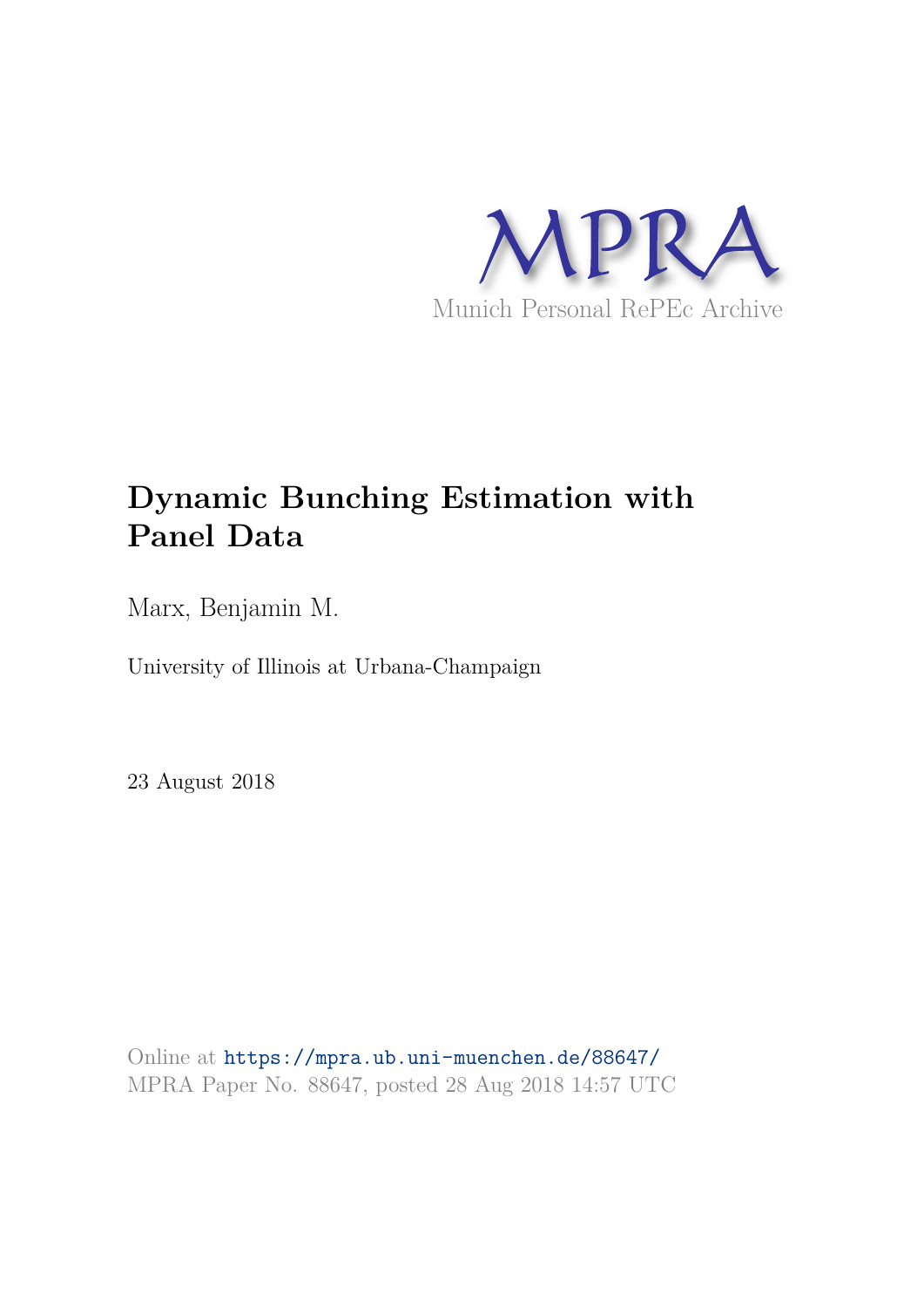MPRA

Munich Personal RePEc Archive

# Dynamic Bunching Estimation with Panel Data

Marx, Benjamin M.

University of Illinois at Urbana-Champaign

23 August 2018

Online at https://mpra.ub.uni-muenchen.de/88647/
MPRA Paper No. 88647, posted 28 Aug 2018 14:57 UTC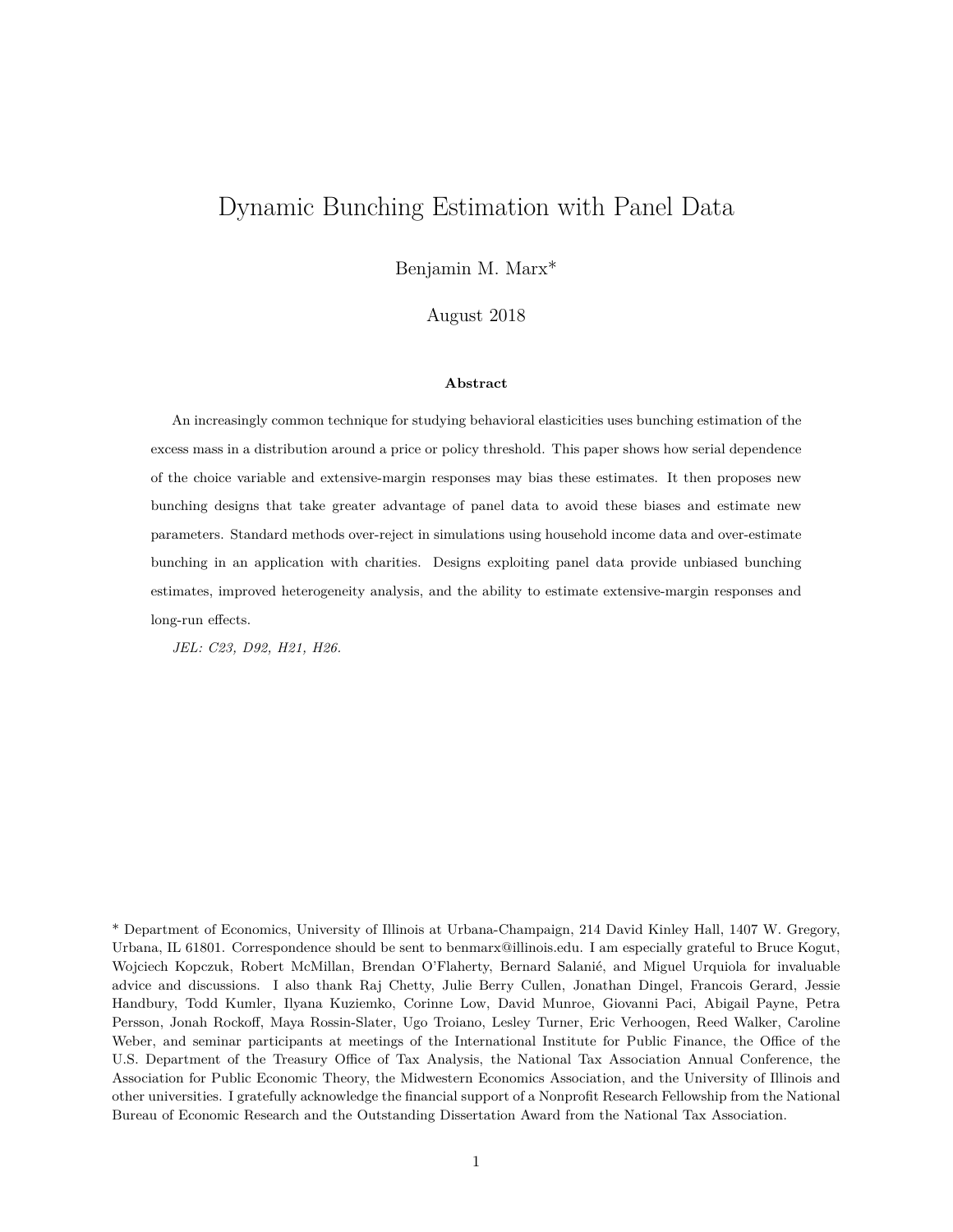# Dynamic Bunching Estimation with Panel Data

Benjamin M. Marx*

August 2018

**Abstract**

An increasingly common technique for studying behavioral elasticities uses bunching estimation of the excess mass in a distribution around a price or policy threshold. This paper shows how serial dependence of the choice variable and extensive-margin responses may bias these estimates. It then proposes new bunching designs that take greater advantage of panel data to avoid these biases and estimate new parameters. Standard methods over-reject in simulations using household income data and over-estimate bunching in an application with charities. Designs exploiting panel data provide unbiased bunching estimates, improved heterogeneity analysis, and the ability to estimate extensive-margin responses and long-run effects.

*JEL: C23, D92, H21, H26.*

\* Department of Economics, University of Illinois at Urbana-Champaign, 214 David Kinley Hall, 1407 W. Gregory, Urbana, IL 61801. Correspondence should be sent to benmarx@illinois.edu. I am especially grateful to Bruce Kogut, Wojciech Kopczuk, Robert McMillan, Brendan O'Flaherty, Bernard Salanié, and Miguel Urquiola for invaluable advice and discussions. I also thank Raj Chetty, Julie Berry Cullen, Jonathan Dingel, Francois Gerard, Jessie Handbury, Todd Kumler, Ilyana Kuziemko, Corinne Low, David Munroe, Giovanni Paci, Abigail Payne, Petra Persson, Jonah Rockoff, Maya Rossin-Slater, Ugo Troiano, Lesley Turner, Eric Verhoogen, Reed Walker, Caroline Weber, and seminar participants at meetings of the International Institute for Public Finance, the Office of the U.S. Department of the Treasury Office of Tax Analysis, the National Tax Association Annual Conference, the Association for Public Economic Theory, the Midwestern Economics Association, and the University of Illinois and other universities. I gratefully acknowledge the financial support of a Nonprofit Research Fellowship from the National Bureau of Economic Research and the Outstanding Dissertation Award from the National Tax Association.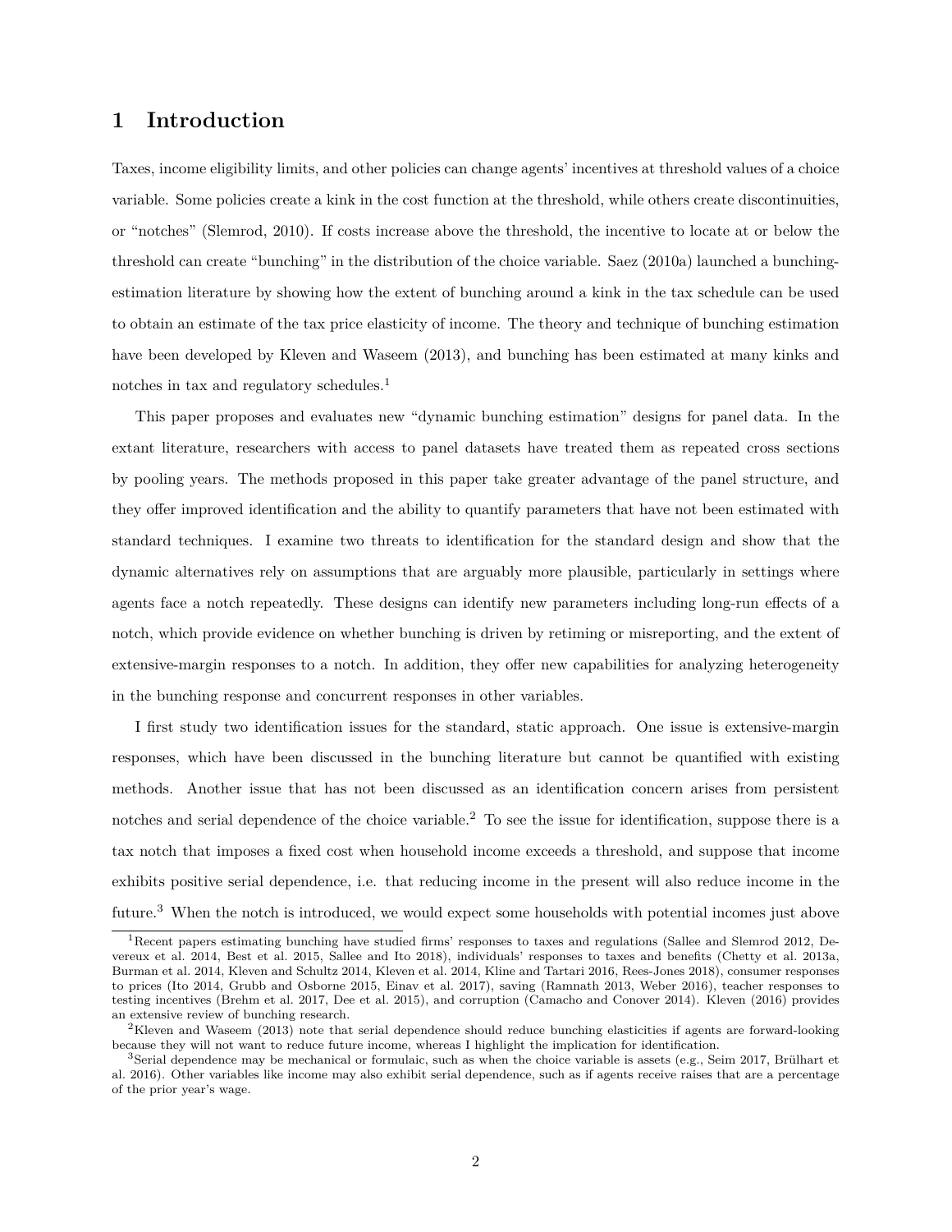# 1 Introduction

Taxes, income eligibility limits, and other policies can change agents' incentives at threshold values of a choice variable. Some policies create a kink in the cost function at the threshold, while others create discontinuities, or "notches" (Slemrod, 2010). If costs increase above the threshold, the incentive to locate at or below the threshold can create "bunching" in the distribution of the choice variable. Saez (2010a) launched a bunching-estimation literature by showing how the extent of bunching around a kink in the tax schedule can be used to obtain an estimate of the tax price elasticity of income. The theory and technique of bunching estimation have been developed by Kleven and Waseem (2013), and bunching has been estimated at many kinks and notches in tax and regulatory schedules.[1]

This paper proposes and evaluates new "dynamic bunching estimation" designs for panel data. In the extant literature, researchers with access to panel datasets have treated them as repeated cross sections by pooling years. The methods proposed in this paper take greater advantage of the panel structure, and they offer improved identification and the ability to quantify parameters that have not been estimated with standard techniques. I examine two threats to identification for the standard design and show that the dynamic alternatives rely on assumptions that are arguably more plausible, particularly in settings where agents face a notch repeatedly. These designs can identify new parameters including long-run effects of a notch, which provide evidence on whether bunching is driven by retiming or misreporting, and the extent of extensive-margin responses to a notch. In addition, they offer new capabilities for analyzing heterogeneity in the bunching response and concurrent responses in other variables.

I first study two identification issues for the standard, static approach. One issue is extensive-margin responses, which have been discussed in the bunching literature but cannot be quantified with existing methods. Another issue that has not been discussed as an identification concern arises from persistent notches and serial dependence of the choice variable.[2] To see the issue for identification, suppose there is a tax notch that imposes a fixed cost when household income exceeds a threshold, and suppose that income exhibits positive serial dependence, i.e. that reducing income in the present will also reduce income in the future.[3] When the notch is introduced, we would expect some households with potential incomes just above

---

[1] Recent papers estimating bunching have studied firms' responses to taxes and regulations (Sallee and Slemrod 2012, Devereux et al. 2014, Best et al. 2015, Sallee and Ito 2018), individuals' responses to taxes and benefits (Chetty et al. 2013a, Burman et al. 2014, Kleven and Schultz 2014, Kleven et al. 2014, Kline and Tartari 2016, Rees-Jones 2018), consumer responses to prices (Ito 2014, Grubb and Osborne 2015, Einav et al. 2017), saving (Ramnath 2013, Weber 2016), teacher responses to testing incentives (Brehm et al. 2017, Dee et al. 2015), and corruption (Camacho and Conover 2014). Kleven (2016) provides an extensive review of bunching research.

[2] Kleven and Waseem (2013) note that serial dependence should reduce bunching elasticities if agents are forward-looking because they will not want to reduce future income, whereas I highlight the implication for identification.

[3] Serial dependence may be mechanical or formulaic, such as when the choice variable is assets (e.g., Seim 2017, Brülhart et al. 2016). Other variables like income may also exhibit serial dependence, such as if agents receive raises that are a percentage of the prior year's wage.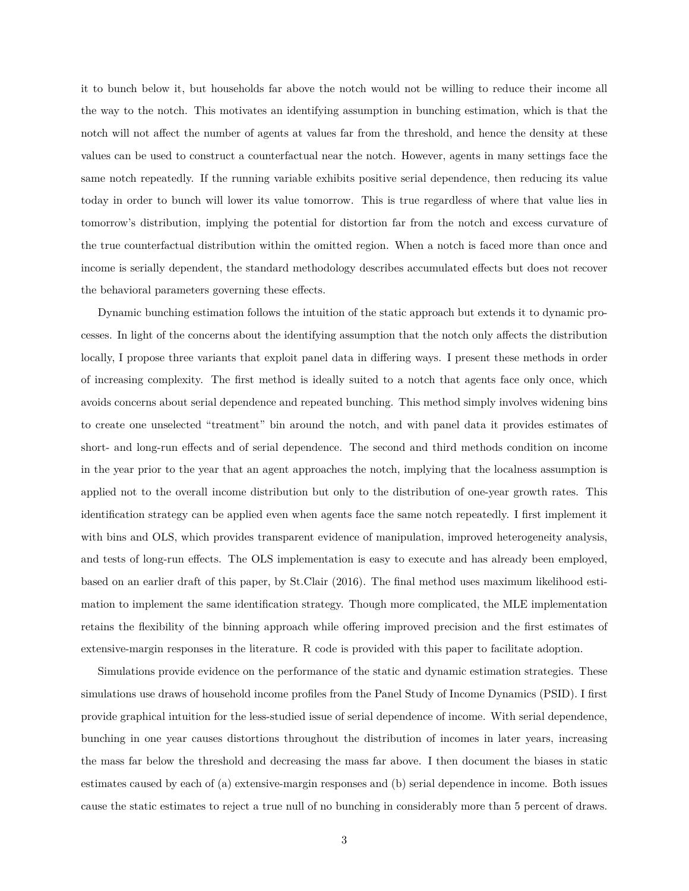it to bunch below it, but households far above the notch would not be willing to reduce their income all the way to the notch. This motivates an identifying assumption in bunching estimation, which is that the notch will not affect the number of agents at values far from the threshold, and hence the density at these values can be used to construct a counterfactual near the notch. However, agents in many settings face the same notch repeatedly. If the running variable exhibits positive serial dependence, then reducing its value today in order to bunch will lower its value tomorrow. This is true regardless of where that value lies in tomorrow's distribution, implying the potential for distortion far from the notch and excess curvature of the true counterfactual distribution within the omitted region. When a notch is faced more than once and income is serially dependent, the standard methodology describes accumulated effects but does not recover the behavioral parameters governing these effects.

Dynamic bunching estimation follows the intuition of the static approach but extends it to dynamic processes. In light of the concerns about the identifying assumption that the notch only affects the distribution locally, I propose three variants that exploit panel data in differing ways. I present these methods in order of increasing complexity. The first method is ideally suited to a notch that agents face only once, which avoids concerns about serial dependence and repeated bunching. This method simply involves widening bins to create one unselected "treatment" bin around the notch, and with panel data it provides estimates of short- and long-run effects and of serial dependence. The second and third methods condition on income in the year prior to the year that an agent approaches the notch, implying that the localness assumption is applied not to the overall income distribution but only to the distribution of one-year growth rates. This identification strategy can be applied even when agents face the same notch repeatedly. I first implement it with bins and OLS, which provides transparent evidence of manipulation, improved heterogeneity analysis, and tests of long-run effects. The OLS implementation is easy to execute and has already been employed, based on an earlier draft of this paper, by St.Clair (2016). The final method uses maximum likelihood estimation to implement the same identification strategy. Though more complicated, the MLE implementation retains the flexibility of the binning approach while offering improved precision and the first estimates of extensive-margin responses in the literature. R code is provided with this paper to facilitate adoption.

Simulations provide evidence on the performance of the static and dynamic estimation strategies. These simulations use draws of household income profiles from the Panel Study of Income Dynamics (PSID). I first provide graphical intuition for the less-studied issue of serial dependence of income. With serial dependence, bunching in one year causes distortions throughout the distribution of incomes in later years, increasing the mass far below the threshold and decreasing the mass far above. I then document the biases in static estimates caused by each of (a) extensive-margin responses and (b) serial dependence in income. Both issues cause the static estimates to reject a true null of no bunching in considerably more than 5 percent of draws.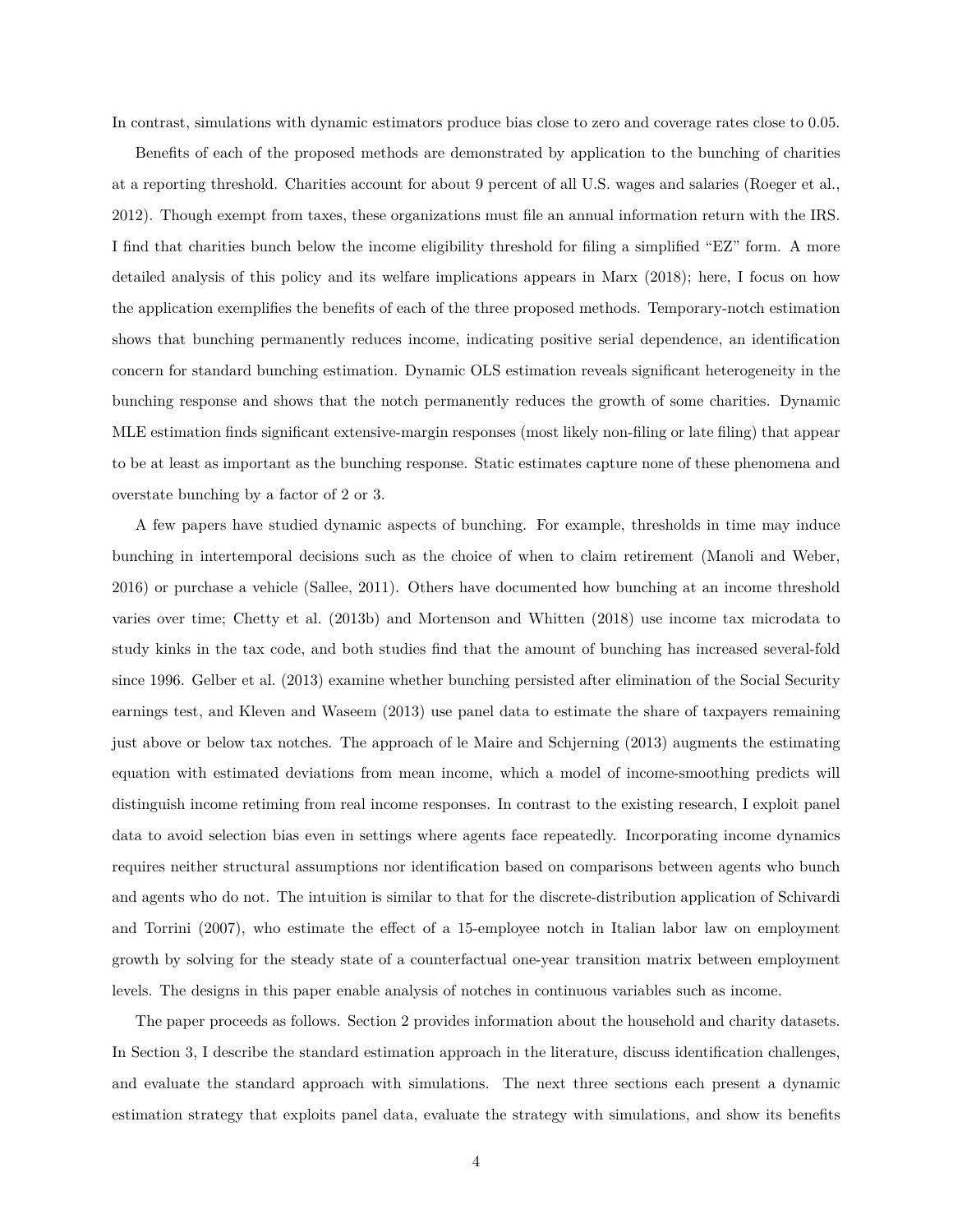In contrast, simulations with dynamic estimators produce bias close to zero and coverage rates close to 0.05.

Benefits of each of the proposed methods are demonstrated by application to the bunching of charities at a reporting threshold. Charities account for about 9 percent of all U.S. wages and salaries (Roeger et al., 2012). Though exempt from taxes, these organizations must file an annual information return with the IRS. I find that charities bunch below the income eligibility threshold for filing a simplified "EZ" form. A more detailed analysis of this policy and its welfare implications appears in Marx (2018); here, I focus on how the application exemplifies the benefits of each of the three proposed methods. Temporary-notch estimation shows that bunching permanently reduces income, indicating positive serial dependence, an identification concern for standard bunching estimation. Dynamic OLS estimation reveals significant heterogeneity in the bunching response and shows that the notch permanently reduces the growth of some charities. Dynamic MLE estimation finds significant extensive-margin responses (most likely non-filing or late filing) that appear to be at least as important as the bunching response. Static estimates capture none of these phenomena and overstate bunching by a factor of 2 or 3.

A few papers have studied dynamic aspects of bunching. For example, thresholds in time may induce bunching in intertemporal decisions such as the choice of when to claim retirement (Manoli and Weber, 2016) or purchase a vehicle (Sallee, 2011). Others have documented how bunching at an income threshold varies over time; Chetty et al. (2013b) and Mortenson and Whitten (2018) use income tax microdata to study kinks in the tax code, and both studies find that the amount of bunching has increased several-fold since 1996. Gelber et al. (2013) examine whether bunching persisted after elimination of the Social Security earnings test, and Kleven and Waseem (2013) use panel data to estimate the share of taxpayers remaining just above or below tax notches. The approach of le Maire and Schjerning (2013) augments the estimating equation with estimated deviations from mean income, which a model of income-smoothing predicts will distinguish income retiming from real income responses. In contrast to the existing research, I exploit panel data to avoid selection bias even in settings where agents face repeatedly. Incorporating income dynamics requires neither structural assumptions nor identification based on comparisons between agents who bunch and agents who do not. The intuition is similar to that for the discrete-distribution application of Schivardi and Torrini (2007), who estimate the effect of a 15-employee notch in Italian labor law on employment growth by solving for the steady state of a counterfactual one-year transition matrix between employment levels. The designs in this paper enable analysis of notches in continuous variables such as income.

The paper proceeds as follows. Section 2 provides information about the household and charity datasets. In Section 3, I describe the standard estimation approach in the literature, discuss identification challenges, and evaluate the standard approach with simulations. The next three sections each present a dynamic estimation strategy that exploits panel data, evaluate the strategy with simulations, and show its benefits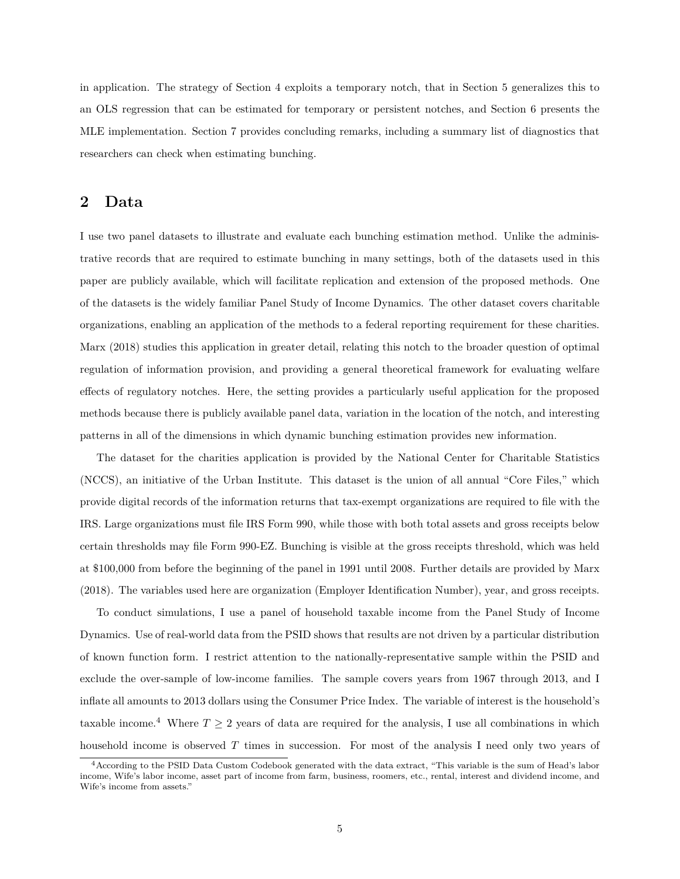in application. The strategy of Section 4 exploits a temporary notch, that in Section 5 generalizes this to an OLS regression that can be estimated for temporary or persistent notches, and Section 6 presents the MLE implementation. Section 7 provides concluding remarks, including a summary list of diagnostics that researchers can check when estimating bunching.

## 2 Data

I use two panel datasets to illustrate and evaluate each bunching estimation method. Unlike the administrative records that are required to estimate bunching in many settings, both of the datasets used in this paper are publicly available, which will facilitate replication and extension of the proposed methods. One of the datasets is the widely familiar Panel Study of Income Dynamics. The other dataset covers charitable organizations, enabling an application of the methods to a federal reporting requirement for these charities. Marx (2018) studies this application in greater detail, relating this notch to the broader question of optimal regulation of information provision, and providing a general theoretical framework for evaluating welfare effects of regulatory notches. Here, the setting provides a particularly useful application for the proposed methods because there is publicly available panel data, variation in the location of the notch, and interesting patterns in all of the dimensions in which dynamic bunching estimation provides new information.

The dataset for the charities application is provided by the National Center for Charitable Statistics (NCCS), an initiative of the Urban Institute. This dataset is the union of all annual "Core Files," which provide digital records of the information returns that tax-exempt organizations are required to file with the IRS. Large organizations must file IRS Form 990, while those with both total assets and gross receipts below certain thresholds may file Form 990-EZ. Bunching is visible at the gross receipts threshold, which was held at \$100,000 from before the beginning of the panel in 1991 until 2008. Further details are provided by Marx (2018). The variables used here are organization (Employer Identification Number), year, and gross receipts.

To conduct simulations, I use a panel of household taxable income from the Panel Study of Income Dynamics. Use of real-world data from the PSID shows that results are not driven by a particular distribution of known function form. I restrict attention to the nationally-representative sample within the PSID and exclude the over-sample of low-income families. The sample covers years from 1967 through 2013, and I inflate all amounts to 2013 dollars using the Consumer Price Index. The variable of interest is the household's taxable income.[4] Where $T \geq 2$ years of data are required for the analysis, I use all combinations in which household income is observed $T$ times in succession. For most of the analysis I need only two years of

[4] According to the PSID Data Custom Codebook generated with the data extract, "This variable is the sum of Head's labor income, Wife's labor income, asset part of income from farm, business, roomers, etc., rental, interest and dividend income, and Wife's income from assets."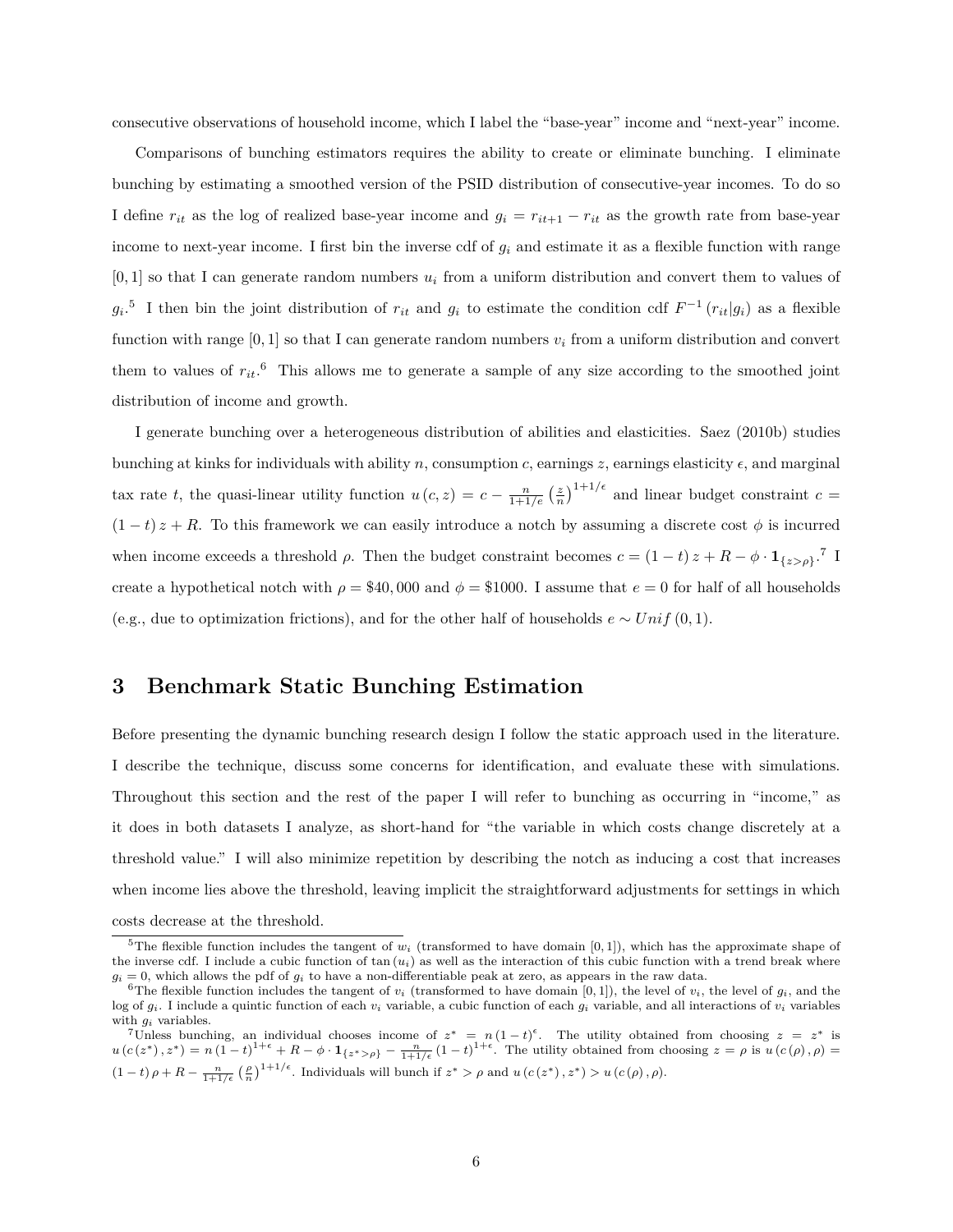consecutive observations of household income, which I label the "base-year" income and "next-year" income.

Comparisons of bunching estimators requires the ability to create or eliminate bunching. I eliminate bunching by estimating a smoothed version of the PSID distribution of consecutive-year incomes. To do so I define $r_{it}$ as the log of realized base-year income and $g_i = r_{it+1} - r_{it}$ as the growth rate from base-year income to next-year income. I first bin the inverse cdf of $g_i$ and estimate it as a flexible function with range $[0,1]$ so that I can generate random numbers $u_i$ from a uniform distribution and convert them to values of $g_i$.[5] I then bin the joint distribution of $r_{it}$ and $g_i$ to estimate the condition cdf $F^{-1}(r_{it}|g_i)$ as a flexible function with range $[0,1]$ so that I can generate random numbers $v_i$ from a uniform distribution and convert them to values of $r_{it}$.[6] This allows me to generate a sample of any size according to the smoothed joint distribution of income and growth.

I generate bunching over a heterogeneous distribution of abilities and elasticities. Saez (2010b) studies bunching at kinks for individuals with ability $n$, consumption $c$, earnings $z$, earnings elasticity $\epsilon$, and marginal tax rate $t$, the quasi-linear utility function $u(c,z) = c - \frac{n}{1+1/\epsilon}\left(\frac{z}{n}\right)^{1+1/\epsilon}$ and linear budget constraint $c = (1-t)z + R$. To this framework we can easily introduce a notch by assuming a discrete cost $\phi$ is incurred when income exceeds a threshold $\rho$. Then the budget constraint becomes $c = (1-t)z + R - \phi \cdot \mathbf{1}_{\{z>\rho\}}$.[7] I create a hypothetical notch with $\rho = \$40,000$ and $\phi = \$1000$. I assume that $e = 0$ for half of all households (e.g., due to optimization frictions), and for the other half of households $e \sim Unif(0,1)$.

# 3 Benchmark Static Bunching Estimation

Before presenting the dynamic bunching research design I follow the static approach used in the literature. I describe the technique, discuss some concerns for identification, and evaluate these with simulations. Throughout this section and the rest of the paper I will refer to bunching as occurring in "income," as it does in both datasets I analyze, as short-hand for "the variable in which costs change discretely at a threshold value." I will also minimize repetition by describing the notch as inducing a cost that increases when income lies above the threshold, leaving implicit the straightforward adjustments for settings in which costs decrease at the threshold.

[5] The flexible function includes the tangent of $w_i$ (transformed to have domain $[0,1]$), which has the approximate shape of the inverse cdf. I include a cubic function of $\tan(u_i)$ as well as the interaction of this cubic function with a trend break where $g_i = 0$, which allows the pdf of $g_i$ to have a non-differentiable peak at zero, as appears in the raw data.

[6] The flexible function includes the tangent of $v_i$ (transformed to have domain $[0,1]$), the level of $v_i$, the level of $g_i$, and the log of $g_i$. I include a quintic function of each $v_i$ variable, a cubic function of each $g_i$ variable, and all interactions of $v_i$ variables with $g_i$ variables.

[7] Unless bunching, an individual chooses income of $z^* = n(1-t)^{\epsilon}$. The utility obtained from choosing $z = z^*$ is $u(c(z^*), z^*) = n(1-t)^{1+\epsilon} + R - \phi \cdot \mathbf{1}_{\{z^*>\rho\}} - \frac{n}{1+1/\epsilon}(1-t)^{1+\epsilon}$. The utility obtained from choosing $z = \rho$ is $u(c(\rho), \rho) = (1-t)\rho + R - \frac{n}{1+1/\epsilon}\left(\frac{\rho}{n}\right)^{1+1/\epsilon}$. Individuals will bunch if $z^* > \rho$ and $u(c(z^*), z^*) > u(c(\rho), \rho)$.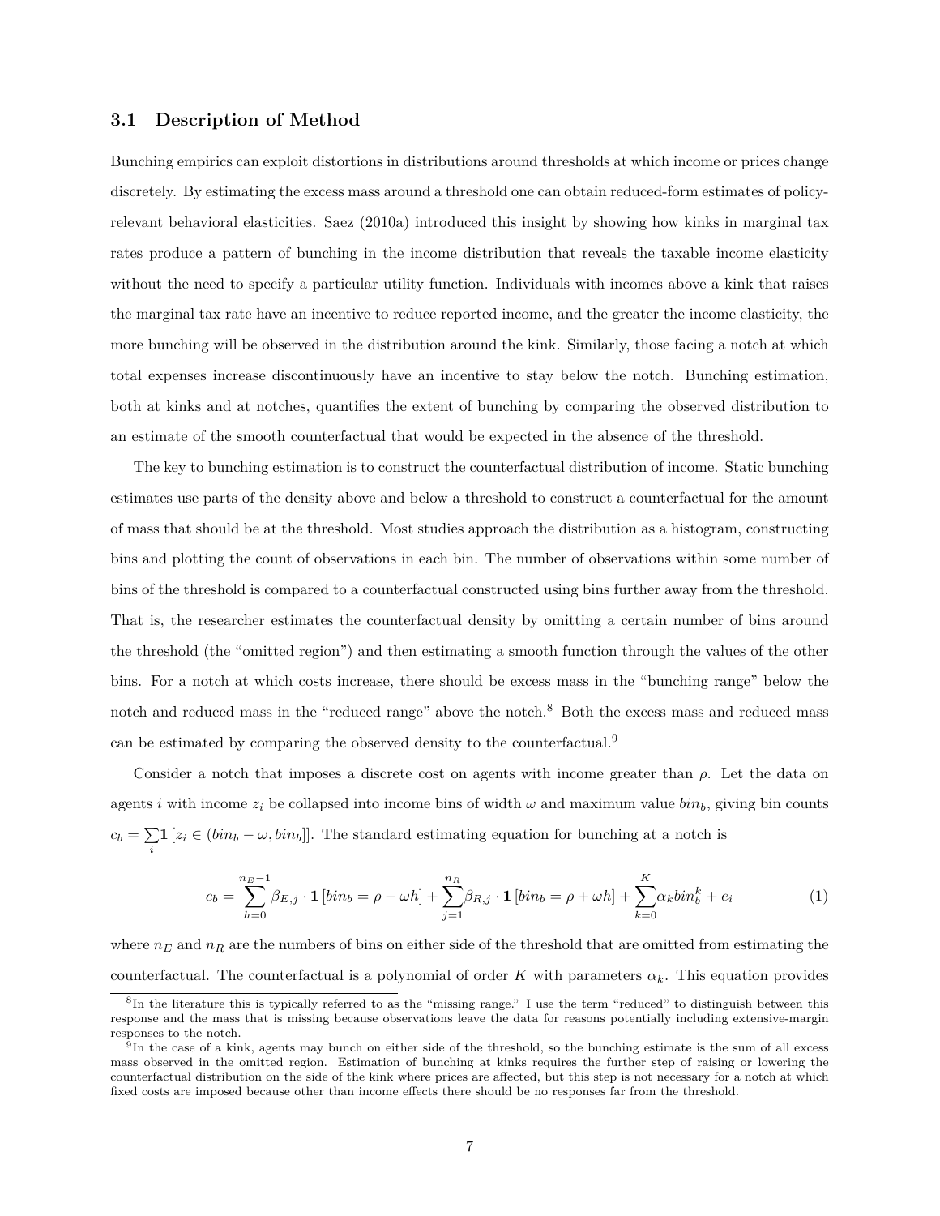### 3.1 Description of Method

Bunching empirics can exploit distortions in distributions around thresholds at which income or prices change discretely. By estimating the excess mass around a threshold one can obtain reduced-form estimates of policy-relevant behavioral elasticities. Saez (2010a) introduced this insight by showing how kinks in marginal tax rates produce a pattern of bunching in the income distribution that reveals the taxable income elasticity without the need to specify a particular utility function. Individuals with incomes above a kink that raises the marginal tax rate have an incentive to reduce reported income, and the greater the income elasticity, the more bunching will be observed in the distribution around the kink. Similarly, those facing a notch at which total expenses increase discontinuously have an incentive to stay below the notch. Bunching estimation, both at kinks and at notches, quantifies the extent of bunching by comparing the observed distribution to an estimate of the smooth counterfactual that would be expected in the absence of the threshold.

The key to bunching estimation is to construct the counterfactual distribution of income. Static bunching estimates use parts of the density above and below a threshold to construct a counterfactual for the amount of mass that should be at the threshold. Most studies approach the distribution as a histogram, constructing bins and plotting the count of observations in each bin. The number of observations within some number of bins of the threshold is compared to a counterfactual constructed using bins further away from the threshold. That is, the researcher estimates the counterfactual density by omitting a certain number of bins around the threshold (the "omitted region") and then estimating a smooth function through the values of the other bins. For a notch at which costs increase, there should be excess mass in the "bunching range" below the notch and reduced mass in the "reduced range" above the notch.[8] Both the excess mass and reduced mass can be estimated by comparing the observed density to the counterfactual.[9]

Consider a notch that imposes a discrete cost on agents with income greater than $\rho$. Let the data on agents $i$ with income $z_i$ be collapsed into income bins of width $\omega$ and maximum value $bin_b$, giving bin counts $c_b = \sum_i \mathbf{1}\left[z_i \in (bin_b - \omega, bin_b]\right]$. The standard estimating equation for bunching at a notch is

$$c_b = \sum_{h=0}^{n_E - 1} \beta_{E,j} \cdot \mathbf{1}\left[bin_b = \rho - \omega h\right] + \sum_{j=1}^{n_R} \beta_{R,j} \cdot \mathbf{1}\left[bin_b = \rho + \omega h\right] + \sum_{k=0}^{K} \alpha_k bin_b^k + e_i \tag{1}$$

where $n_E$ and $n_R$ are the numbers of bins on either side of the threshold that are omitted from estimating the counterfactual. The counterfactual is a polynomial of order $K$ with parameters $\alpha_k$. This equation provides

[8] In the literature this is typically referred to as the "missing range." I use the term "reduced" to distinguish between this response and the mass that is missing because observations leave the data for reasons potentially including extensive-margin responses to the notch.

[9] In the case of a kink, agents may bunch on either side of the threshold, so the bunching estimate is the sum of all excess mass observed in the omitted region. Estimation of bunching at kinks requires the further step of raising or lowering the counterfactual distribution on the side of the kink where prices are affected, but this step is not necessary for a notch at which fixed costs are imposed because other than income effects there should be no responses far from the threshold.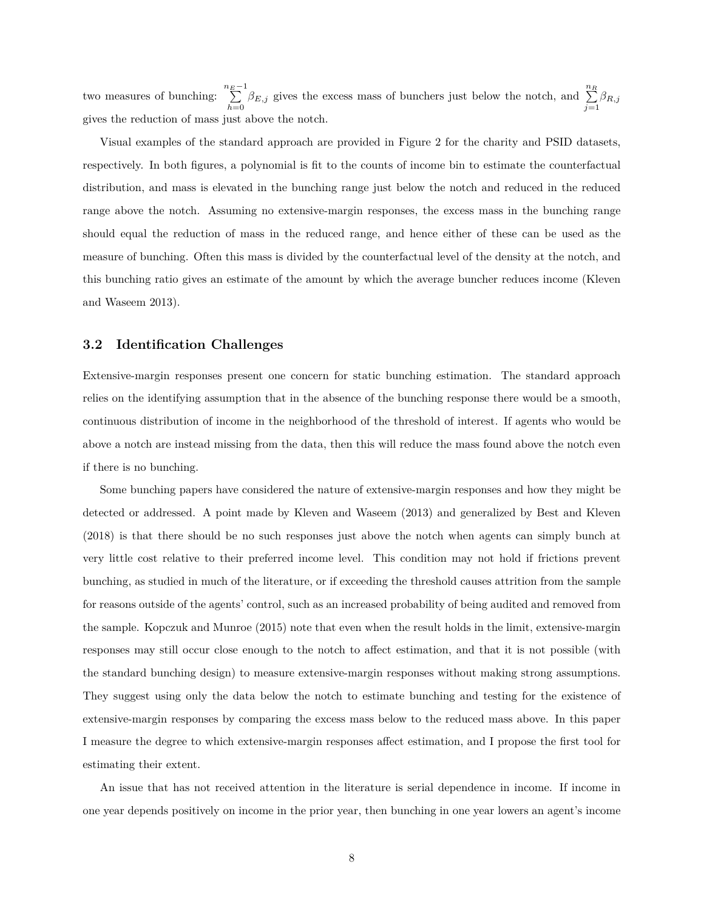two measures of bunching: $\sum_{h=0}^{n_E-1} \beta_{E,j}$ gives the excess mass of bunchers just below the notch, and $\sum_{j=1}^{n_R} \beta_{R,j}$ gives the reduction of mass just above the notch.

Visual examples of the standard approach are provided in Figure 2 for the charity and PSID datasets, respectively. In both figures, a polynomial is fit to the counts of income bin to estimate the counterfactual distribution, and mass is elevated in the bunching range just below the notch and reduced in the reduced range above the notch. Assuming no extensive-margin responses, the excess mass in the bunching range should equal the reduction of mass in the reduced range, and hence either of these can be used as the measure of bunching. Often this mass is divided by the counterfactual level of the density at the notch, and this bunching ratio gives an estimate of the amount by which the average buncher reduces income (Kleven and Waseem 2013).

### 3.2 Identification Challenges

Extensive-margin responses present one concern for static bunching estimation. The standard approach relies on the identifying assumption that in the absence of the bunching response there would be a smooth, continuous distribution of income in the neighborhood of the threshold of interest. If agents who would be above a notch are instead missing from the data, then this will reduce the mass found above the notch even if there is no bunching.

Some bunching papers have considered the nature of extensive-margin responses and how they might be detected or addressed. A point made by Kleven and Waseem (2013) and generalized by Best and Kleven (2018) is that there should be no such responses just above the notch when agents can simply bunch at very little cost relative to their preferred income level. This condition may not hold if frictions prevent bunching, as studied in much of the literature, or if exceeding the threshold causes attrition from the sample for reasons outside of the agents' control, such as an increased probability of being audited and removed from the sample. Kopczuk and Munroe (2015) note that even when the result holds in the limit, extensive-margin responses may still occur close enough to the notch to affect estimation, and that it is not possible (with the standard bunching design) to measure extensive-margin responses without making strong assumptions. They suggest using only the data below the notch to estimate bunching and testing for the existence of extensive-margin responses by comparing the excess mass below to the reduced mass above. In this paper I measure the degree to which extensive-margin responses affect estimation, and I propose the first tool for estimating their extent.

An issue that has not received attention in the literature is serial dependence in income. If income in one year depends positively on income in the prior year, then bunching in one year lowers an agent's income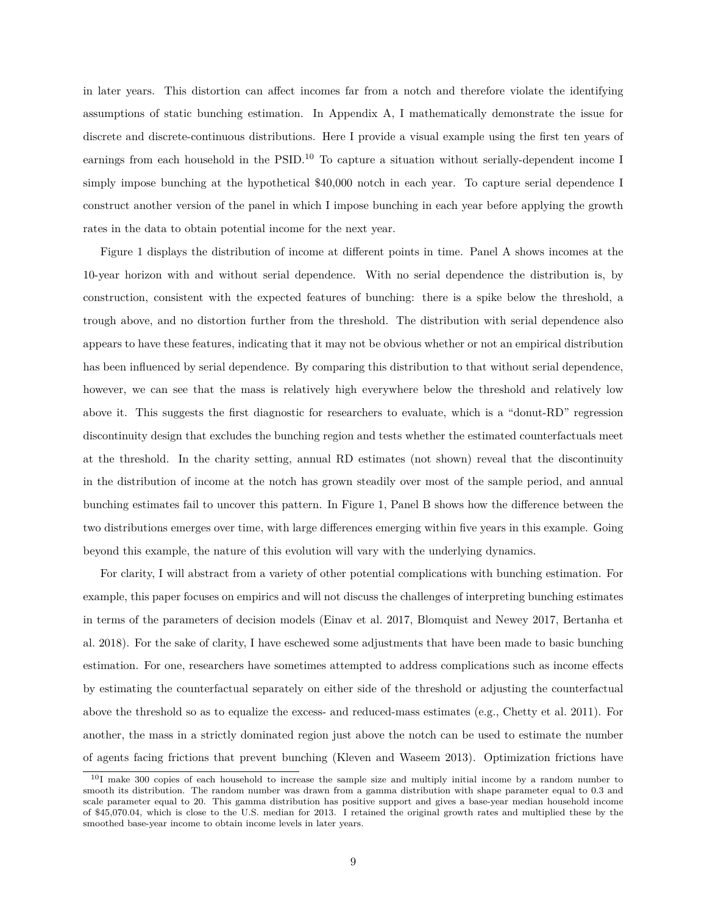in later years. This distortion can affect incomes far from a notch and therefore violate the identifying assumptions of static bunching estimation. In Appendix A, I mathematically demonstrate the issue for discrete and discrete-continuous distributions. Here I provide a visual example using the first ten years of earnings from each household in the PSID.[10] To capture a situation without serially-dependent income I simply impose bunching at the hypothetical $40,000 notch in each year. To capture serial dependence I construct another version of the panel in which I impose bunching in each year before applying the growth rates in the data to obtain potential income for the next year.

Figure 1 displays the distribution of income at different points in time. Panel A shows incomes at the 10-year horizon with and without serial dependence. With no serial dependence the distribution is, by construction, consistent with the expected features of bunching: there is a spike below the threshold, a trough above, and no distortion further from the threshold. The distribution with serial dependence also appears to have these features, indicating that it may not be obvious whether or not an empirical distribution has been influenced by serial dependence. By comparing this distribution to that without serial dependence, however, we can see that the mass is relatively high everywhere below the threshold and relatively low above it. This suggests the first diagnostic for researchers to evaluate, which is a "donut-RD" regression discontinuity design that excludes the bunching region and tests whether the estimated counterfactuals meet at the threshold. In the charity setting, annual RD estimates (not shown) reveal that the discontinuity in the distribution of income at the notch has grown steadily over most of the sample period, and annual bunching estimates fail to uncover this pattern. In Figure 1, Panel B shows how the difference between the two distributions emerges over time, with large differences emerging within five years in this example. Going beyond this example, the nature of this evolution will vary with the underlying dynamics.

For clarity, I will abstract from a variety of other potential complications with bunching estimation. For example, this paper focuses on empirics and will not discuss the challenges of interpreting bunching estimates in terms of the parameters of decision models (Einav et al. 2017, Blomquist and Newey 2017, Bertanha et al. 2018). For the sake of clarity, I have eschewed some adjustments that have been made to basic bunching estimation. For one, researchers have sometimes attempted to address complications such as income effects by estimating the counterfactual separately on either side of the threshold or adjusting the counterfactual above the threshold so as to equalize the excess- and reduced-mass estimates (e.g., Chetty et al. 2011). For another, the mass in a strictly dominated region just above the notch can be used to estimate the number of agents facing frictions that prevent bunching (Kleven and Waseem 2013). Optimization frictions have

[10] I make 300 copies of each household to increase the sample size and multiply initial income by a random number to smooth its distribution. The random number was drawn from a gamma distribution with shape parameter equal to 0.3 and scale parameter equal to 20. This gamma distribution has positive support and gives a base-year median household income of $45,070.04, which is close to the U.S. median for 2013. I retained the original growth rates and multiplied these by the smoothed base-year income to obtain income levels in later years.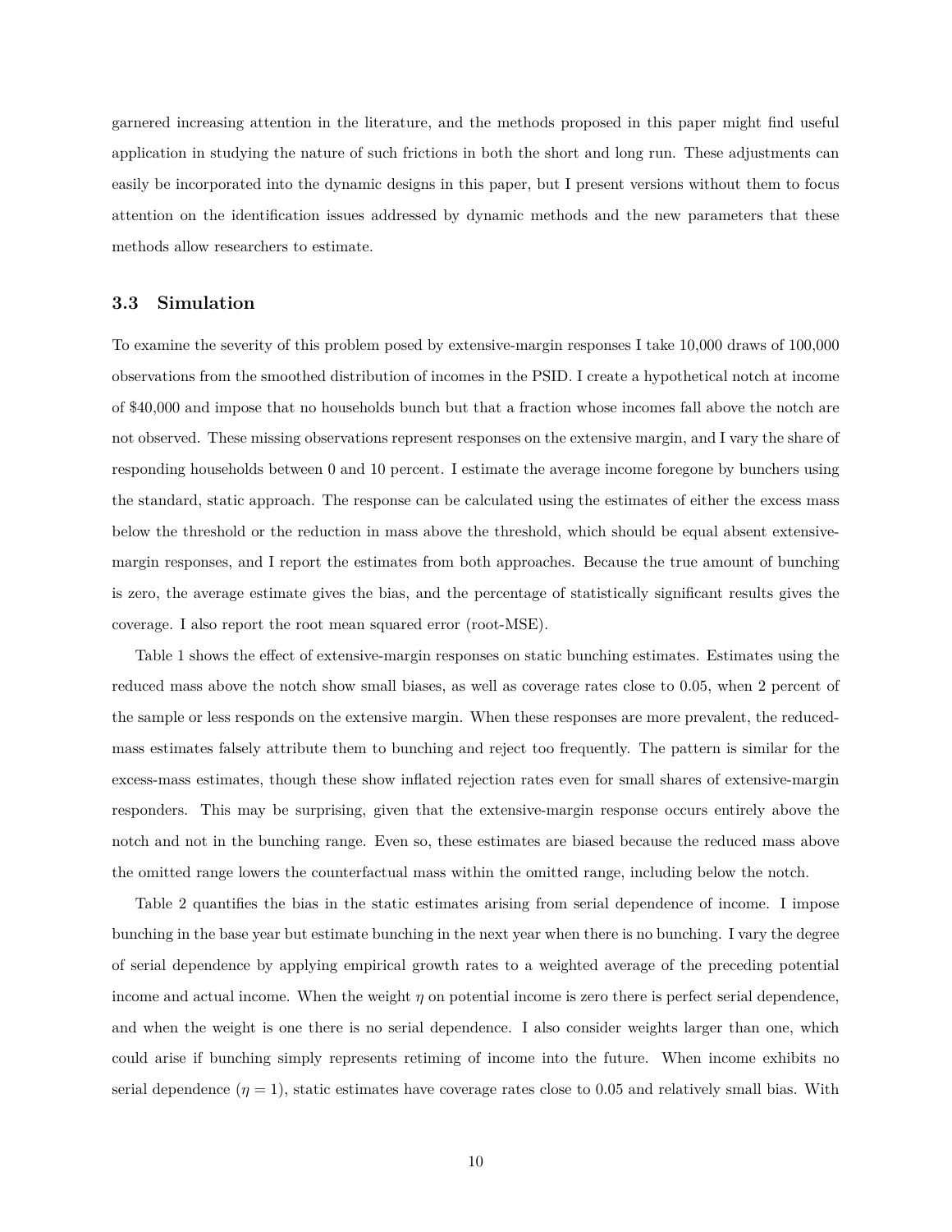garnered increasing attention in the literature, and the methods proposed in this paper might find useful application in studying the nature of such frictions in both the short and long run. These adjustments can easily be incorporated into the dynamic designs in this paper, but I present versions without them to focus attention on the identification issues addressed by dynamic methods and the new parameters that these methods allow researchers to estimate.

### 3.3 Simulation

To examine the severity of this problem posed by extensive-margin responses I take 10,000 draws of 100,000 observations from the smoothed distribution of incomes in the PSID. I create a hypothetical notch at income of $40,000 and impose that no households bunch but that a fraction whose incomes fall above the notch are not observed. These missing observations represent responses on the extensive margin, and I vary the share of responding households between 0 and 10 percent. I estimate the average income foregone by bunchers using the standard, static approach. The response can be calculated using the estimates of either the excess mass below the threshold or the reduction in mass above the threshold, which should be equal absent extensive-margin responses, and I report the estimates from both approaches. Because the true amount of bunching is zero, the average estimate gives the bias, and the percentage of statistically significant results gives the coverage. I also report the root mean squared error (root-MSE).

Table 1 shows the effect of extensive-margin responses on static bunching estimates. Estimates using the reduced mass above the notch show small biases, as well as coverage rates close to 0.05, when 2 percent of the sample or less responds on the extensive margin. When these responses are more prevalent, the reduced-mass estimates falsely attribute them to bunching and reject too frequently. The pattern is similar for the excess-mass estimates, though these show inflated rejection rates even for small shares of extensive-margin responders. This may be surprising, given that the extensive-margin response occurs entirely above the notch and not in the bunching range. Even so, these estimates are biased because the reduced mass above the omitted range lowers the counterfactual mass within the omitted range, including below the notch.

Table 2 quantifies the bias in the static estimates arising from serial dependence of income. I impose bunching in the base year but estimate bunching in the next year when there is no bunching. I vary the degree of serial dependence by applying empirical growth rates to a weighted average of the preceding potential income and actual income. When the weight $\eta$ on potential income is zero there is perfect serial dependence, and when the weight is one there is no serial dependence. I also consider weights larger than one, which could arise if bunching simply represents retiming of income into the future. When income exhibits no serial dependence ($\eta = 1$), static estimates have coverage rates close to 0.05 and relatively small bias. With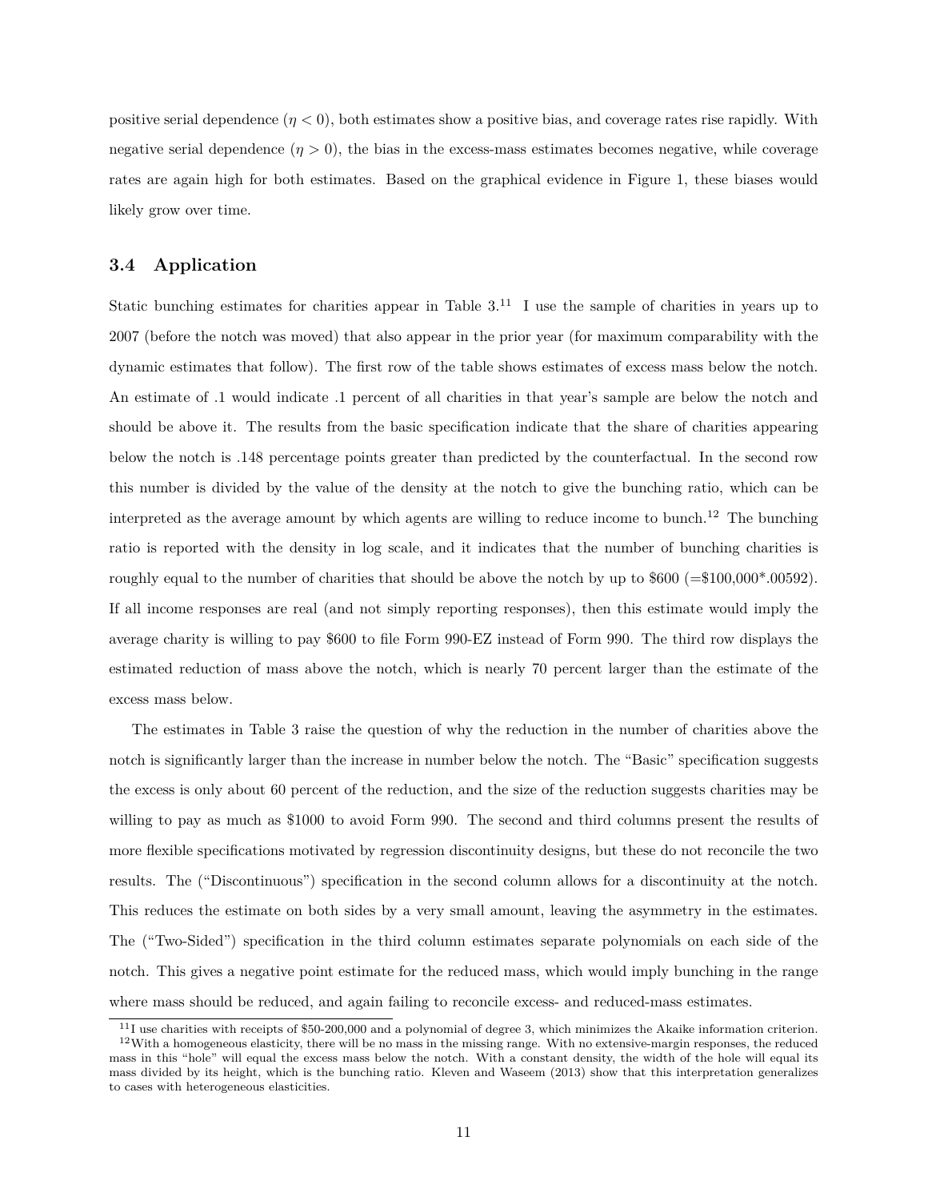positive serial dependence ($\eta < 0$), both estimates show a positive bias, and coverage rates rise rapidly. With negative serial dependence ($\eta > 0$), the bias in the excess-mass estimates becomes negative, while coverage rates are again high for both estimates. Based on the graphical evidence in Figure 1, these biases would likely grow over time.

### 3.4 Application

Static bunching estimates for charities appear in Table 3.[11] I use the sample of charities in years up to 2007 (before the notch was moved) that also appear in the prior year (for maximum comparability with the dynamic estimates that follow). The first row of the table shows estimates of excess mass below the notch. An estimate of .1 would indicate .1 percent of all charities in that year's sample are below the notch and should be above it. The results from the basic specification indicate that the share of charities appearing below the notch is .148 percentage points greater than predicted by the counterfactual. In the second row this number is divided by the value of the density at the notch to give the bunching ratio, which can be interpreted as the average amount by which agents are willing to reduce income to bunch.[12] The bunching ratio is reported with the density in log scale, and it indicates that the number of bunching charities is roughly equal to the number of charities that should be above the notch by up to \$600 (=\$100,000*.00592). If all income responses are real (and not simply reporting responses), then this estimate would imply the average charity is willing to pay \$600 to file Form 990-EZ instead of Form 990. The third row displays the estimated reduction of mass above the notch, which is nearly 70 percent larger than the estimate of the excess mass below.

The estimates in Table 3 raise the question of why the reduction in the number of charities above the notch is significantly larger than the increase in number below the notch. The "Basic" specification suggests the excess is only about 60 percent of the reduction, and the size of the reduction suggests charities may be willing to pay as much as \$1000 to avoid Form 990. The second and third columns present the results of more flexible specifications motivated by regression discontinuity designs, but these do not reconcile the two results. The ("Discontinuous") specification in the second column allows for a discontinuity at the notch. This reduces the estimate on both sides by a very small amount, leaving the asymmetry in the estimates. The ("Two-Sided") specification in the third column estimates separate polynomials on each side of the notch. This gives a negative point estimate for the reduced mass, which would imply bunching in the range where mass should be reduced, and again failing to reconcile excess- and reduced-mass estimates.

---

[11] I use charities with receipts of \$50-200,000 and a polynomial of degree 3, which minimizes the Akaike information criterion.

[12] With a homogeneous elasticity, there will be no mass in the missing range. With no extensive-margin responses, the reduced mass in this "hole" will equal the excess mass below the notch. With a constant density, the width of the hole will equal its mass divided by its height, which is the bunching ratio. Kleven and Waseem (2013) show that this interpretation generalizes to cases with heterogeneous elasticities.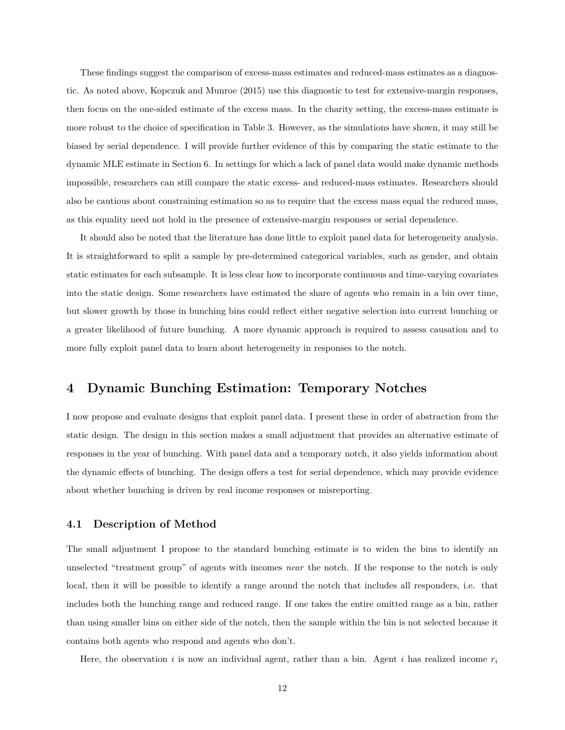These findings suggest the comparison of excess-mass estimates and reduced-mass estimates as a diagnostic. As noted above, Kopczuk and Munroe (2015) use this diagnostic to test for extensive-margin responses, then focus on the one-sided estimate of the excess mass. In the charity setting, the excess-mass estimate is more robust to the choice of specification in Table 3. However, as the simulations have shown, it may still be biased by serial dependence. I will provide further evidence of this by comparing the static estimate to the dynamic MLE estimate in Section 6. In settings for which a lack of panel data would make dynamic methods impossible, researchers can still compare the static excess- and reduced-mass estimates. Researchers should also be cautious about constraining estimation so as to require that the excess mass equal the reduced mass, as this equality need not hold in the presence of extensive-margin responses or serial dependence.

It should also be noted that the literature has done little to exploit panel data for heterogeneity analysis. It is straightforward to split a sample by pre-determined categorical variables, such as gender, and obtain static estimates for each subsample. It is less clear how to incorporate continuous and time-varying covariates into the static design. Some researchers have estimated the share of agents who remain in a bin over time, but slower growth by those in bunching bins could reflect either negative selection into current bunching or a greater likelihood of future bunching. A more dynamic approach is required to assess causation and to more fully exploit panel data to learn about heterogeneity in responses to the notch.

## 4 Dynamic Bunching Estimation: Temporary Notches

I now propose and evaluate designs that exploit panel data. I present these in order of abstraction from the static design. The design in this section makes a small adjustment that provides an alternative estimate of responses in the year of bunching. With panel data and a temporary notch, it also yields information about the dynamic effects of bunching. The design offers a test for serial dependence, which may provide evidence about whether bunching is driven by real income responses or misreporting.

### 4.1 Description of Method

The small adjustment I propose to the standard bunching estimate is to widen the bins to identify an unselected "treatment group" of agents with incomes *near* the notch. If the response to the notch is only local, then it will be possible to identify a range around the notch that includes all responders, i.e. that includes both the bunching range and reduced range. If one takes the entire omitted range as a bin, rather than using smaller bins on either side of the notch, then the sample within the bin is not selected because it contains both agents who respond and agents who don't.

Here, the observation $i$ is now an individual agent, rather than a bin. Agent $i$ has realized income $r_i$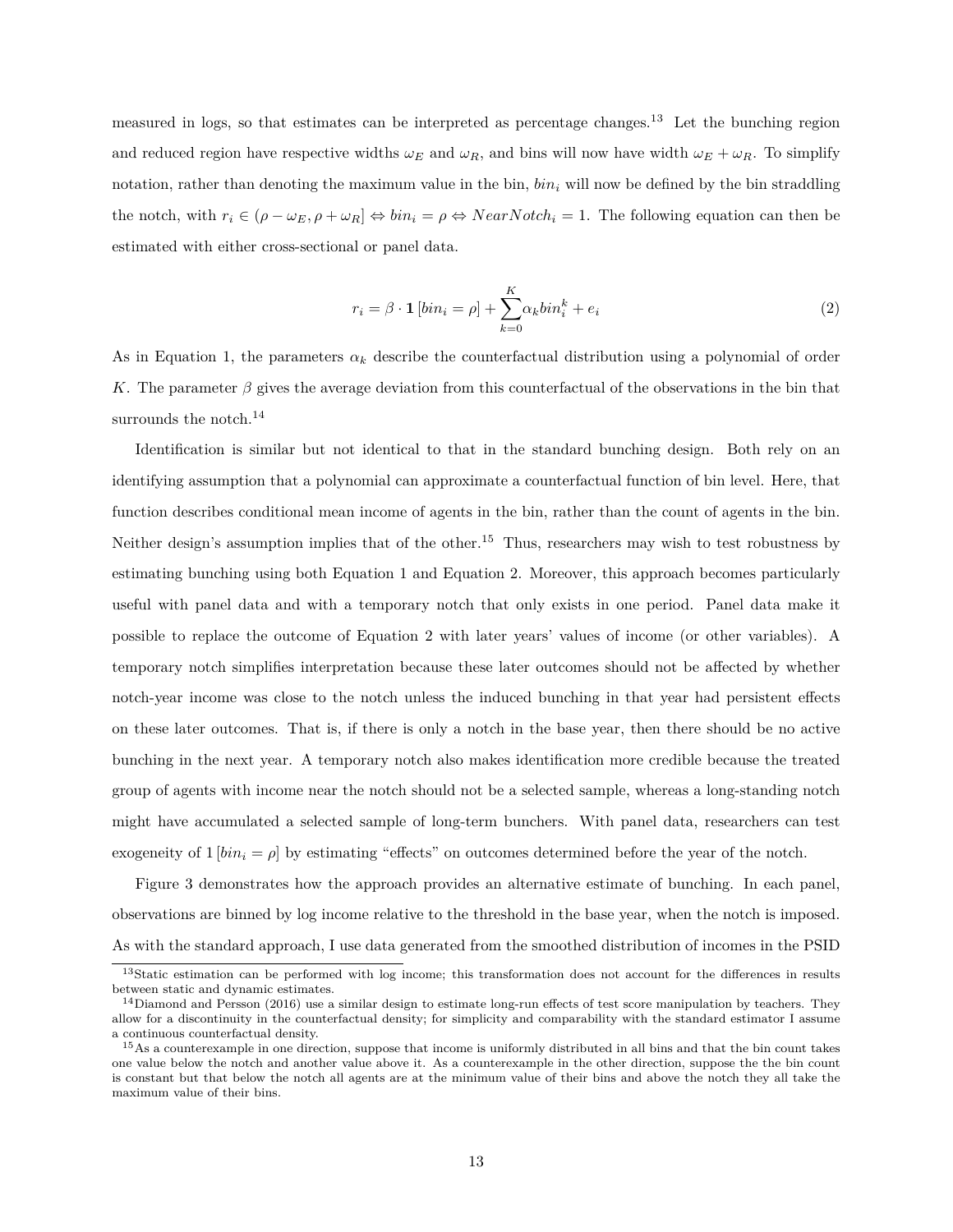measured in logs, so that estimates can be interpreted as percentage changes.[13] Let the bunching region and reduced region have respective widths $\omega_E$ and $\omega_R$, and bins will now have width $\omega_E + \omega_R$. To simplify notation, rather than denoting the maximum value in the bin, $bin_i$ will now be defined by the bin straddling the notch, with $r_i \in (\rho - \omega_E, \rho + \omega_R] \Leftrightarrow bin_i = \rho \Leftrightarrow NearNotch_i = 1$. The following equation can then be estimated with either cross-sectional or panel data.

$$r_i = \beta \cdot \mathbf{1}\left[bin_i = \rho\right] + \sum_{k=0}^{K} \alpha_k bin_i^k + e_i \tag{2}$$

As in Equation 1, the parameters $\alpha_k$ describe the counterfactual distribution using a polynomial of order $K$. The parameter $\beta$ gives the average deviation from this counterfactual of the observations in the bin that surrounds the notch.[14]

Identification is similar but not identical to that in the standard bunching design. Both rely on an identifying assumption that a polynomial can approximate a counterfactual function of bin level. Here, that function describes conditional mean income of agents in the bin, rather than the count of agents in the bin. Neither design's assumption implies that of the other.[15] Thus, researchers may wish to test robustness by estimating bunching using both Equation 1 and Equation 2. Moreover, this approach becomes particularly useful with panel data and with a temporary notch that only exists in one period. Panel data make it possible to replace the outcome of Equation 2 with later years' values of income (or other variables). A temporary notch simplifies interpretation because these later outcomes should not be affected by whether notch-year income was close to the notch unless the induced bunching in that year had persistent effects on these later outcomes. That is, if there is only a notch in the base year, then there should be no active bunching in the next year. A temporary notch also makes identification more credible because the treated group of agents with income near the notch should not be a selected sample, whereas a long-standing notch might have accumulated a selected sample of long-term bunchers. With panel data, researchers can test exogeneity of $1\left[bin_i = \rho\right]$ by estimating "effects" on outcomes determined before the year of the notch.

Figure 3 demonstrates how the approach provides an alternative estimate of bunching. In each panel, observations are binned by log income relative to the threshold in the base year, when the notch is imposed. As with the standard approach, I use data generated from the smoothed distribution of incomes in the PSID

[13] Static estimation can be performed with log income; this transformation does not account for the differences in results between static and dynamic estimates.

[14] Diamond and Persson (2016) use a similar design to estimate long-run effects of test score manipulation by teachers. They allow for a discontinuity in the counterfactual density; for simplicity and comparability with the standard estimator I assume a continuous counterfactual density.

[15] As a counterexample in one direction, suppose that income is uniformly distributed in all bins and that the bin count takes one value below the notch and another value above it. As a counterexample in the other direction, suppose the the bin count is constant but that below the notch all agents are at the minimum value of their bins and above the notch they all take the maximum value of their bins.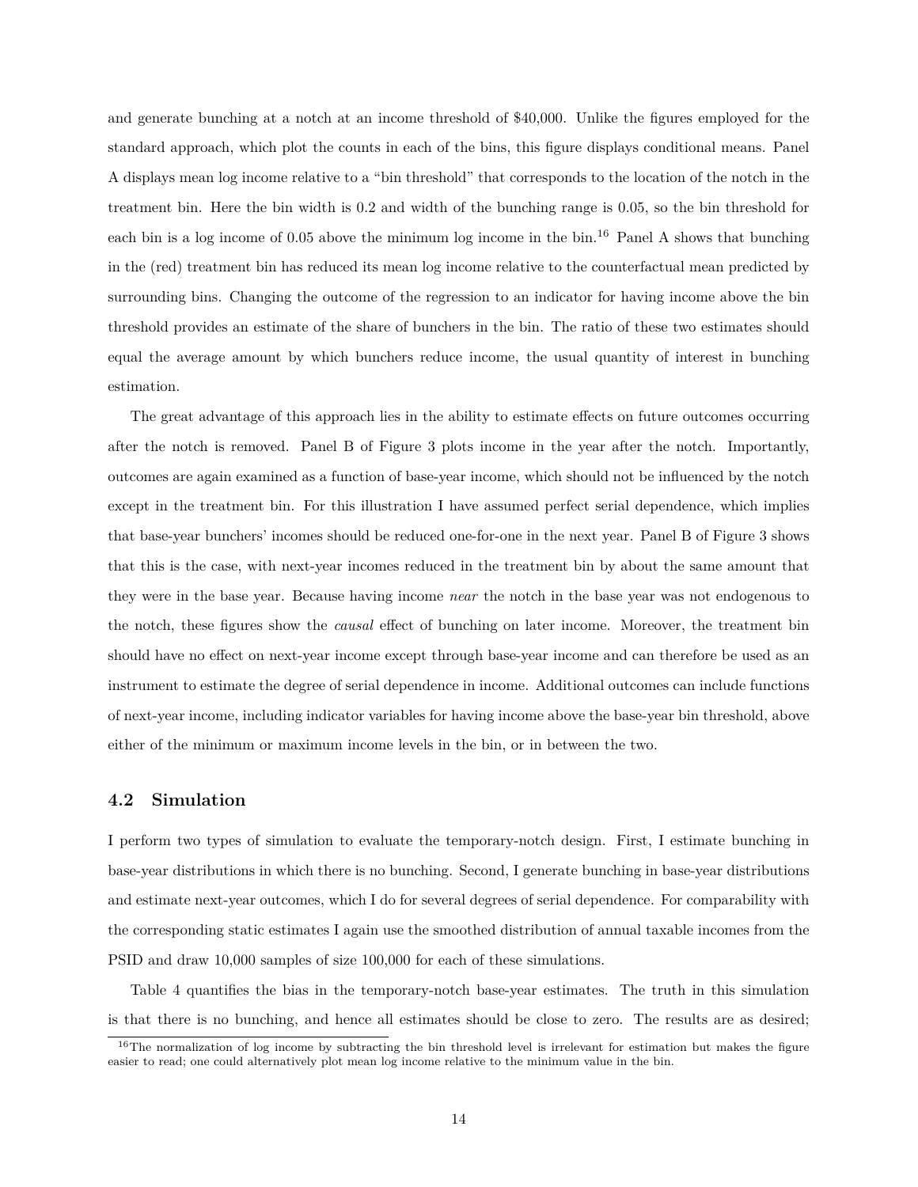and generate bunching at a notch at an income threshold of $40,000. Unlike the figures employed for the standard approach, which plot the counts in each of the bins, this figure displays conditional means. Panel A displays mean log income relative to a "bin threshold" that corresponds to the location of the notch in the treatment bin. Here the bin width is 0.2 and width of the bunching range is 0.05, so the bin threshold for each bin is a log income of 0.05 above the minimum log income in the bin.[16] Panel A shows that bunching in the (red) treatment bin has reduced its mean log income relative to the counterfactual mean predicted by surrounding bins. Changing the outcome of the regression to an indicator for having income above the bin threshold provides an estimate of the share of bunchers in the bin. The ratio of these two estimates should equal the average amount by which bunchers reduce income, the usual quantity of interest in bunching estimation.

The great advantage of this approach lies in the ability to estimate effects on future outcomes occurring after the notch is removed. Panel B of Figure 3 plots income in the year after the notch. Importantly, outcomes are again examined as a function of base-year income, which should not be influenced by the notch except in the treatment bin. For this illustration I have assumed perfect serial dependence, which implies that base-year bunchers' incomes should be reduced one-for-one in the next year. Panel B of Figure 3 shows that this is the case, with next-year incomes reduced in the treatment bin by about the same amount that they were in the base year. Because having income *near* the notch in the base year was not endogenous to the notch, these figures show the *causal* effect of bunching on later income. Moreover, the treatment bin should have no effect on next-year income except through base-year income and can therefore be used as an instrument to estimate the degree of serial dependence in income. Additional outcomes can include functions of next-year income, including indicator variables for having income above the base-year bin threshold, above either of the minimum or maximum income levels in the bin, or in between the two.

### 4.2 Simulation

I perform two types of simulation to evaluate the temporary-notch design. First, I estimate bunching in base-year distributions in which there is no bunching. Second, I generate bunching in base-year distributions and estimate next-year outcomes, which I do for several degrees of serial dependence. For comparability with the corresponding static estimates I again use the smoothed distribution of annual taxable incomes from the PSID and draw 10,000 samples of size 100,000 for each of these simulations.

Table 4 quantifies the bias in the temporary-notch base-year estimates. The truth in this simulation is that there is no bunching, and hence all estimates should be close to zero. The results are as desired;

[16] The normalization of log income by subtracting the bin threshold level is irrelevant for estimation but makes the figure easier to read; one could alternatively plot mean log income relative to the minimum value in the bin.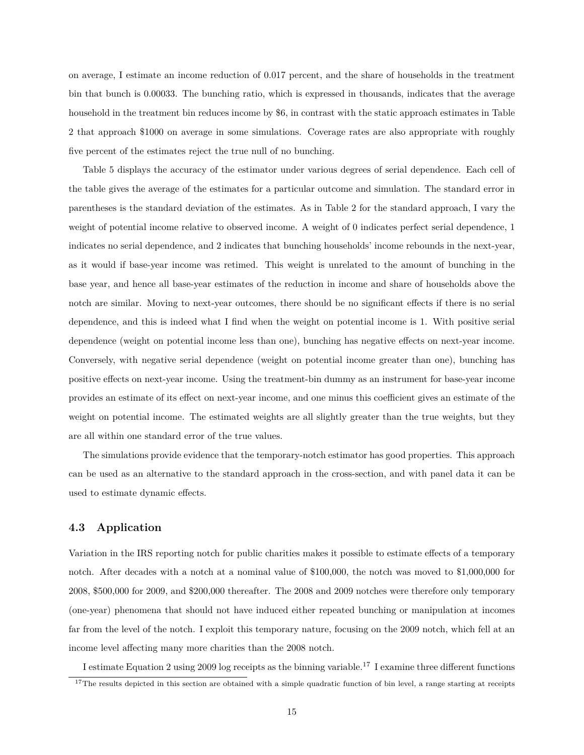on average, I estimate an income reduction of 0.017 percent, and the share of households in the treatment bin that bunch is 0.00033. The bunching ratio, which is expressed in thousands, indicates that the average household in the treatment bin reduces income by $6, in contrast with the static approach estimates in Table 2 that approach $1000 on average in some simulations. Coverage rates are also appropriate with roughly five percent of the estimates reject the true null of no bunching.

Table 5 displays the accuracy of the estimator under various degrees of serial dependence. Each cell of the table gives the average of the estimates for a particular outcome and simulation. The standard error in parentheses is the standard deviation of the estimates. As in Table 2 for the standard approach, I vary the weight of potential income relative to observed income. A weight of 0 indicates perfect serial dependence, 1 indicates no serial dependence, and 2 indicates that bunching households' income rebounds in the next-year, as it would if base-year income was retimed. This weight is unrelated to the amount of bunching in the base year, and hence all base-year estimates of the reduction in income and share of households above the notch are similar. Moving to next-year outcomes, there should be no significant effects if there is no serial dependence, and this is indeed what I find when the weight on potential income is 1. With positive serial dependence (weight on potential income less than one), bunching has negative effects on next-year income. Conversely, with negative serial dependence (weight on potential income greater than one), bunching has positive effects on next-year income. Using the treatment-bin dummy as an instrument for base-year income provides an estimate of its effect on next-year income, and one minus this coefficient gives an estimate of the weight on potential income. The estimated weights are all slightly greater than the true weights, but they are all within one standard error of the true values.

The simulations provide evidence that the temporary-notch estimator has good properties. This approach can be used as an alternative to the standard approach in the cross-section, and with panel data it can be used to estimate dynamic effects.

### 4.3 Application

Variation in the IRS reporting notch for public charities makes it possible to estimate effects of a temporary notch. After decades with a notch at a nominal value of $100,000, the notch was moved to $1,000,000 for 2008, $500,000 for 2009, and $200,000 thereafter. The 2008 and 2009 notches were therefore only temporary (one-year) phenomena that should not have induced either repeated bunching or manipulation at incomes far from the level of the notch. I exploit this temporary nature, focusing on the 2009 notch, which fell at an income level affecting many more charities than the 2008 notch.

I estimate Equation 2 using 2009 log receipts as the binning variable.[17] I examine three different functions

[17] The results depicted in this section are obtained with a simple quadratic function of bin level, a range starting at receipts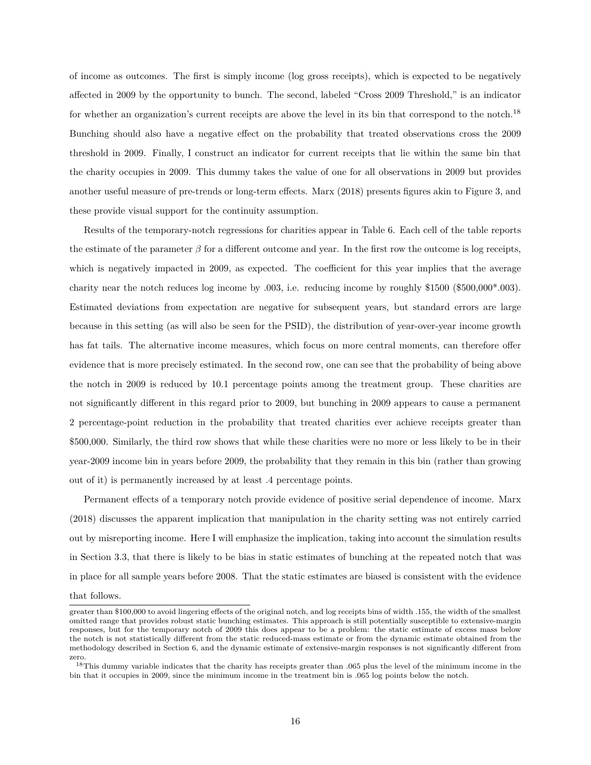of income as outcomes. The first is simply income (log gross receipts), which is expected to be negatively affected in 2009 by the opportunity to bunch. The second, labeled "Cross 2009 Threshold," is an indicator for whether an organization's current receipts are above the level in its bin that correspond to the notch.[18] Bunching should also have a negative effect on the probability that treated observations cross the 2009 threshold in 2009. Finally, I construct an indicator for current receipts that lie within the same bin that the charity occupies in 2009. This dummy takes the value of one for all observations in 2009 but provides another useful measure of pre-trends or long-term effects. Marx (2018) presents figures akin to Figure 3, and these provide visual support for the continuity assumption.

Results of the temporary-notch regressions for charities appear in Table 6. Each cell of the table reports the estimate of the parameter $\beta$ for a different outcome and year. In the first row the outcome is log receipts, which is negatively impacted in 2009, as expected. The coefficient for this year implies that the average charity near the notch reduces log income by .003, i.e. reducing income by roughly \$1500 (\$500,000*.003). Estimated deviations from expectation are negative for subsequent years, but standard errors are large because in this setting (as will also be seen for the PSID), the distribution of year-over-year income growth has fat tails. The alternative income measures, which focus on more central moments, can therefore offer evidence that is more precisely estimated. In the second row, one can see that the probability of being above the notch in 2009 is reduced by 10.1 percentage points among the treatment group. These charities are not significantly different in this regard prior to 2009, but bunching in 2009 appears to cause a permanent 2 percentage-point reduction in the probability that treated charities ever achieve receipts greater than \$500,000. Similarly, the third row shows that while these charities were no more or less likely to be in their year-2009 income bin in years before 2009, the probability that they remain in this bin (rather than growing out of it) is permanently increased by at least .4 percentage points.

Permanent effects of a temporary notch provide evidence of positive serial dependence of income. Marx (2018) discusses the apparent implication that manipulation in the charity setting was not entirely carried out by misreporting income. Here I will emphasize the implication, taking into account the simulation results in Section 3.3, that there is likely to be bias in static estimates of bunching at the repeated notch that was in place for all sample years before 2008. That the static estimates are biased is consistent with the evidence that follows.

greater than \$100,000 to avoid lingering effects of the original notch, and log receipts bins of width .155, the width of the smallest omitted range that provides robust static bunching estimates. This approach is still potentially susceptible to extensive-margin responses, but for the temporary notch of 2009 this does appear to be a problem: the static estimate of excess mass below the notch is not statistically different from the static reduced-mass estimate or from the dynamic estimate obtained from the methodology described in Section 6, and the dynamic estimate of extensive-margin responses is not significantly different from zero.

[18] This dummy variable indicates that the charity has receipts greater than .065 plus the level of the minimum income in the bin that it occupies in 2009, since the minimum income in the treatment bin is .065 log points below the notch.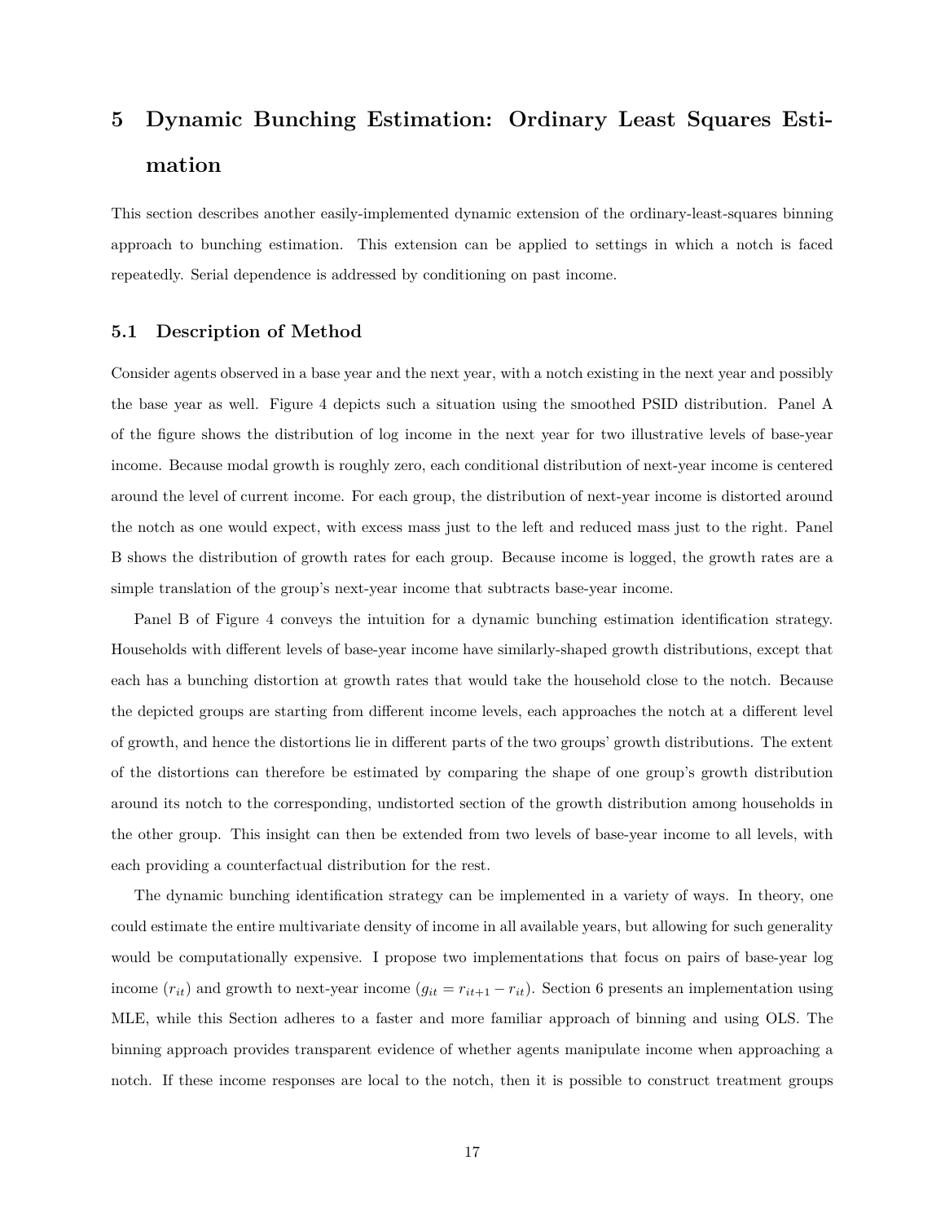# 5 Dynamic Bunching Estimation: Ordinary Least Squares Estimation

This section describes another easily-implemented dynamic extension of the ordinary-least-squares binning approach to bunching estimation. This extension can be applied to settings in which a notch is faced repeatedly. Serial dependence is addressed by conditioning on past income.

## 5.1 Description of Method

Consider agents observed in a base year and the next year, with a notch existing in the next year and possibly the base year as well. Figure 4 depicts such a situation using the smoothed PSID distribution. Panel A of the figure shows the distribution of log income in the next year for two illustrative levels of base-year income. Because modal growth is roughly zero, each conditional distribution of next-year income is centered around the level of current income. For each group, the distribution of next-year income is distorted around the notch as one would expect, with excess mass just to the left and reduced mass just to the right. Panel B shows the distribution of growth rates for each group. Because income is logged, the growth rates are a simple translation of the group's next-year income that subtracts base-year income.

Panel B of Figure 4 conveys the intuition for a dynamic bunching estimation identification strategy. Households with different levels of base-year income have similarly-shaped growth distributions, except that each has a bunching distortion at growth rates that would take the household close to the notch. Because the depicted groups are starting from different income levels, each approaches the notch at a different level of growth, and hence the distortions lie in different parts of the two groups' growth distributions. The extent of the distortions can therefore be estimated by comparing the shape of one group's growth distribution around its notch to the corresponding, undistorted section of the growth distribution among households in the other group. This insight can then be extended from two levels of base-year income to all levels, with each providing a counterfactual distribution for the rest.

The dynamic bunching identification strategy can be implemented in a variety of ways. In theory, one could estimate the entire multivariate density of income in all available years, but allowing for such generality would be computationally expensive. I propose two implementations that focus on pairs of base-year log income ($r_{it}$) and growth to next-year income ($g_{it} = r_{it+1} - r_{it}$). Section 6 presents an implementation using MLE, while this Section adheres to a faster and more familiar approach of binning and using OLS. The binning approach provides transparent evidence of whether agents manipulate income when approaching a notch. If these income responses are local to the notch, then it is possible to construct treatment groups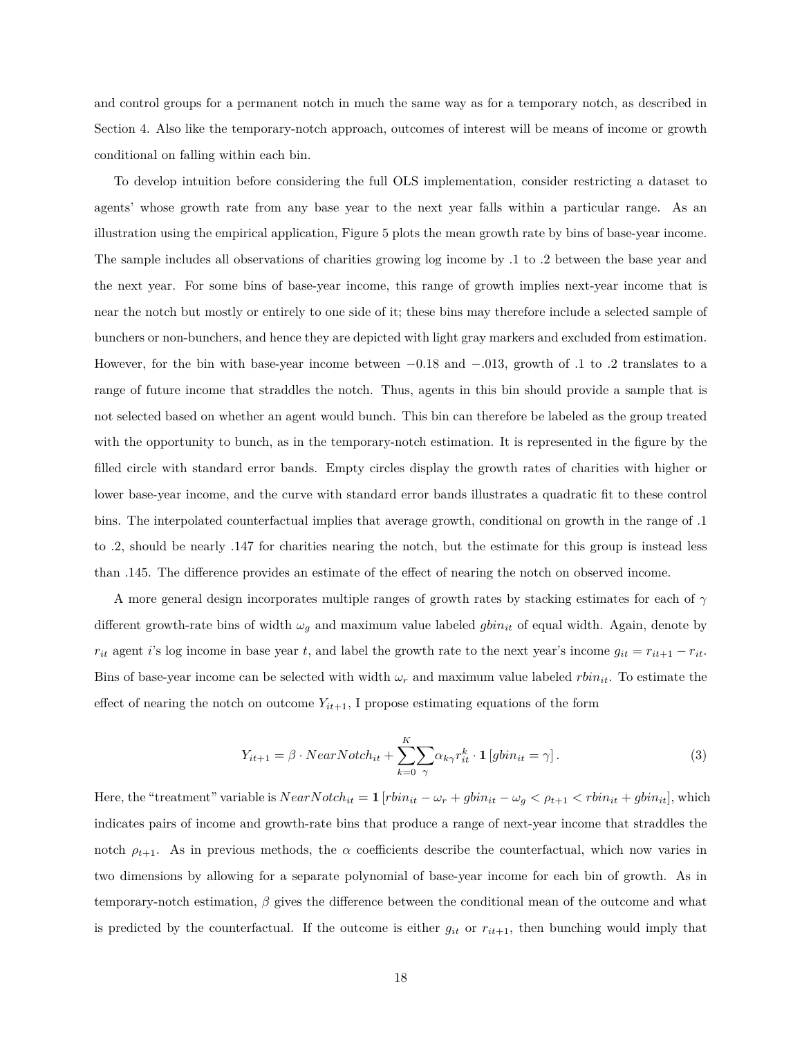and control groups for a permanent notch in much the same way as for a temporary notch, as described in Section 4. Also like the temporary-notch approach, outcomes of interest will be means of income or growth conditional on falling within each bin.

To develop intuition before considering the full OLS implementation, consider restricting a dataset to agents' whose growth rate from any base year to the next year falls within a particular range. As an illustration using the empirical application, Figure 5 plots the mean growth rate by bins of base-year income. The sample includes all observations of charities growing log income by .1 to .2 between the base year and the next year. For some bins of base-year income, this range of growth implies next-year income that is near the notch but mostly or entirely to one side of it; these bins may therefore include a selected sample of bunchers or non-bunchers, and hence they are depicted with light gray markers and excluded from estimation. However, for the bin with base-year income between $-0.18$ and $-.013$, growth of .1 to .2 translates to a range of future income that straddles the notch. Thus, agents in this bin should provide a sample that is not selected based on whether an agent would bunch. This bin can therefore be labeled as the group treated with the opportunity to bunch, as in the temporary-notch estimation. It is represented in the figure by the filled circle with standard error bands. Empty circles display the growth rates of charities with higher or lower base-year income, and the curve with standard error bands illustrates a quadratic fit to these control bins. The interpolated counterfactual implies that average growth, conditional on growth in the range of .1 to .2, should be nearly .147 for charities nearing the notch, but the estimate for this group is instead less than .145. The difference provides an estimate of the effect of nearing the notch on observed income.

A more general design incorporates multiple ranges of growth rates by stacking estimates for each of $\gamma$ different growth-rate bins of width $\omega_g$ and maximum value labeled $gbin_{it}$ of equal width. Again, denote by $r_{it}$ agent $i$'s log income in base year $t$, and label the growth rate to the next year's income $g_{it} = r_{it+1} - r_{it}$. Bins of base-year income can be selected with width $\omega_r$ and maximum value labeled $rbin_{it}$. To estimate the effect of nearing the notch on outcome $Y_{it+1}$, I propose estimating equations of the form

$$Y_{it+1} = \beta \cdot NearNotch_{it} + \sum_{k=0}^{K} \sum_{\gamma} \alpha_{k\gamma} r_{it}^{k} \cdot \mathbf{1}\left[gbin_{it} = \gamma\right]. \tag{3}$$

Here, the "treatment" variable is $NearNotch_{it} = \mathbf{1}\left[rbin_{it} - \omega_r + gbin_{it} - \omega_g < \rho_{t+1} < rbin_{it} + gbin_{it}\right]$, which indicates pairs of income and growth-rate bins that produce a range of next-year income that straddles the notch $\rho_{t+1}$. As in previous methods, the $\alpha$ coefficients describe the counterfactual, which now varies in two dimensions by allowing for a separate polynomial of base-year income for each bin of growth. As in temporary-notch estimation, $\beta$ gives the difference between the conditional mean of the outcome and what is predicted by the counterfactual. If the outcome is either $g_{it}$ or $r_{it+1}$, then bunching would imply that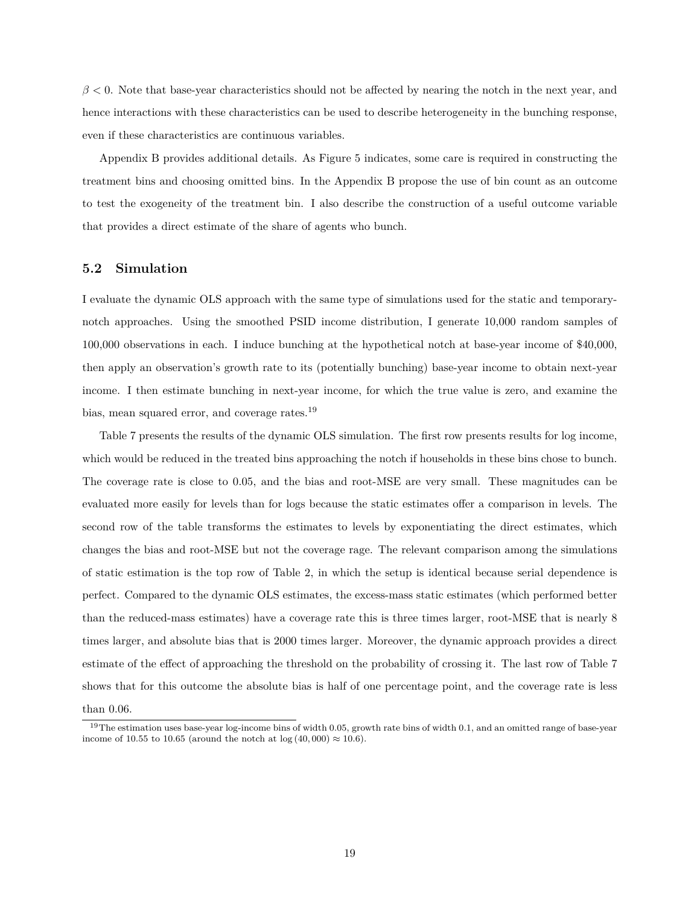$\beta < 0$. Note that base-year characteristics should not be affected by nearing the notch in the next year, and hence interactions with these characteristics can be used to describe heterogeneity in the bunching response, even if these characteristics are continuous variables.

Appendix B provides additional details. As Figure 5 indicates, some care is required in constructing the treatment bins and choosing omitted bins. In the Appendix B propose the use of bin count as an outcome to test the exogeneity of the treatment bin. I also describe the construction of a useful outcome variable that provides a direct estimate of the share of agents who bunch.

## 5.2 Simulation

I evaluate the dynamic OLS approach with the same type of simulations used for the static and temporary-notch approaches. Using the smoothed PSID income distribution, I generate 10,000 random samples of 100,000 observations in each. I induce bunching at the hypothetical notch at base-year income of \$40,000, then apply an observation's growth rate to its (potentially bunching) base-year income to obtain next-year income. I then estimate bunching in next-year income, for which the true value is zero, and examine the bias, mean squared error, and coverage rates.[19]

Table 7 presents the results of the dynamic OLS simulation. The first row presents results for log income, which would be reduced in the treated bins approaching the notch if households in these bins chose to bunch. The coverage rate is close to 0.05, and the bias and root-MSE are very small. These magnitudes can be evaluated more easily for levels than for logs because the static estimates offer a comparison in levels. The second row of the table transforms the estimates to levels by exponentiating the direct estimates, which changes the bias and root-MSE but not the coverage rage. The relevant comparison among the simulations of static estimation is the top row of Table 2, in which the setup is identical because serial dependence is perfect. Compared to the dynamic OLS estimates, the excess-mass static estimates (which performed better than the reduced-mass estimates) have a coverage rate this is three times larger, root-MSE that is nearly 8 times larger, and absolute bias that is 2000 times larger. Moreover, the dynamic approach provides a direct estimate of the effect of approaching the threshold on the probability of crossing it. The last row of Table 7 shows that for this outcome the absolute bias is half of one percentage point, and the coverage rate is less than 0.06.

[19] The estimation uses base-year log-income bins of width 0.05, growth rate bins of width 0.1, and an omitted range of base-year income of 10.55 to 10.65 (around the notch at $\log(40,000) \approx 10.6$).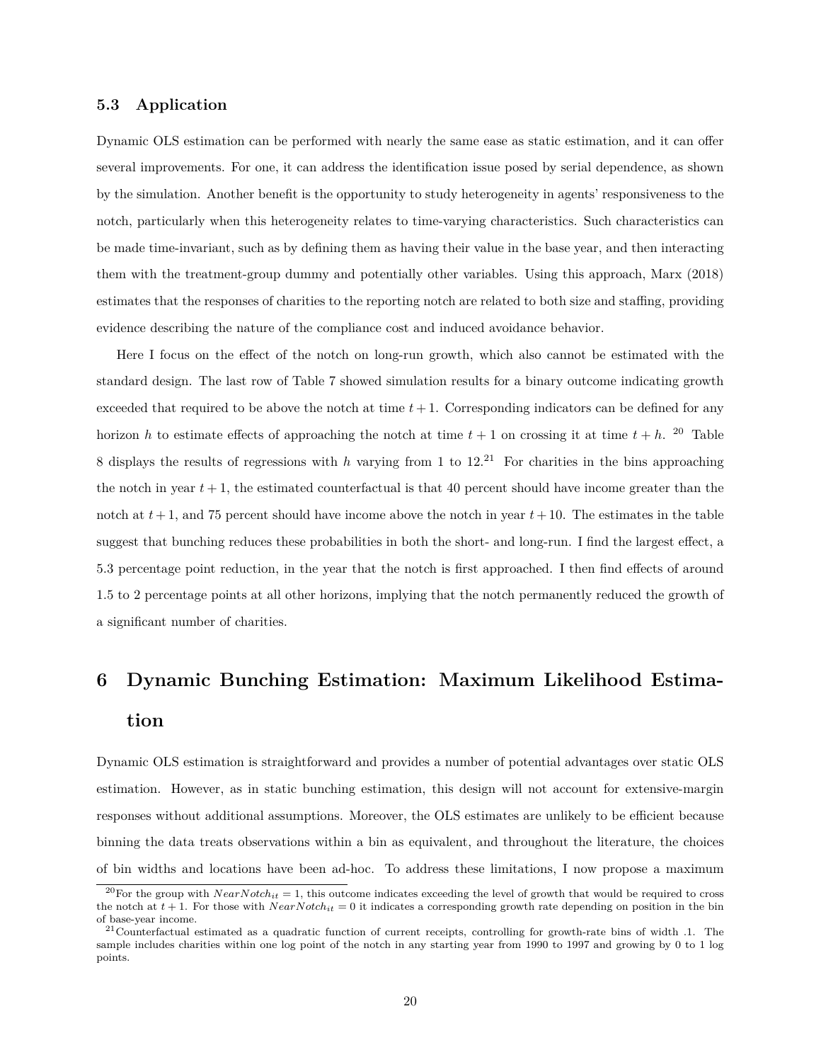### 5.3 Application

Dynamic OLS estimation can be performed with nearly the same ease as static estimation, and it can offer several improvements. For one, it can address the identification issue posed by serial dependence, as shown by the simulation. Another benefit is the opportunity to study heterogeneity in agents' responsiveness to the notch, particularly when this heterogeneity relates to time-varying characteristics. Such characteristics can be made time-invariant, such as by defining them as having their value in the base year, and then interacting them with the treatment-group dummy and potentially other variables. Using this approach, Marx (2018) estimates that the responses of charities to the reporting notch are related to both size and staffing, providing evidence describing the nature of the compliance cost and induced avoidance behavior.

Here I focus on the effect of the notch on long-run growth, which also cannot be estimated with the standard design. The last row of Table 7 showed simulation results for a binary outcome indicating growth exceeded that required to be above the notch at time $t+1$. Corresponding indicators can be defined for any horizon $h$ to estimate effects of approaching the notch at time $t+1$ on crossing it at time $t+h$. [20] Table 8 displays the results of regressions with $h$ varying from 1 to 12.[21] For charities in the bins approaching the notch in year $t+1$, the estimated counterfactual is that 40 percent should have income greater than the notch at $t+1$, and 75 percent should have income above the notch in year $t+10$. The estimates in the table suggest that bunching reduces these probabilities in both the short- and long-run. I find the largest effect, a 5.3 percentage point reduction, in the year that the notch is first approached. I then find effects of around 1.5 to 2 percentage points at all other horizons, implying that the notch permanently reduced the growth of a significant number of charities.

# 6 Dynamic Bunching Estimation: Maximum Likelihood Estimation

Dynamic OLS estimation is straightforward and provides a number of potential advantages over static OLS estimation. However, as in static bunching estimation, this design will not account for extensive-margin responses without additional assumptions. Moreover, the OLS estimates are unlikely to be efficient because binning the data treats observations within a bin as equivalent, and throughout the literature, the choices of bin widths and locations have been ad-hoc. To address these limitations, I now propose a maximum

[20] For the group with $NearNotch_{it} = 1$, this outcome indicates exceeding the level of growth that would be required to cross the notch at $t+1$. For those with $NearNotch_{it} = 0$ it indicates a corresponding growth rate depending on position in the bin of base-year income.

[21] Counterfactual estimated as a quadratic function of current receipts, controlling for growth-rate bins of width .1. The sample includes charities within one log point of the notch in any starting year from 1990 to 1997 and growing by 0 to 1 log points.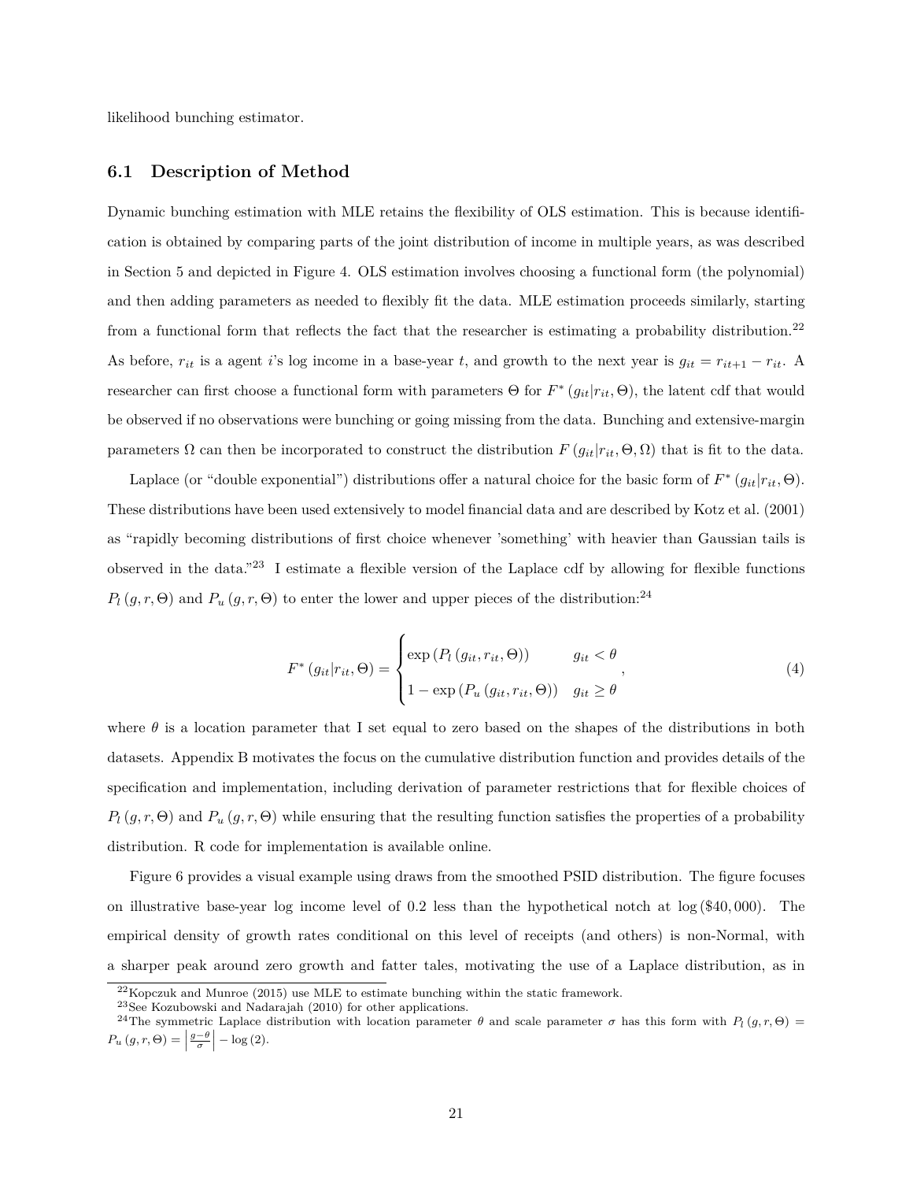likelihood bunching estimator.

## 6.1 Description of Method

Dynamic bunching estimation with MLE retains the flexibility of OLS estimation. This is because identification is obtained by comparing parts of the joint distribution of income in multiple years, as was described in Section 5 and depicted in Figure 4. OLS estimation involves choosing a functional form (the polynomial) and then adding parameters as needed to flexibly fit the data. MLE estimation proceeds similarly, starting from a functional form that reflects the fact that the researcher is estimating a probability distribution.[22] As before, $r_{it}$ is a agent $i$'s log income in a base-year $t$, and growth to the next year is $g_{it} = r_{it+1} - r_{it}$. A researcher can first choose a functional form with parameters $\Theta$ for $F^*(g_{it}|r_{it}, \Theta)$, the latent cdf that would be observed if no observations were bunching or going missing from the data. Bunching and extensive-margin parameters $\Omega$ can then be incorporated to construct the distribution $F(g_{it}|r_{it}, \Theta, \Omega)$ that is fit to the data.

Laplace (or "double exponential") distributions offer a natural choice for the basic form of $F^*(g_{it}|r_{it}, \Theta)$. These distributions have been used extensively to model financial data and are described by Kotz et al. (2001) as "rapidly becoming distributions of first choice whenever 'something' with heavier than Gaussian tails is observed in the data."[23] I estimate a flexible version of the Laplace cdf by allowing for flexible functions $P_l(g, r, \Theta)$ and $P_u(g, r, \Theta)$ to enter the lower and upper pieces of the distribution:[24]

$$F^*(g_{it}|r_{it}, \Theta) = \begin{cases} \exp\left(P_l(g_{it}, r_{it}, \Theta)\right) & g_{it} < \theta \\ 1 - \exp\left(P_u(g_{it}, r_{it}, \Theta)\right) & g_{it} \geq \theta \end{cases}, \tag{4}$$

where $\theta$ is a location parameter that I set equal to zero based on the shapes of the distributions in both datasets. Appendix B motivates the focus on the cumulative distribution function and provides details of the specification and implementation, including derivation of parameter restrictions that for flexible choices of $P_l(g, r, \Theta)$ and $P_u(g, r, \Theta)$ while ensuring that the resulting function satisfies the properties of a probability distribution. R code for implementation is available online.

Figure 6 provides a visual example using draws from the smoothed PSID distribution. The figure focuses on illustrative base-year log income level of 0.2 less than the hypothetical notch at $\log(\$40,000)$. The empirical density of growth rates conditional on this level of receipts (and others) is non-Normal, with a sharper peak around zero growth and fatter tales, motivating the use of a Laplace distribution, as in

[22] Kopczuk and Munroe (2015) use MLE to estimate bunching within the static framework.

[23] See Kozubowski and Nadarajah (2010) for other applications.

[24] The symmetric Laplace distribution with location parameter $\theta$ and scale parameter $\sigma$ has this form with $P_l(g, r, \Theta) = P_u(g, r, \Theta) = \left|\frac{g-\theta}{\sigma}\right| - \log(2)$.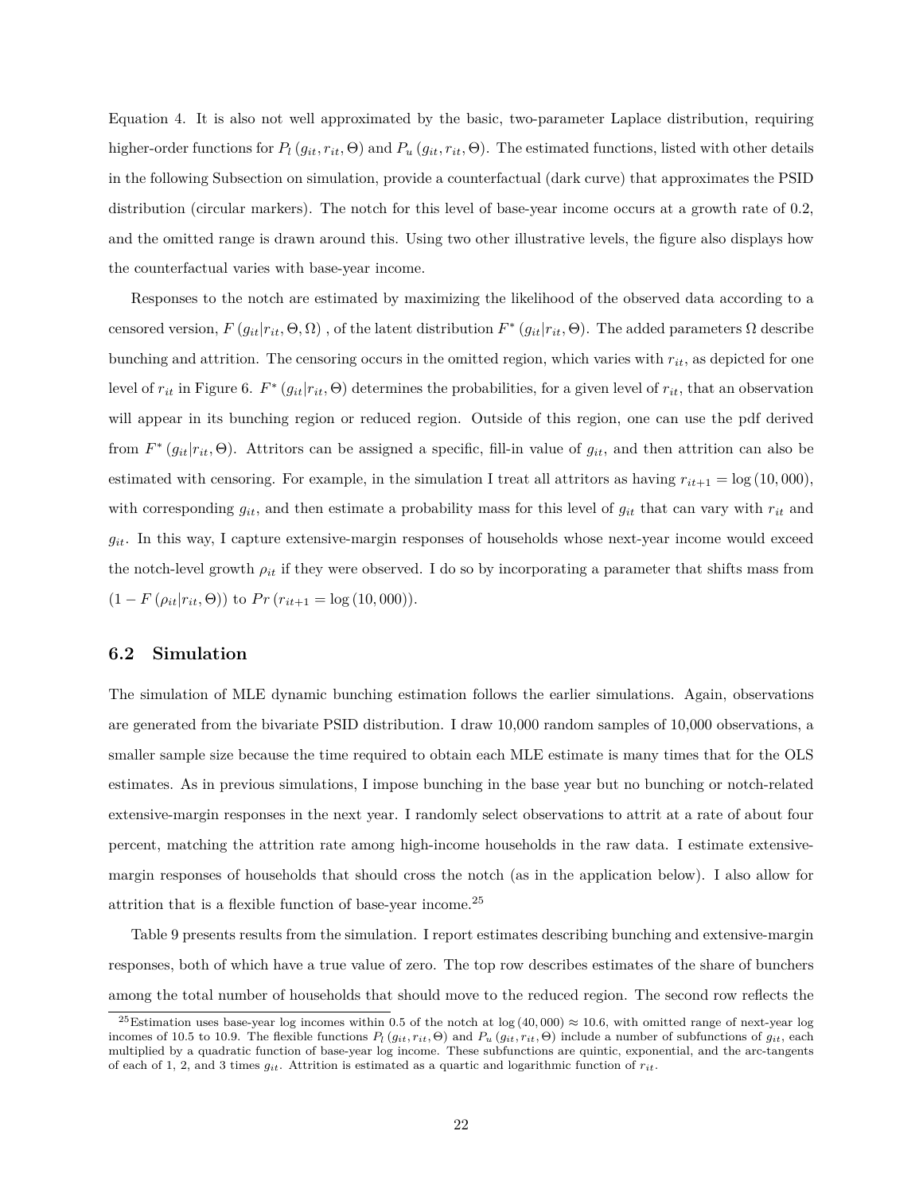Equation 4. It is also not well approximated by the basic, two-parameter Laplace distribution, requiring higher-order functions for $P_l(g_{it}, r_{it}, \Theta)$ and $P_u(g_{it}, r_{it}, \Theta)$. The estimated functions, listed with other details in the following Subsection on simulation, provide a counterfactual (dark curve) that approximates the PSID distribution (circular markers). The notch for this level of base-year income occurs at a growth rate of 0.2, and the omitted range is drawn around this. Using two other illustrative levels, the figure also displays how the counterfactual varies with base-year income.

Responses to the notch are estimated by maximizing the likelihood of the observed data according to a censored version, $F(g_{it}|r_{it}, \Theta, \Omega)$ , of the latent distribution $F^*(g_{it}|r_{it}, \Theta)$. The added parameters $\Omega$ describe bunching and attrition. The censoring occurs in the omitted region, which varies with $r_{it}$, as depicted for one level of $r_{it}$ in Figure 6. $F^*(g_{it}|r_{it}, \Theta)$ determines the probabilities, for a given level of $r_{it}$, that an observation will appear in its bunching region or reduced region. Outside of this region, one can use the pdf derived from $F^*(g_{it}|r_{it}, \Theta)$. Attritors can be assigned a specific, fill-in value of $g_{it}$, and then attrition can also be estimated with censoring. For example, in the simulation I treat all attritors as having $r_{it+1} = \log(10,000)$, with corresponding $g_{it}$, and then estimate a probability mass for this level of $g_{it}$ that can vary with $r_{it}$ and $g_{it}$. In this way, I capture extensive-margin responses of households whose next-year income would exceed the notch-level growth $\rho_{it}$ if they were observed. I do so by incorporating a parameter that shifts mass from $(1 - F(\rho_{it}|r_{it}, \Theta))$ to $Pr(r_{it+1} = \log(10,000))$.

## 6.2 Simulation

The simulation of MLE dynamic bunching estimation follows the earlier simulations. Again, observations are generated from the bivariate PSID distribution. I draw 10,000 random samples of 10,000 observations, a smaller sample size because the time required to obtain each MLE estimate is many times that for the OLS estimates. As in previous simulations, I impose bunching in the base year but no bunching or notch-related extensive-margin responses in the next year. I randomly select observations to attrit at a rate of about four percent, matching the attrition rate among high-income households in the raw data. I estimate extensive-margin responses of households that should cross the notch (as in the application below). I also allow for attrition that is a flexible function of base-year income.[25]

Table 9 presents results from the simulation. I report estimates describing bunching and extensive-margin responses, both of which have a true value of zero. The top row describes estimates of the share of bunchers among the total number of households that should move to the reduced region. The second row reflects the

[25] Estimation uses base-year log incomes within 0.5 of the notch at $\log(40,000) \approx 10.6$, with omitted range of next-year log incomes of 10.5 to 10.9. The flexible functions $P_l(g_{it}, r_{it}, \Theta)$ and $P_u(g_{it}, r_{it}, \Theta)$ include a number of subfunctions of $g_{it}$, each multiplied by a quadratic function of base-year log income. These subfunctions are quintic, exponential, and the arc-tangents of each of 1, 2, and 3 times $g_{it}$. Attrition is estimated as a quartic and logarithmic function of $r_{it}$.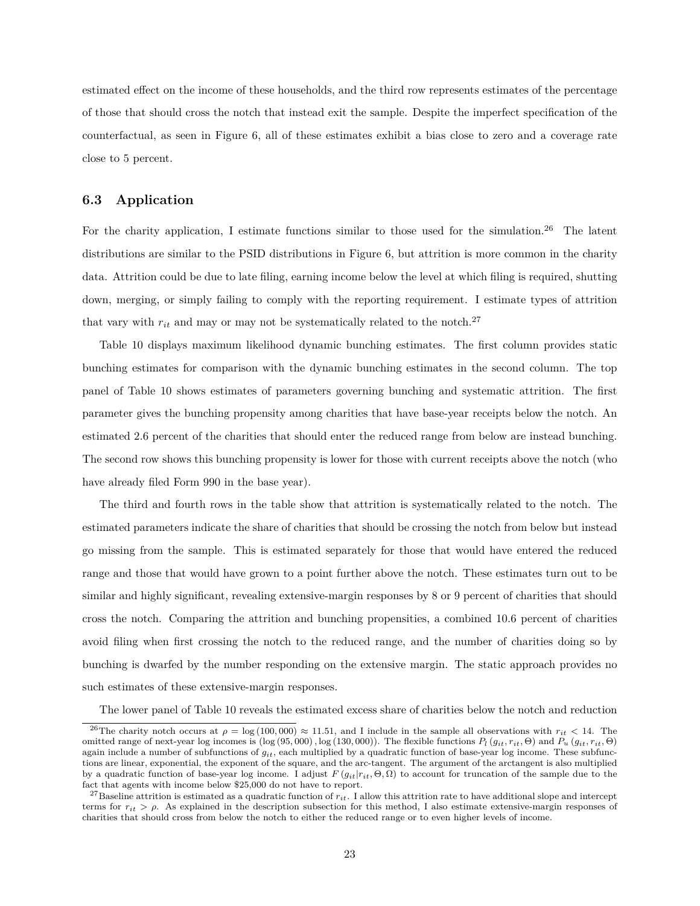estimated effect on the income of these households, and the third row represents estimates of the percentage of those that should cross the notch that instead exit the sample. Despite the imperfect specification of the counterfactual, as seen in Figure 6, all of these estimates exhibit a bias close to zero and a coverage rate close to 5 percent.

### 6.3 Application

For the charity application, I estimate functions similar to those used for the simulation.[26] The latent distributions are similar to the PSID distributions in Figure 6, but attrition is more common in the charity data. Attrition could be due to late filing, earning income below the level at which filing is required, shutting down, merging, or simply failing to comply with the reporting requirement. I estimate types of attrition that vary with $r_{it}$ and may or may not be systematically related to the notch.[27]

Table 10 displays maximum likelihood dynamic bunching estimates. The first column provides static bunching estimates for comparison with the dynamic bunching estimates in the second column. The top panel of Table 10 shows estimates of parameters governing bunching and systematic attrition. The first parameter gives the bunching propensity among charities that have base-year receipts below the notch. An estimated 2.6 percent of the charities that should enter the reduced range from below are instead bunching. The second row shows this bunching propensity is lower for those with current receipts above the notch (who have already filed Form 990 in the base year).

The third and fourth rows in the table show that attrition is systematically related to the notch. The estimated parameters indicate the share of charities that should be crossing the notch from below but instead go missing from the sample. This is estimated separately for those that would have entered the reduced range and those that would have grown to a point further above the notch. These estimates turn out to be similar and highly significant, revealing extensive-margin responses by 8 or 9 percent of charities that should cross the notch. Comparing the attrition and bunching propensities, a combined 10.6 percent of charities avoid filing when first crossing the notch to the reduced range, and the number of charities doing so by bunching is dwarfed by the number responding on the extensive margin. The static approach provides no such estimates of these extensive-margin responses.

The lower panel of Table 10 reveals the estimated excess share of charities below the notch and reduction

[26] The charity notch occurs at $\rho = \log(100,000) \approx 11.51$, and I include in the sample all observations with $r_{it} < 14$. The omitted range of next-year log incomes is $(\log(95,000), \log(130,000))$. The flexible functions $P_l(g_{it}, r_{it}, \Theta)$ and $P_u(g_{it}, r_{it}, \Theta)$ again include a number of subfunctions of $g_{it}$, each multiplied by a quadratic function of base-year log income. These subfunctions are linear, exponential, the exponent of the square, and the arc-tangent. The argument of the arctangent is also multiplied by a quadratic function of base-year log income. I adjust $F(g_{it}|r_{it}, \Theta, \Omega)$ to account for truncation of the sample due to the fact that agents with income below \$25,000 do not have to report.

[27] Baseline attrition is estimated as a quadratic function of $r_{it}$. I allow this attrition rate to have additional slope and intercept terms for $r_{it} > \rho$. As explained in the description subsection for this method, I also estimate extensive-margin responses of charities that should cross from below the notch to either the reduced range or to even higher levels of income.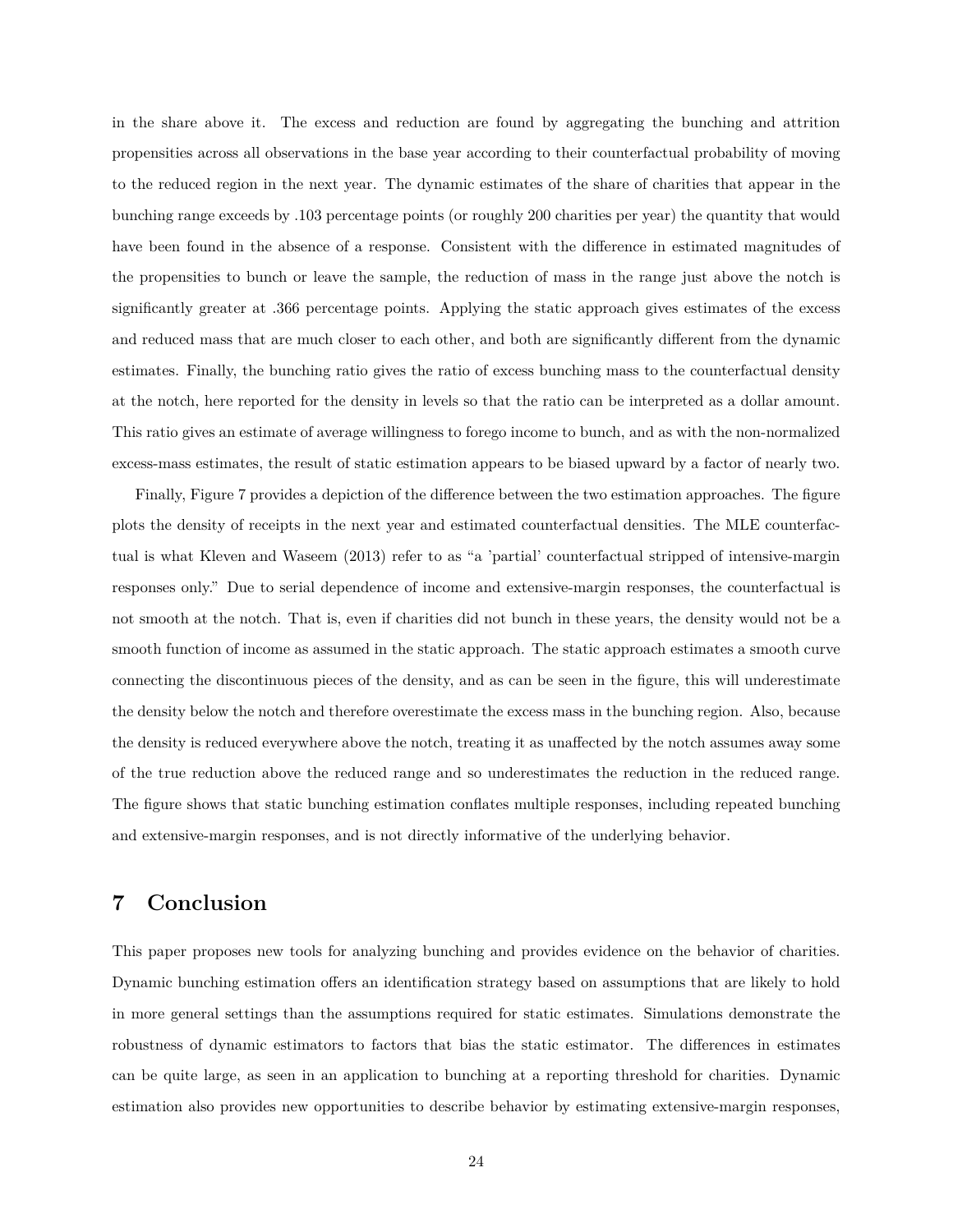in the share above it. The excess and reduction are found by aggregating the bunching and attrition propensities across all observations in the base year according to their counterfactual probability of moving to the reduced region in the next year. The dynamic estimates of the share of charities that appear in the bunching range exceeds by .103 percentage points (or roughly 200 charities per year) the quantity that would have been found in the absence of a response. Consistent with the difference in estimated magnitudes of the propensities to bunch or leave the sample, the reduction of mass in the range just above the notch is significantly greater at .366 percentage points. Applying the static approach gives estimates of the excess and reduced mass that are much closer to each other, and both are significantly different from the dynamic estimates. Finally, the bunching ratio gives the ratio of excess bunching mass to the counterfactual density at the notch, here reported for the density in levels so that the ratio can be interpreted as a dollar amount. This ratio gives an estimate of average willingness to forego income to bunch, and as with the non-normalized excess-mass estimates, the result of static estimation appears to be biased upward by a factor of nearly two.

Finally, Figure 7 provides a depiction of the difference between the two estimation approaches. The figure plots the density of receipts in the next year and estimated counterfactual densities. The MLE counterfactual is what Kleven and Waseem (2013) refer to as "a 'partial' counterfactual stripped of intensive-margin responses only." Due to serial dependence of income and extensive-margin responses, the counterfactual is not smooth at the notch. That is, even if charities did not bunch in these years, the density would not be a smooth function of income as assumed in the static approach. The static approach estimates a smooth curve connecting the discontinuous pieces of the density, and as can be seen in the figure, this will underestimate the density below the notch and therefore overestimate the excess mass in the bunching region. Also, because the density is reduced everywhere above the notch, treating it as unaffected by the notch assumes away some of the true reduction above the reduced range and so underestimates the reduction in the reduced range. The figure shows that static bunching estimation conflates multiple responses, including repeated bunching and extensive-margin responses, and is not directly informative of the underlying behavior.

## 7 Conclusion

This paper proposes new tools for analyzing bunching and provides evidence on the behavior of charities. Dynamic bunching estimation offers an identification strategy based on assumptions that are likely to hold in more general settings than the assumptions required for static estimates. Simulations demonstrate the robustness of dynamic estimators to factors that bias the static estimator. The differences in estimates can be quite large, as seen in an application to bunching at a reporting threshold for charities. Dynamic estimation also provides new opportunities to describe behavior by estimating extensive-margin responses,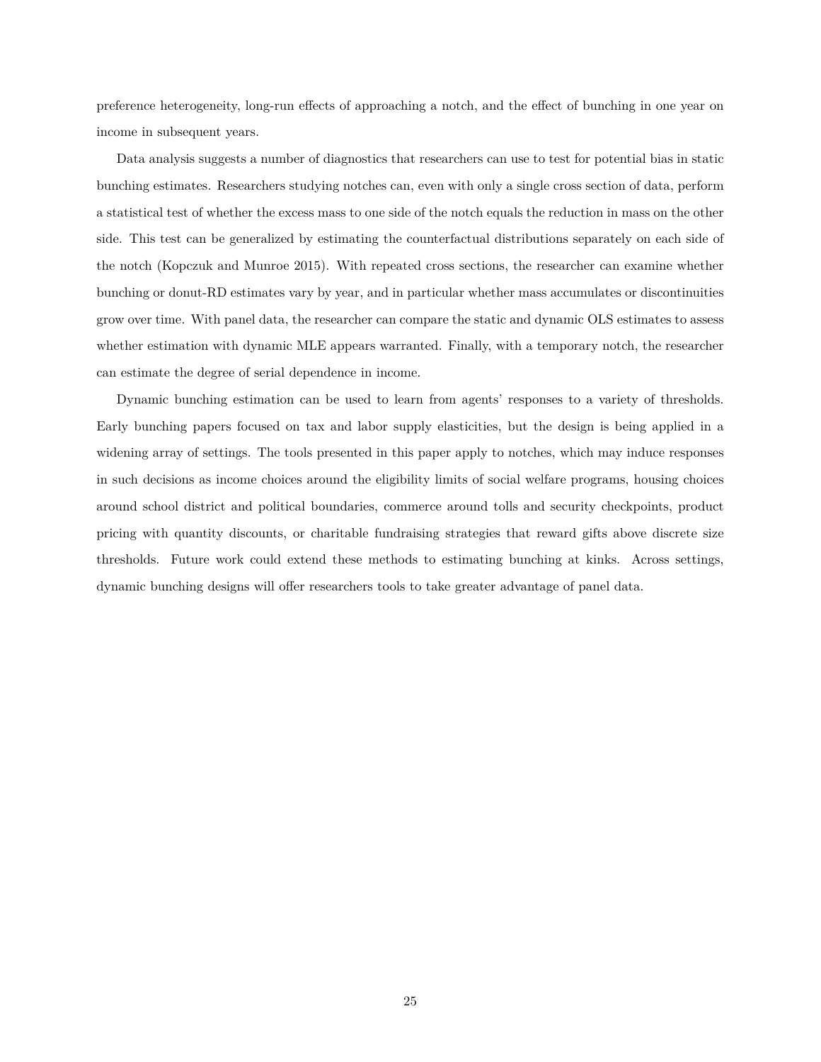preference heterogeneity, long-run effects of approaching a notch, and the effect of bunching in one year on income in subsequent years.

Data analysis suggests a number of diagnostics that researchers can use to test for potential bias in static bunching estimates. Researchers studying notches can, even with only a single cross section of data, perform a statistical test of whether the excess mass to one side of the notch equals the reduction in mass on the other side. This test can be generalized by estimating the counterfactual distributions separately on each side of the notch (Kopczuk and Munroe 2015). With repeated cross sections, the researcher can examine whether bunching or donut-RD estimates vary by year, and in particular whether mass accumulates or discontinuities grow over time. With panel data, the researcher can compare the static and dynamic OLS estimates to assess whether estimation with dynamic MLE appears warranted. Finally, with a temporary notch, the researcher can estimate the degree of serial dependence in income.

Dynamic bunching estimation can be used to learn from agents' responses to a variety of thresholds. Early bunching papers focused on tax and labor supply elasticities, but the design is being applied in a widening array of settings. The tools presented in this paper apply to notches, which may induce responses in such decisions as income choices around the eligibility limits of social welfare programs, housing choices around school district and political boundaries, commerce around tolls and security checkpoints, product pricing with quantity discounts, or charitable fundraising strategies that reward gifts above discrete size thresholds. Future work could extend these methods to estimating bunching at kinks. Across settings, dynamic bunching designs will offer researchers tools to take greater advantage of panel data.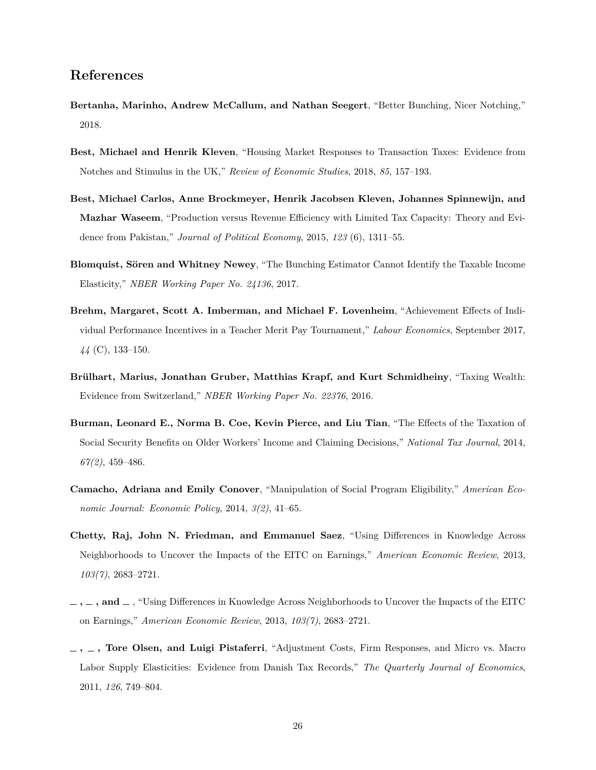# References

**Bertanha, Marinho, Andrew McCallum, and Nathan Seegert**, "Better Bunching, Nicer Notching," 2018.

**Best, Michael and Henrik Kleven**, "Housing Market Responses to Transaction Taxes: Evidence from Notches and Stimulus in the UK," *Review of Economic Studies*, 2018, *85*, 157–193.

**Best, Michael Carlos, Anne Brockmeyer, Henrik Jacobsen Kleven, Johannes Spinnewijn, and Mazhar Waseem**, "Production versus Revenue Efficiency with Limited Tax Capacity: Theory and Evidence from Pakistan," *Journal of Political Economy*, 2015, *123* (6), 1311–55.

**Blomquist, Sören and Whitney Newey**, "The Bunching Estimator Cannot Identify the Taxable Income Elasticity," *NBER Working Paper No. 24136*, 2017.

**Brehm, Margaret, Scott A. Imberman, and Michael F. Lovenheim**, "Achievement Effects of Individual Performance Incentives in a Teacher Merit Pay Tournament," *Labour Economics*, September 2017, *44* (C), 133–150.

**Brülhart, Marius, Jonathan Gruber, Matthias Krapf, and Kurt Schmidheiny**, "Taxing Wealth: Evidence from Switzerland," *NBER Working Paper No. 22376*, 2016.

**Burman, Leonard E., Norma B. Coe, Kevin Pierce, and Liu Tian**, "The Effects of the Taxation of Social Security Benefits on Older Workers' Income and Claiming Decisions," *National Tax Journal*, 2014, *67(2)*, 459–486.

**Camacho, Adriana and Emily Conover**, "Manipulation of Social Program Eligibility," *American Economic Journal: Economic Policy*, 2014, *3(2)*, 41–65.

**Chetty, Raj, John N. Friedman, and Emmanuel Saez**, "Using Differences in Knowledge Across Neighborhoods to Uncover the Impacts of the EITC on Earnings," *American Economic Review*, 2013, *103(7)*, 2683–2721.

**\_ , \_ , and \_** , "Using Differences in Knowledge Across Neighborhoods to Uncover the Impacts of the EITC on Earnings," *American Economic Review*, 2013, *103(7)*, 2683–2721.

**\_ , \_ , Tore Olsen, and Luigi Pistaferri**, "Adjustment Costs, Firm Responses, and Micro vs. Macro Labor Supply Elasticities: Evidence from Danish Tax Records," *The Quarterly Journal of Economics*, 2011, *126*, 749–804.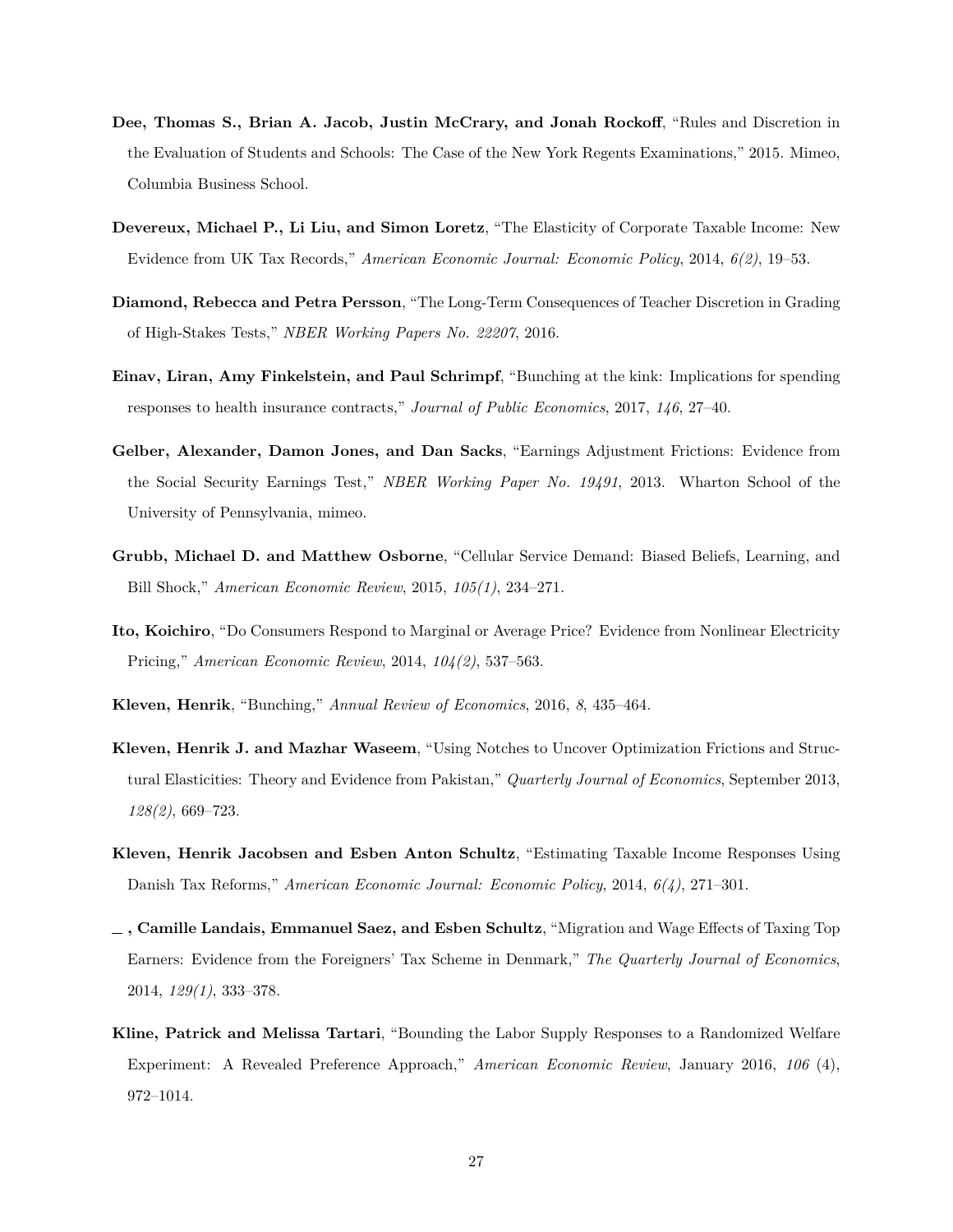**Dee, Thomas S., Brian A. Jacob, Justin McCrary, and Jonah Rockoff**, "Rules and Discretion in the Evaluation of Students and Schools: The Case of the New York Regents Examinations," 2015. Mimeo, Columbia Business School.

**Devereux, Michael P., Li Liu, and Simon Loretz**, "The Elasticity of Corporate Taxable Income: New Evidence from UK Tax Records," *American Economic Journal: Economic Policy*, 2014, *6(2)*, 19–53.

**Diamond, Rebecca and Petra Persson**, "The Long-Term Consequences of Teacher Discretion in Grading of High-Stakes Tests," *NBER Working Papers No. 22207*, 2016.

**Einav, Liran, Amy Finkelstein, and Paul Schrimpf**, "Bunching at the kink: Implications for spending responses to health insurance contracts," *Journal of Public Economics*, 2017, *146*, 27–40.

**Gelber, Alexander, Damon Jones, and Dan Sacks**, "Earnings Adjustment Frictions: Evidence from the Social Security Earnings Test," *NBER Working Paper No. 19491*, 2013. Wharton School of the University of Pennsylvania, mimeo.

**Grubb, Michael D. and Matthew Osborne**, "Cellular Service Demand: Biased Beliefs, Learning, and Bill Shock," *American Economic Review*, 2015, *105(1)*, 234–271.

**Ito, Koichiro**, "Do Consumers Respond to Marginal or Average Price? Evidence from Nonlinear Electricity Pricing," *American Economic Review*, 2014, *104(2)*, 537–563.

**Kleven, Henrik**, "Bunching," *Annual Review of Economics*, 2016, *8*, 435–464.

**Kleven, Henrik J. and Mazhar Waseem**, "Using Notches to Uncover Optimization Frictions and Structural Elasticities: Theory and Evidence from Pakistan," *Quarterly Journal of Economics*, September 2013, *128(2)*, 669–723.

**Kleven, Henrik Jacobsen and Esben Anton Schultz**, "Estimating Taxable Income Responses Using Danish Tax Reforms," *American Economic Journal: Economic Policy*, 2014, *6(4)*, 271–301.

**_ , Camille Landais, Emmanuel Saez, and Esben Schultz**, "Migration and Wage Effects of Taxing Top Earners: Evidence from the Foreigners' Tax Scheme in Denmark," *The Quarterly Journal of Economics*, 2014, *129(1)*, 333–378.

**Kline, Patrick and Melissa Tartari**, "Bounding the Labor Supply Responses to a Randomized Welfare Experiment: A Revealed Preference Approach," *American Economic Review*, January 2016, *106* (4), 972–1014.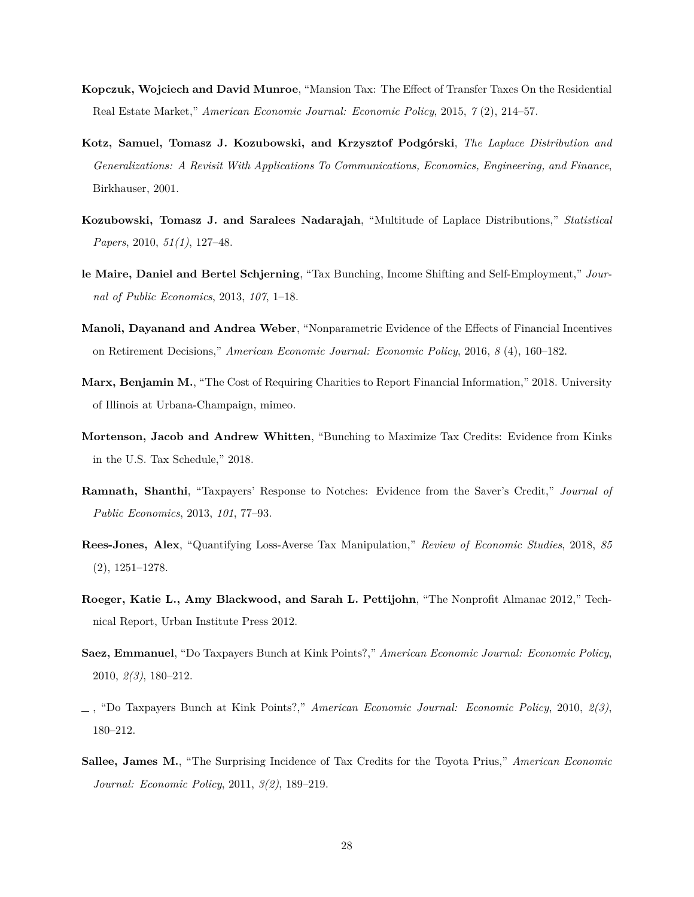**Kopczuk, Wojciech and David Munroe**, "Mansion Tax: The Effect of Transfer Taxes On the Residential Real Estate Market," *American Economic Journal: Economic Policy*, 2015, *7* (2), 214–57.

**Kotz, Samuel, Tomasz J. Kozubowski, and Krzysztof Podgórski**, *The Laplace Distribution and Generalizations: A Revisit With Applications To Communications, Economics, Engineering, and Finance*, Birkhauser, 2001.

**Kozubowski, Tomasz J. and Saralees Nadarajah**, "Multitude of Laplace Distributions," *Statistical Papers*, 2010, *51(1)*, 127–48.

**le Maire, Daniel and Bertel Schjerning**, "Tax Bunching, Income Shifting and Self-Employment," *Journal of Public Economics*, 2013, *107*, 1–18.

**Manoli, Dayanand and Andrea Weber**, "Nonparametric Evidence of the Effects of Financial Incentives on Retirement Decisions," *American Economic Journal: Economic Policy*, 2016, *8* (4), 160–182.

**Marx, Benjamin M.**, "The Cost of Requiring Charities to Report Financial Information," 2018. University of Illinois at Urbana-Champaign, mimeo.

**Mortenson, Jacob and Andrew Whitten**, "Bunching to Maximize Tax Credits: Evidence from Kinks in the U.S. Tax Schedule," 2018.

**Ramnath, Shanthi**, "Taxpayers' Response to Notches: Evidence from the Saver's Credit," *Journal of Public Economics*, 2013, *101*, 77–93.

**Rees-Jones, Alex**, "Quantifying Loss-Averse Tax Manipulation," *Review of Economic Studies*, 2018, *85* (2), 1251–1278.

**Roeger, Katie L., Amy Blackwood, and Sarah L. Pettijohn**, "The Nonprofit Almanac 2012," Technical Report, Urban Institute Press 2012.

**Saez, Emmanuel**, "Do Taxpayers Bunch at Kink Points?," *American Economic Journal: Economic Policy*, 2010, *2(3)*, 180–212.

—, "Do Taxpayers Bunch at Kink Points?," *American Economic Journal: Economic Policy*, 2010, *2(3)*, 180–212.

**Sallee, James M.**, "The Surprising Incidence of Tax Credits for the Toyota Prius," *American Economic Journal: Economic Policy*, 2011, *3(2)*, 189–219.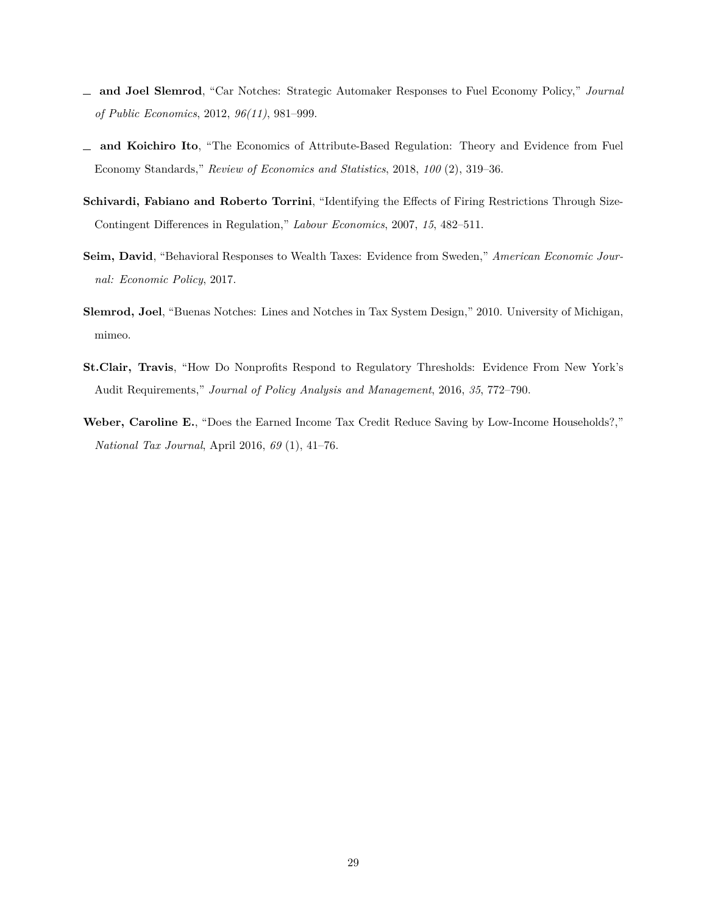\_\_ **and Joel Slemrod**, "Car Notches: Strategic Automaker Responses to Fuel Economy Policy," *Journal of Public Economics*, 2012, *96(11)*, 981–999.

\_\_ **and Koichiro Ito**, "The Economics of Attribute-Based Regulation: Theory and Evidence from Fuel Economy Standards," *Review of Economics and Statistics*, 2018, *100* (2), 319–36.

**Schivardi, Fabiano and Roberto Torrini**, "Identifying the Effects of Firing Restrictions Through Size-Contingent Differences in Regulation," *Labour Economics*, 2007, *15*, 482–511.

**Seim, David**, "Behavioral Responses to Wealth Taxes: Evidence from Sweden," *American Economic Journal: Economic Policy*, 2017.

**Slemrod, Joel**, "Buenas Notches: Lines and Notches in Tax System Design," 2010. University of Michigan, mimeo.

**St.Clair, Travis**, "How Do Nonprofits Respond to Regulatory Thresholds: Evidence From New York's Audit Requirements," *Journal of Policy Analysis and Management*, 2016, *35*, 772–790.

**Weber, Caroline E.**, "Does the Earned Income Tax Credit Reduce Saving by Low-Income Households?," *National Tax Journal*, April 2016, *69* (1), 41–76.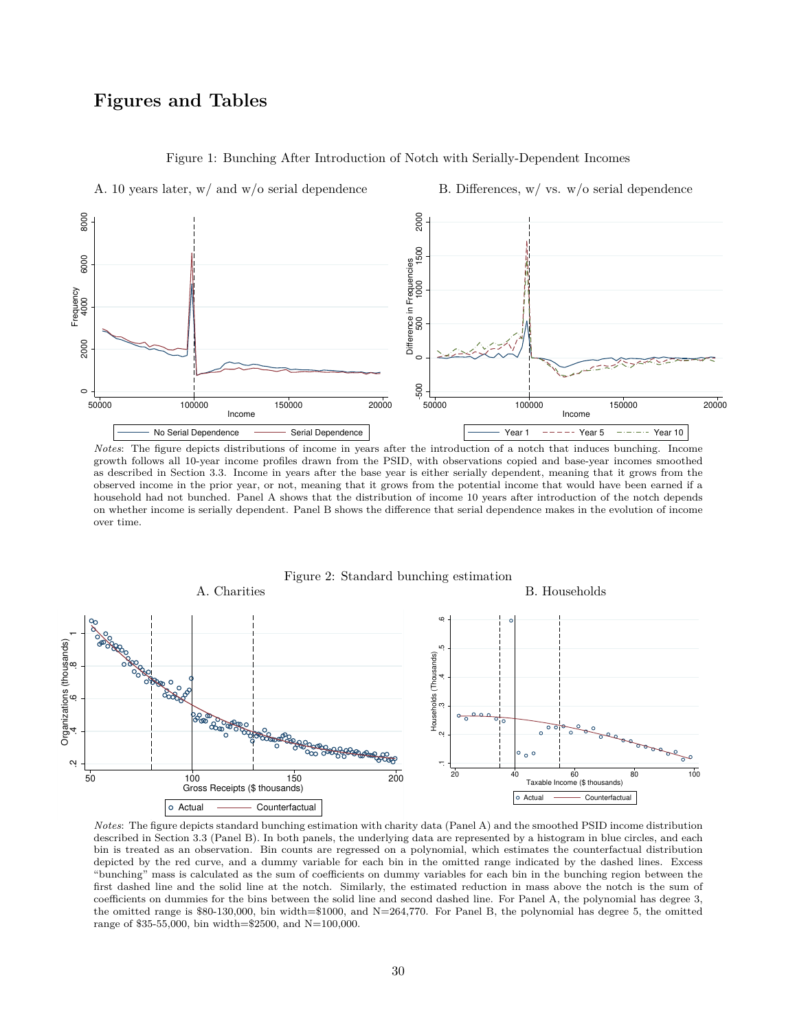# Figures and Tables

Figure 1: Bunching After Introduction of Notch with Serially-Dependent Incomes

A. 10 years later, w/ and w/o serial dependence

B. Differences, w/ vs. w/o serial dependence

*Notes*: The figure depicts distributions of income in years after the introduction of a notch that induces bunching. Income growth follows all 10-year income profiles drawn from the PSID, with observations copied and base-year incomes smoothed as described in Section 3.3. Income in years after the base year is either serially dependent, meaning that it grows from the observed income in the prior year, or not, meaning that it grows from the potential income that would have been earned if a household had not bunched. Panel A shows that the distribution of income 10 years after introduction of the notch depends on whether income is serially dependent. Panel B shows the difference that serial dependence makes in the evolution of income over time.

Figure 2: Standard bunching estimation

A. Charities

B. Households

*Notes*: The figure depicts standard bunching estimation with charity data (Panel A) and the smoothed PSID income distribution described in Section 3.3 (Panel B). In both panels, the underlying data are represented by a histogram in blue circles, and each bin is treated as an observation. Bin counts are regressed on a polynomial, which estimates the counterfactual distribution depicted by the red curve, and a dummy variable for each bin in the omitted range indicated by the dashed lines. Excess "bunching" mass is calculated as the sum of coefficients on dummy variables for each bin in the bunching region between the first dashed line and the solid line at the notch. Similarly, the estimated reduction in mass above the notch is the sum of coefficients on dummies for the bins between the solid line and second dashed line. For Panel A, the polynomial has degree 3, the omitted range is \$80-130,000, bin width=\$1000, and N=264,770. For Panel B, the polynomial has degree 5, the omitted range of \$35-55,000, bin width=\$2500, and N=100,000.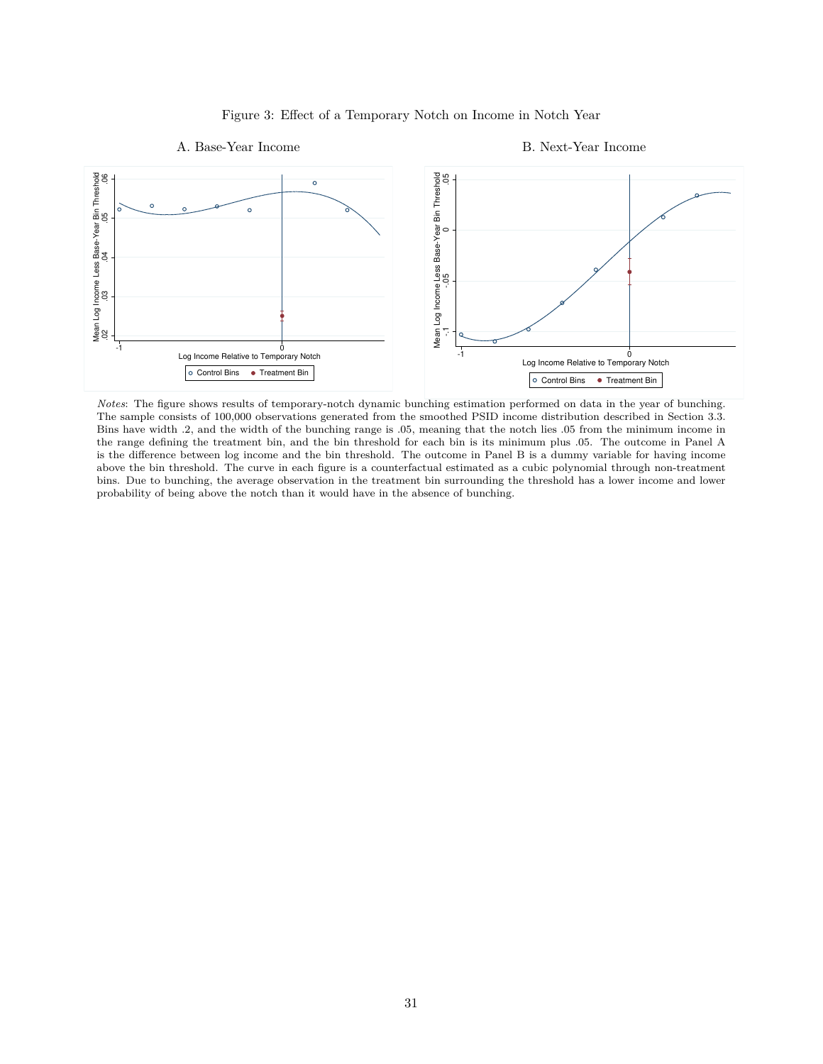Figure 3: Effect of a Temporary Notch on Income in Notch Year

A. Base-Year Income

B. Next-Year Income

*Notes*: The figure shows results of temporary-notch dynamic bunching estimation performed on data in the year of bunching. The sample consists of 100,000 observations generated from the smoothed PSID income distribution described in Section 3.3. Bins have width .2, and the width of the bunching range is .05, meaning that the notch lies .05 from the minimum income in the range defining the treatment bin, and the bin threshold for each bin is its minimum plus .05. The outcome in Panel A is the difference between log income and the bin threshold. The outcome in Panel B is a dummy variable for having income above the bin threshold. The curve in each figure is a counterfactual estimated as a cubic polynomial through non-treatment bins. Due to bunching, the average observation in the treatment bin surrounding the threshold has a lower income and lower probability of being above the notch than it would have in the absence of bunching.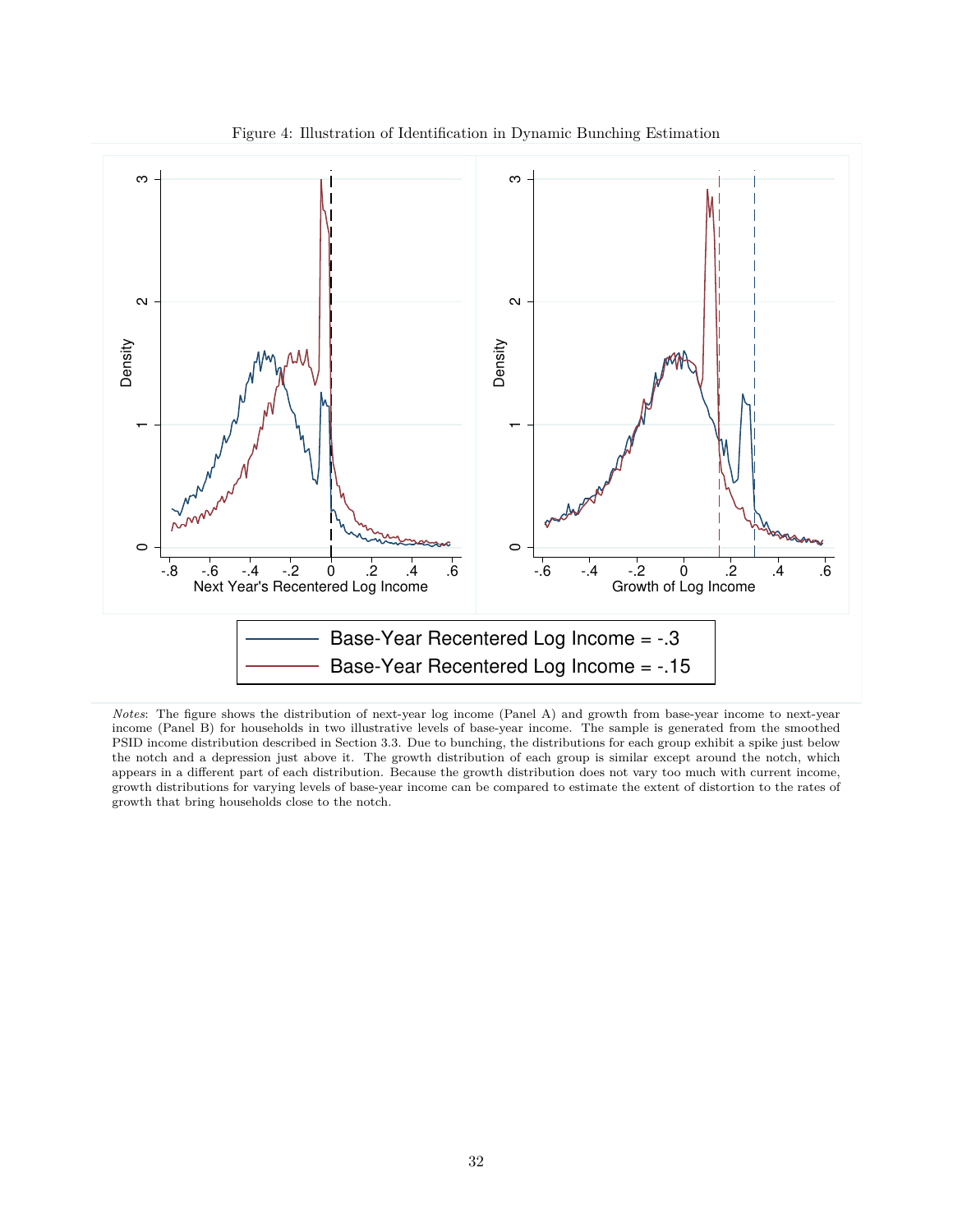Figure 4: Illustration of Identification in Dynamic Bunching Estimation

*Notes*: The figure shows the distribution of next-year log income (Panel A) and growth from base-year income to next-year income (Panel B) for households in two illustrative levels of base-year income. The sample is generated from the smoothed PSID income distribution described in Section 3.3. Due to bunching, the distributions for each group exhibit a spike just below the notch and a depression just above it. The growth distribution of each group is similar except around the notch, which appears in a different part of each distribution. Because the growth distribution does not vary too much with current income, growth distributions for varying levels of base-year income can be compared to estimate the extent of distortion to the rates of growth that bring households close to the notch.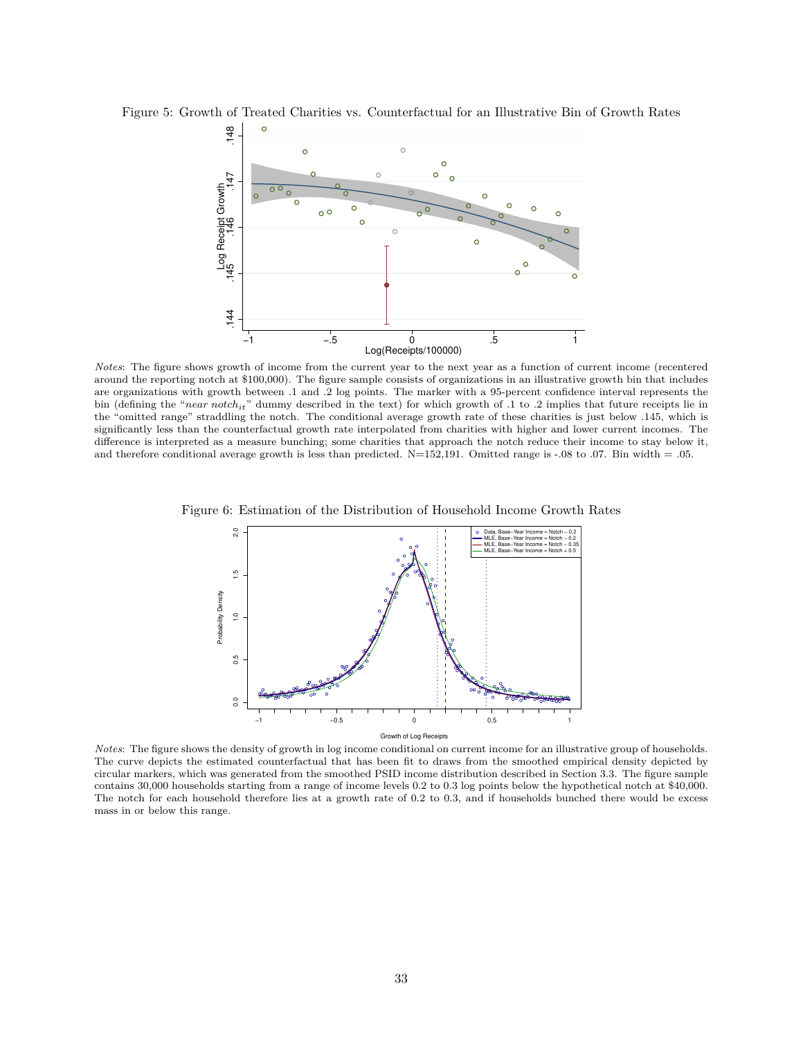Figure 5: Growth of Treated Charities vs. Counterfactual for an Illustrative Bin of Growth Rates

*Notes*: The figure shows growth of income from the current year to the next year as a function of current income (recentered around the reporting notch at \$100,000). The figure sample consists of organizations in an illustrative growth bin that includes are organizations with growth between .1 and .2 log points. The marker with a 95-percent confidence interval represents the bin (defining the "$near\ notch_{it}$" dummy described in the text) for which growth of .1 to .2 implies that future receipts lie in the "omitted range" straddling the notch. The conditional average growth rate of these charities is just below .145, which is significantly less than the counterfactual growth rate interpolated from charities with higher and lower current incomes. The difference is interpreted as a measure bunching; some charities that approach the notch reduce their income to stay below it, and therefore conditional average growth is less than predicted. N=152,191. Omitted range is -.08 to .07. Bin width = .05.

Figure 6: Estimation of the Distribution of Household Income Growth Rates

*Notes*: The figure shows the density of growth in log income conditional on current income for an illustrative group of households. The curve depicts the estimated counterfactual that has been fit to draws from the smoothed empirical density depicted by circular markers, which was generated from the smoothed PSID income distribution described in Section 3.3. The figure sample contains 30,000 households starting from a range of income levels 0.2 to 0.3 log points below the hypothetical notch at \$40,000. The notch for each household therefore lies at a growth rate of 0.2 to 0.3, and if households bunched there would be excess mass in or below this range.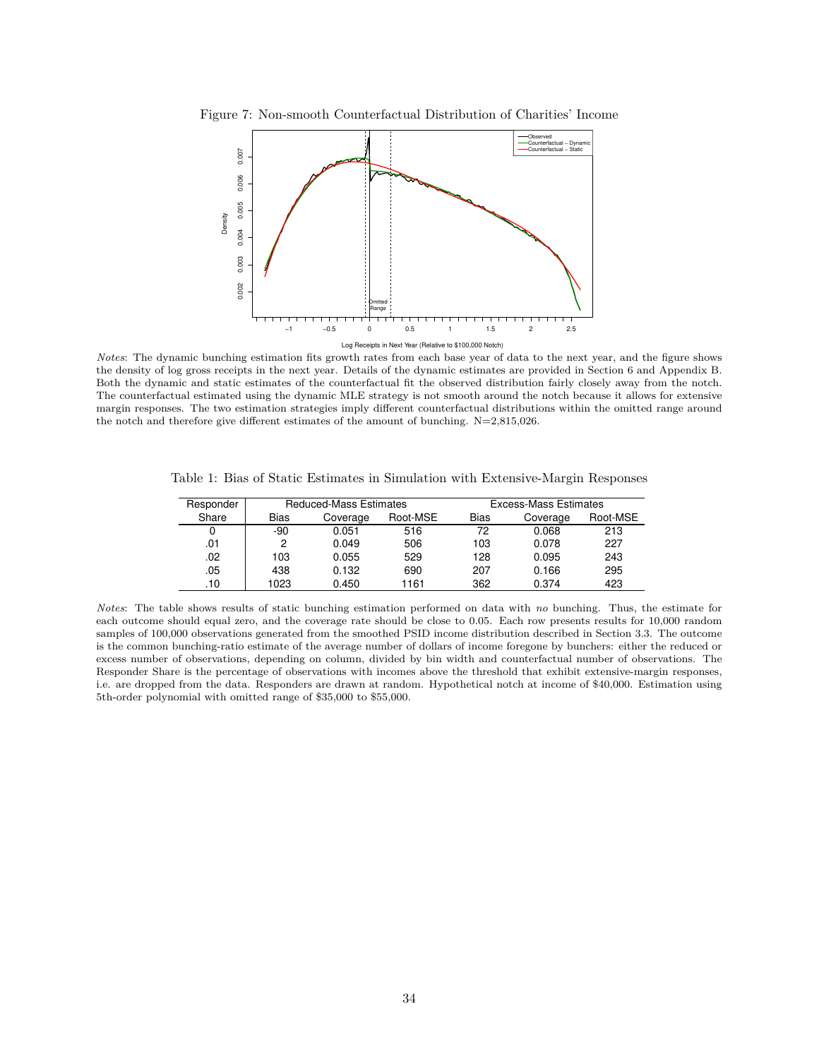Figure 7: Non-smooth Counterfactual Distribution of Charities' Income

*Notes*: The dynamic bunching estimation fits growth rates from each base year of data to the next year, and the figure shows the density of log gross receipts in the next year. Details of the dynamic estimates are provided in Section 6 and Appendix B. Both the dynamic and static estimates of the counterfactual fit the observed distribution fairly closely away from the notch. The counterfactual estimated using the dynamic MLE strategy is not smooth around the notch because it allows for extensive margin responses. The two estimation strategies imply different counterfactual distributions within the omitted range around the notch and therefore give different estimates of the amount of bunching. N=2,815,026.

Table 1: Bias of Static Estimates in Simulation with Extensive-Margin Responses

| Responder | Reduced-Mass Estimates | | | Excess-Mass Estimates | | |
|---|---|---|---|---|---|---|
| Share | Bias | Coverage | Root-MSE | Bias | Coverage | Root-MSE |
| 0 | -90 | 0.051 | 516 | 72 | 0.068 | 213 |
| .01 | 2 | 0.049 | 506 | 103 | 0.078 | 227 |
| .02 | 103 | 0.055 | 529 | 128 | 0.095 | 243 |
| .05 | 438 | 0.132 | 690 | 207 | 0.166 | 295 |
| .10 | 1023 | 0.450 | 1161 | 362 | 0.374 | 423 |

*Notes*: The table shows results of static bunching estimation performed on data with *no* bunching. Thus, the estimate for each outcome should equal zero, and the coverage rate should be close to 0.05. Each row presents results for 10,000 random samples of 100,000 observations generated from the smoothed PSID income distribution described in Section 3.3. The outcome is the common bunching-ratio estimate of the average number of dollars of income foregone by bunchers: either the reduced or excess number of observations, depending on column, divided by bin width and counterfactual number of observations. The Responder Share is the percentage of observations with incomes above the threshold that exhibit extensive-margin responses, i.e. are dropped from the data. Responders are drawn at random. Hypothetical notch at income of $40,000. Estimation using 5th-order polynomial with omitted range of $35,000 to $55,000.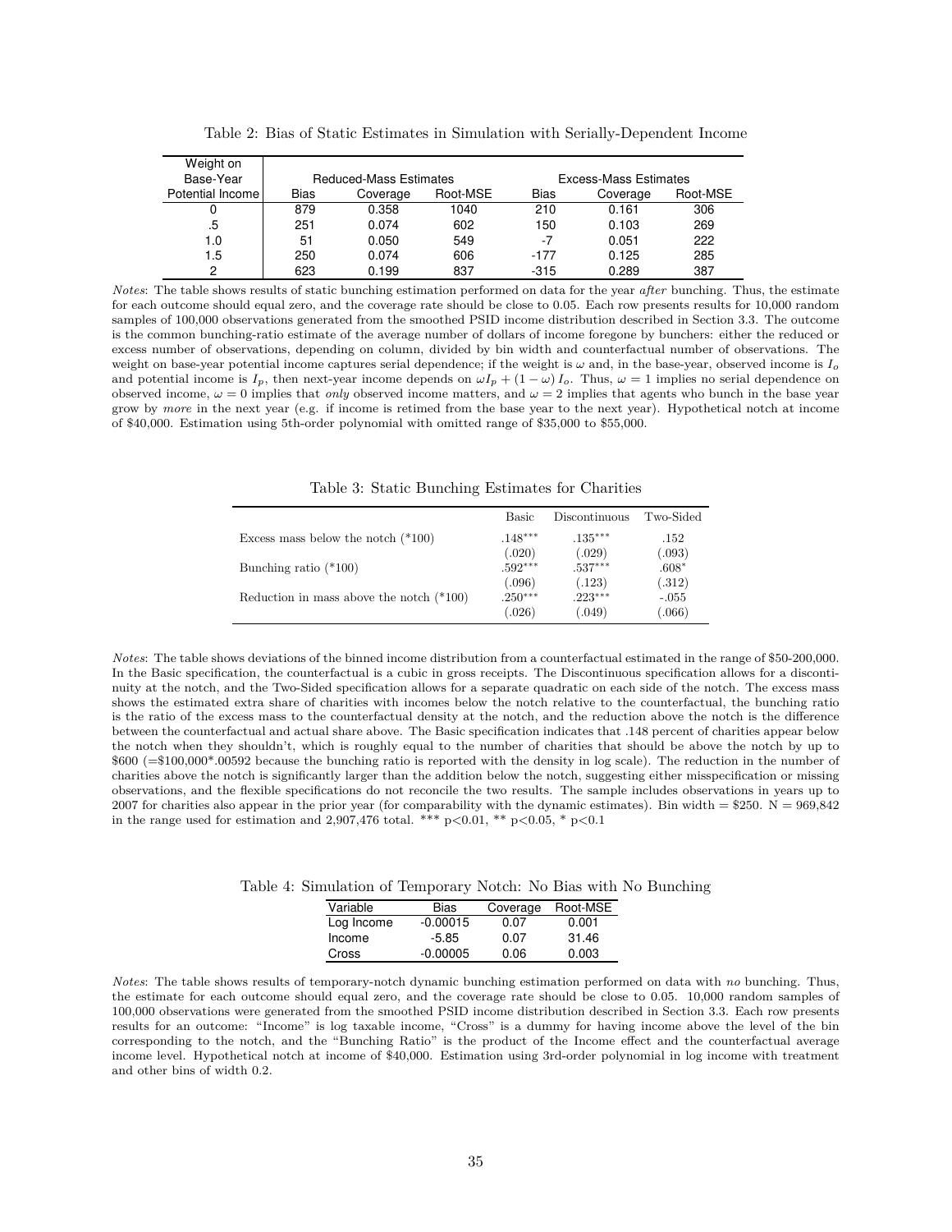Table 2: Bias of Static Estimates in Simulation with Serially-Dependent Income

| Weight on Base-Year Potential Income | Reduced-Mass Estimates | | | Excess-Mass Estimates | | |
|---|---|---|---|---|---|---|
| | Bias | Coverage | Root-MSE | Bias | Coverage | Root-MSE |
| 0 | 879 | 0.358 | 1040 | 210 | 0.161 | 306 |
| .5 | 251 | 0.074 | 602 | 150 | 0.103 | 269 |
| 1.0 | 51 | 0.050 | 549 | -7 | 0.051 | 222 |
| 1.5 | 250 | 0.074 | 606 | -177 | 0.125 | 285 |
| 2 | 623 | 0.199 | 837 | -315 | 0.289 | 387 |

*Notes*: The table shows results of static bunching estimation performed on data for the year *after* bunching. Thus, the estimate for each outcome should equal zero, and the coverage rate should be close to 0.05. Each row presents results for 10,000 random samples of 100,000 observations generated from the smoothed PSID income distribution described in Section 3.3. The outcome is the common bunching-ratio estimate of the average number of dollars of income foregone by bunchers: either the reduced or excess number of observations, depending on column, divided by bin width and counterfactual number of observations. The weight on base-year potential income captures serial dependence; if the weight is $\omega$ and, in the base-year, observed income is $I_o$ and potential income is $I_p$, then next-year income depends on $\omega I_p + (1-\omega) I_o$. Thus, $\omega = 1$ implies no serial dependence on observed income, $\omega = 0$ implies that *only* observed income matters, and $\omega = 2$ implies that agents who bunch in the base year grow by *more* in the next year (e.g. if income is retimed from the base year to the next year). Hypothetical notch at income of $40,000. Estimation using 5th-order polynomial with omitted range of $35,000 to $55,000.

Table 3: Static Bunching Estimates for Charities

| | Basic | Discontinuous | Two-Sided |
|---|---|---|---|
| Excess mass below the notch (*100) | .148*** | .135*** | .152 |
| | (.020) | (.029) | (.093) |
| Bunching ratio (*100) | .592*** | .537*** | .608* |
| | (.096) | (.123) | (.312) |
| Reduction in mass above the notch (*100) | .250*** | .223*** | -.055 |
| | (.026) | (.049) | (.066) |

*Notes*: The table shows deviations of the binned income distribution from a counterfactual estimated in the range of $50-200,000. In the Basic specification, the counterfactual is a cubic in gross receipts. The Discontinuous specification allows for a discontinuity at the notch, and the Two-Sided specification allows for a separate quadratic on each side of the notch. The excess mass shows the estimated extra share of charities with incomes below the notch relative to the counterfactual, the bunching ratio is the ratio of the excess mass to the counterfactual density at the notch, and the reduction above the notch is the difference between the counterfactual and actual share above. The Basic specification indicates that .148 percent of charities appear below the notch when they shouldn't, which is roughly equal to the number of charities that should be above the notch by up to $600 (=$100,000*.00592 because the bunching ratio is reported with the density in log scale). The reduction in the number of charities above the notch is significantly larger than the addition below the notch, suggesting either misspecification or missing observations, and the flexible specifications do not reconcile the two results. The sample includes observations in years up to 2007 for charities also appear in the prior year (for comparability with the dynamic estimates). Bin width = $250. N = 969,842 in the range used for estimation and 2,907,476 total. *** p<0.01, ** p<0.05, * p<0.1

Table 4: Simulation of Temporary Notch: No Bias with No Bunching

| Variable | Bias | Coverage | Root-MSE |
|---|---|---|---|
| Log Income | -0.00015 | 0.07 | 0.001 |
| Income | -5.85 | 0.07 | 31.46 |
| Cross | -0.00005 | 0.06 | 0.003 |

*Notes*: The table shows results of temporary-notch dynamic bunching estimation performed on data with *no* bunching. Thus, the estimate for each outcome should equal zero, and the coverage rate should be close to 0.05. 10,000 random samples of 100,000 observations were generated from the smoothed PSID income distribution described in Section 3.3. Each row presents results for an outcome: "Income" is log taxable income, "Cross" is a dummy for having income above the level of the bin corresponding to the notch, and the "Bunching Ratio" is the product of the Income effect and the counterfactual average income level. Hypothetical notch at income of $40,000. Estimation using 3rd-order polynomial in log income with treatment and other bins of width 0.2.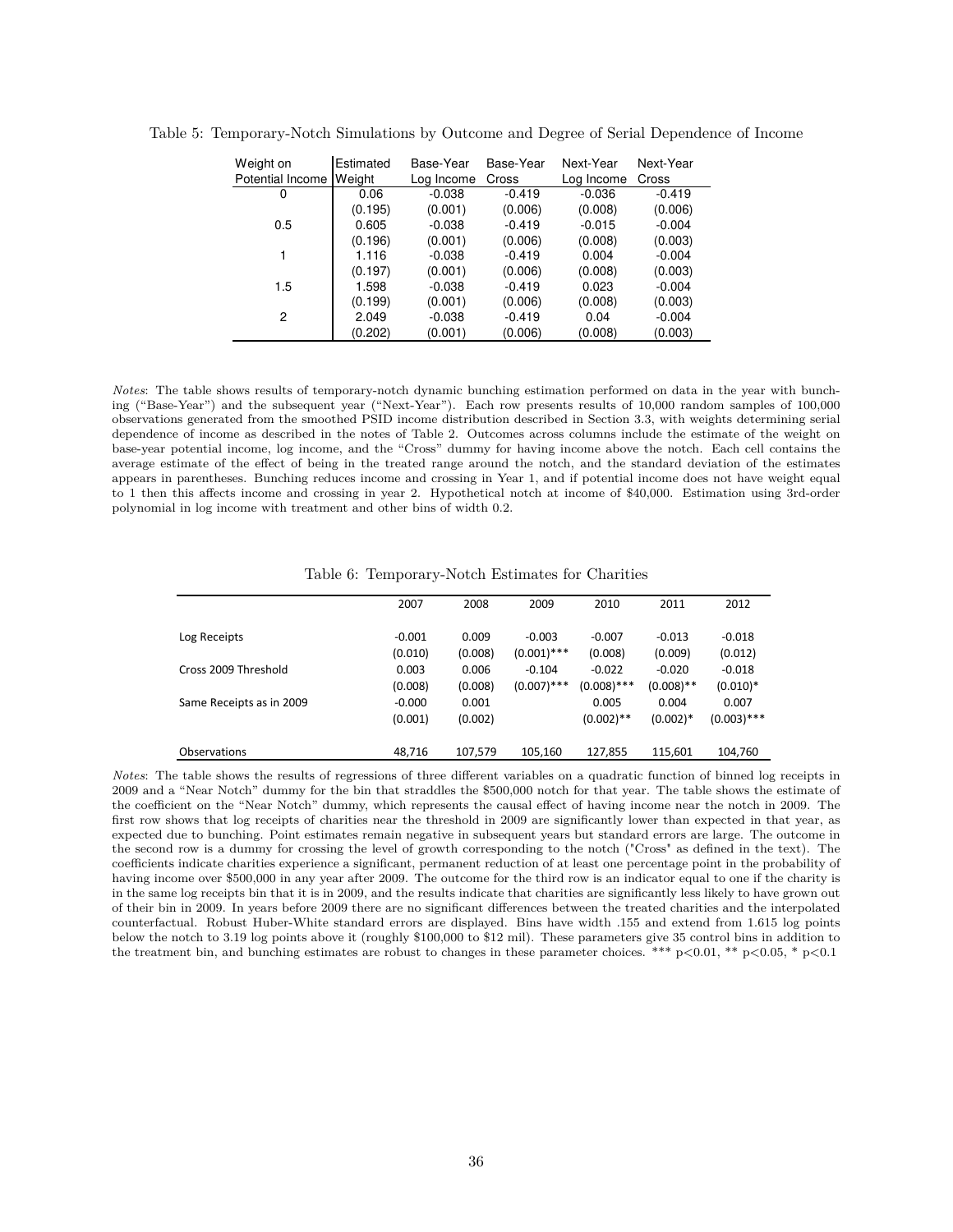Table 5: Temporary-Notch Simulations by Outcome and Degree of Serial Dependence of Income

| Weight on Potential Income | Estimated Weight | Base-Year Log Income | Base-Year Cross | Next-Year Log Income | Next-Year Cross |
|---|---|---|---|---|---|
| 0 | 0.06 | -0.038 | -0.419 | -0.036 | -0.419 |
| | (0.195) | (0.001) | (0.006) | (0.008) | (0.006) |
| 0.5 | 0.605 | -0.038 | -0.419 | -0.015 | -0.004 |
| | (0.196) | (0.001) | (0.006) | (0.008) | (0.003) |
| 1 | 1.116 | -0.038 | -0.419 | 0.004 | -0.004 |
| | (0.197) | (0.001) | (0.006) | (0.008) | (0.003) |
| 1.5 | 1.598 | -0.038 | -0.419 | 0.023 | -0.004 |
| | (0.199) | (0.001) | (0.006) | (0.008) | (0.003) |
| 2 | 2.049 | -0.038 | -0.419 | 0.04 | -0.004 |
| | (0.202) | (0.001) | (0.006) | (0.008) | (0.003) |

*Notes*: The table shows results of temporary-notch dynamic bunching estimation performed on data in the year with bunching ("Base-Year") and the subsequent year ("Next-Year"). Each row presents results of 10,000 random samples of 100,000 observations generated from the smoothed PSID income distribution described in Section 3.3, with weights determining serial dependence of income as described in the notes of Table 2. Outcomes across columns include the estimate of the weight on base-year potential income, log income, and the "Cross" dummy for having income above the notch. Each cell contains the average estimate of the effect of being in the treated range around the notch, and the standard deviation of the estimates appears in parentheses. Bunching reduces income and crossing in Year 1, and if potential income does not have weight equal to 1 then this affects income and crossing in year 2. Hypothetical notch at income of $40,000. Estimation using 3rd-order polynomial in log income with treatment and other bins of width 0.2.

Table 6: Temporary-Notch Estimates for Charities

| | 2007 | 2008 | 2009 | 2010 | 2011 | 2012 |
|---|---|---|---|---|---|---|
| Log Receipts | -0.001 | 0.009 | -0.003 | -0.007 | -0.013 | -0.018 |
| | (0.010) | (0.008) | (0.001)*** | (0.008) | (0.009) | (0.012) |
| Cross 2009 Threshold | 0.003 | 0.006 | -0.104 | -0.022 | -0.020 | -0.018 |
| | (0.008) | (0.008) | (0.007)*** | (0.008)*** | (0.008)** | (0.010)* |
| Same Receipts as in 2009 | -0.000 | 0.001 | | 0.005 | 0.004 | 0.007 |
| | (0.001) | (0.002) | | (0.002)** | (0.002)* | (0.003)*** |
| Observations | 48,716 | 107,579 | 105,160 | 127,855 | 115,601 | 104,760 |

*Notes*: The table shows the results of regressions of three different variables on a quadratic function of binned log receipts in 2009 and a "Near Notch" dummy for the bin that straddles the $500,000 notch for that year. The table shows the estimate of the coefficient on the "Near Notch" dummy, which represents the causal effect of having income near the notch in 2009. The first row shows that log receipts of charities near the threshold in 2009 are significantly lower than expected in that year, as expected due to bunching. Point estimates remain negative in subsequent years but standard errors are large. The outcome in the second row is a dummy for crossing the level of growth corresponding to the notch ("Cross" as defined in the text). The coefficients indicate charities experience a significant, permanent reduction of at least one percentage point in the probability of having income over $500,000 in any year after 2009. The outcome for the third row is an indicator equal to one if the charity is in the same log receipts bin that it is in 2009, and the results indicate that charities are significantly less likely to have grown out of their bin in 2009. In years before 2009 there are no significant differences between the treated charities and the interpolated counterfactual. Robust Huber-White standard errors are displayed. Bins have width .155 and extend from 1.615 log points below the notch to 3.19 log points above it (roughly $100,000 to $12 mil). These parameters give 35 control bins in addition to the treatment bin, and bunching estimates are robust to changes in these parameter choices. *** $p<0.01$, ** $p<0.05$, * $p<0.1$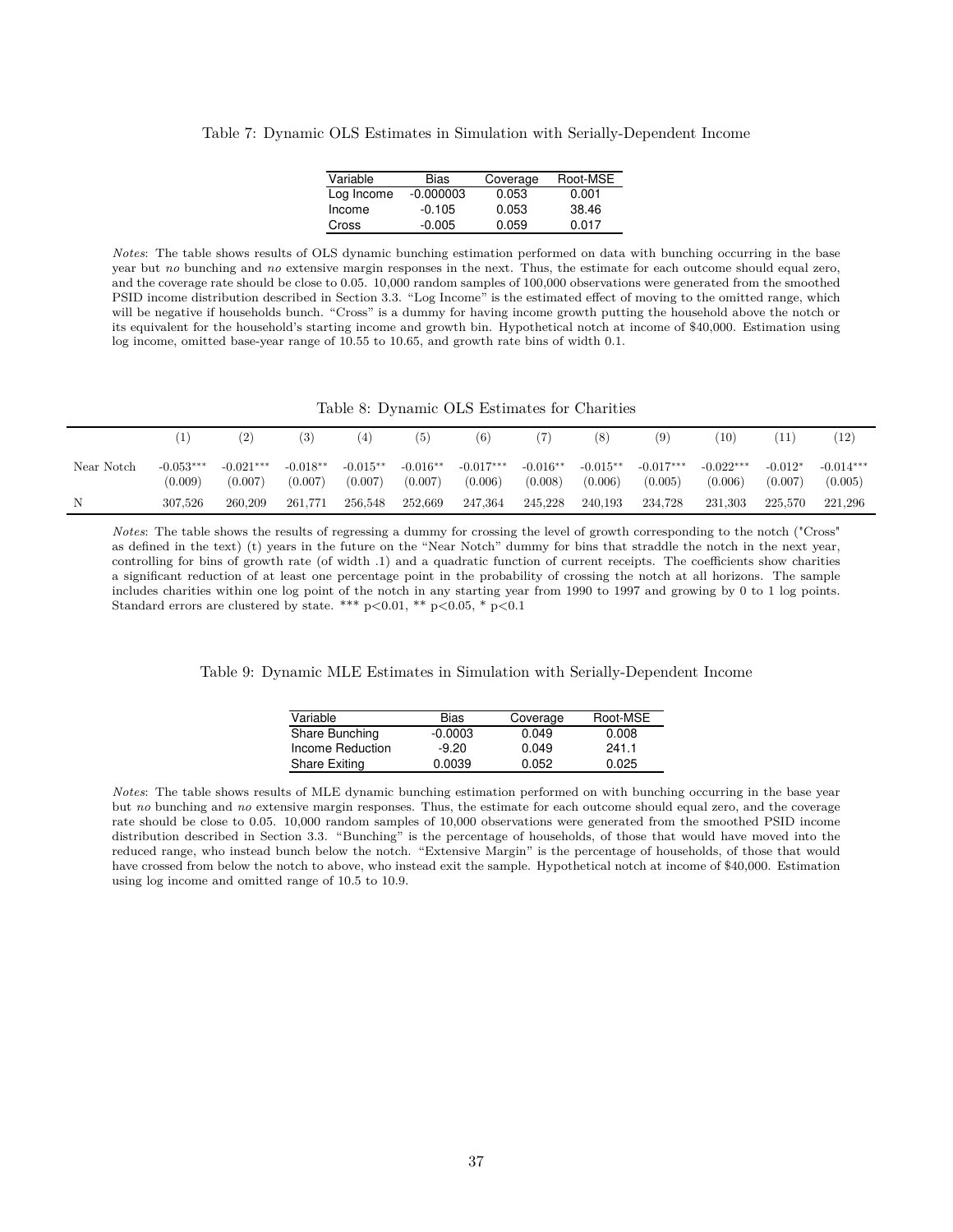Table 7: Dynamic OLS Estimates in Simulation with Serially-Dependent Income

| Variable | Bias | Coverage | Root-MSE |
|---|---|---|---|
| Log Income | -0.000003 | 0.053 | 0.001 |
| Income | -0.105 | 0.053 | 38.46 |
| Cross | -0.005 | 0.059 | 0.017 |

*Notes*: The table shows results of OLS dynamic bunching estimation performed on data with bunching occurring in the base year but *no* bunching and *no* extensive margin responses in the next. Thus, the estimate for each outcome should equal zero, and the coverage rate should be close to 0.05. 10,000 random samples of 100,000 observations were generated from the smoothed PSID income distribution described in Section 3.3. "Log Income" is the estimated effect of moving to the omitted range, which will be negative if households bunch. "Cross" is a dummy for having income growth putting the household above the notch or its equivalent for the household's starting income and growth bin. Hypothetical notch at income of $40,000. Estimation using log income, omitted base-year range of 10.55 to 10.65, and growth rate bins of width 0.1.

Table 8: Dynamic OLS Estimates for Charities

| | (1) | (2) | (3) | (4) | (5) | (6) | (7) | (8) | (9) | (10) | (11) | (12) |
|---|---|---|---|---|---|---|---|---|---|---|---|---|
| Near Notch | -0.053*** | -0.021*** | -0.018** | -0.015** | -0.016** | -0.017*** | -0.016** | -0.015** | -0.017*** | -0.022*** | -0.012* | -0.014*** |
| | (0.009) | (0.007) | (0.007) | (0.007) | (0.007) | (0.006) | (0.008) | (0.006) | (0.005) | (0.006) | (0.007) | (0.005) |
| N | 307,526 | 260,209 | 261,771 | 256,548 | 252,669 | 247,364 | 245,228 | 240,193 | 234,728 | 231,303 | 225,570 | 221,296 |

*Notes*: The table shows the results of regressing a dummy for crossing the level of growth corresponding to the notch ("Cross" as defined in the text) (t) years in the future on the "Near Notch" dummy for bins that straddle the notch in the next year, controlling for bins of growth rate (of width .1) and a quadratic function of current receipts. The coefficients show charities a significant reduction of at least one percentage point in the probability of crossing the notch at all horizons. The sample includes charities within one log point of the notch in any starting year from 1990 to 1997 and growing by 0 to 1 log points. Standard errors are clustered by state. *** p<0.01, ** p<0.05, * p<0.1

Table 9: Dynamic MLE Estimates in Simulation with Serially-Dependent Income

| Variable | Bias | Coverage | Root-MSE |
|---|---|---|---|
| Share Bunching | -0.0003 | 0.049 | 0.008 |
| Income Reduction | -9.20 | 0.049 | 241.1 |
| Share Exiting | 0.0039 | 0.052 | 0.025 |

*Notes*: The table shows results of MLE dynamic bunching estimation performed on with bunching occurring in the base year but *no* bunching and *no* extensive margin responses. Thus, the estimate for each outcome should equal zero, and the coverage rate should be close to 0.05. 10,000 random samples of 10,000 observations were generated from the smoothed PSID income distribution described in Section 3.3. "Bunching" is the percentage of households, of those that would have moved into the reduced range, who instead bunch below the notch. "Extensive Margin" is the percentage of households, of those that would have crossed from below the notch to above, who instead exit the sample. Hypothetical notch at income of $40,000. Estimation using log income and omitted range of 10.5 to 10.9.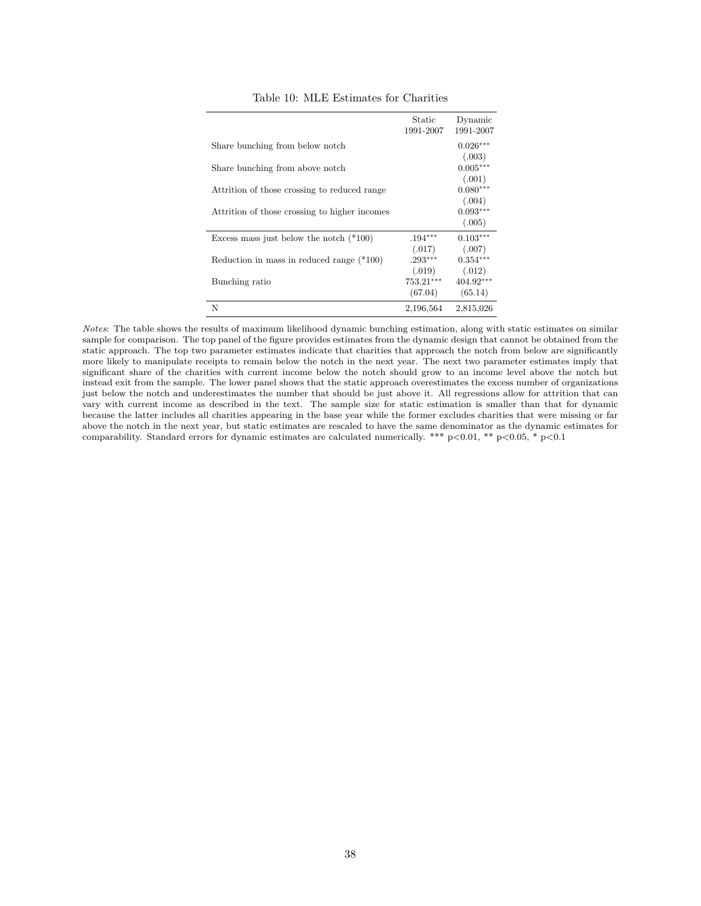Table 10: MLE Estimates for Charities

| | Static 1991-2007 | Dynamic 1991-2007 |
|---|---|---|
| Share bunching from below notch | | 0.026*** |
| | | (.003) |
| Share bunching from above notch | | 0.005*** |
| | | (.001) |
| Attrition of those crossing to reduced range | | 0.080*** |
| | | (.004) |
| Attrition of those crossing to higher incomes | | 0.093*** |
| | | (.005) |
| Excess mass just below the notch (*100) | .194*** | 0.103*** |
| | (.017) | (.007) |
| Reduction in mass in reduced range (*100) | .293*** | 0.354*** |
| | (.019) | (.012) |
| Bunching ratio | 753.21*** | 404.92*** |
| | (67.04) | (65.14) |
| N | 2,196,564 | 2,815,026 |

*Notes*: The table shows the results of maximum likelihood dynamic bunching estimation, along with static estimates on similar sample for comparison. The top panel of the figure provides estimates from the dynamic design that cannot be obtained from the static approach. The top two parameter estimates indicate that charities that approach the notch from below are significantly more likely to manipulate receipts to remain below the notch in the next year. The next two parameter estimates imply that significant share of the charities with current income below the notch should grow to an income level above the notch but instead exit from the sample. The lower panel shows that the static approach overestimates the excess number of organizations just below the notch and underestimates the number that should be just above it. All regressions allow for attrition that can vary with current income as described in the text. The sample size for static estimation is smaller than that for dynamic because the latter includes all charities appearing in the base year while the former excludes charities that were missing or far above the notch in the next year, but static estimates are rescaled to have the same denominator as the dynamic estimates for comparability. Standard errors for dynamic estimates are calculated numerically. *** $p<0.01$, ** $p<0.05$, * $p<0.1$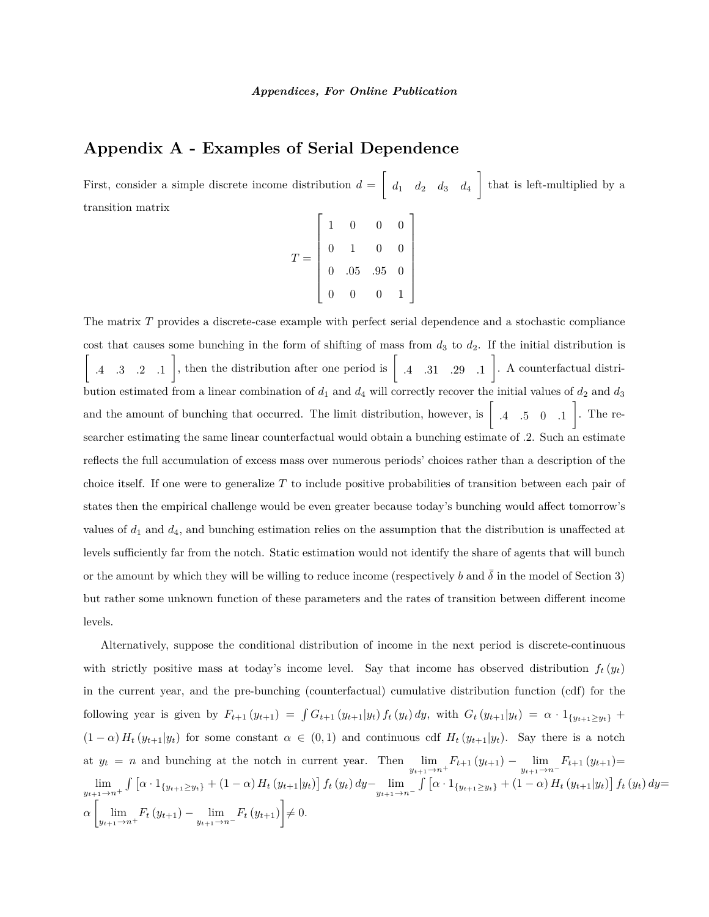*Appendices, For Online Publication*

# Appendix A - Examples of Serial Dependence

First, consider a simple discrete income distribution $d = \begin{bmatrix} d_1 & d_2 & d_3 & d_4 \end{bmatrix}$ that is left-multiplied by a transition matrix

$$T = \begin{bmatrix} 1 & 0 & 0 & 0 \\ 0 & 1 & 0 & 0 \\ 0 & .05 & .95 & 0 \\ 0 & 0 & 0 & 1 \end{bmatrix}$$

The matrix $T$ provides a discrete-case example with perfect serial dependence and a stochastic compliance cost that causes some bunching in the form of shifting of mass from $d_3$ to $d_2$. If the initial distribution is $\begin{bmatrix} .4 & .3 & .2 & .1 \end{bmatrix}$, then the distribution after one period is $\begin{bmatrix} .4 & .31 & .29 & .1 \end{bmatrix}$. A counterfactual distribution estimated from a linear combination of $d_1$ and $d_4$ will correctly recover the initial values of $d_2$ and $d_3$ and the amount of bunching that occurred. The limit distribution, however, is $\begin{bmatrix} .4 & .5 & 0 & .1 \end{bmatrix}$. The researcher estimating the same linear counterfactual would obtain a bunching estimate of .2. Such an estimate reflects the full accumulation of excess mass over numerous periods' choices rather than a description of the choice itself. If one were to generalize $T$ to include positive probabilities of transition between each pair of states then the empirical challenge would be even greater because today's bunching would affect tomorrow's values of $d_1$ and $d_4$, and bunching estimation relies on the assumption that the distribution is unaffected at levels sufficiently far from the notch. Static estimation would not identify the share of agents that will bunch or the amount by which they will be willing to reduce income (respectively $b$ and $\bar{\delta}$ in the model of Section 3) but rather some unknown function of these parameters and the rates of transition between different income levels.

Alternatively, suppose the conditional distribution of income in the next period is discrete-continuous with strictly positive mass at today's income level. Say that income has observed distribution $f_t(y_t)$ in the current year, and the pre-bunching (counterfactual) cumulative distribution function (cdf) for the following year is given by $F_{t+1}(y_{t+1}) = \int G_{t+1}(y_{t+1}|y_t) f_t(y_t) dy$, with $G_t(y_{t+1}|y_t) = \alpha \cdot 1_{\{y_{t+1} \geq y_t\}} + (1-\alpha) H_t(y_{t+1}|y_t)$ for some constant $\alpha \in (0,1)$ and continuous cdf $H_t(y_{t+1}|y_t)$. Say there is a notch at $y_t = n$ and bunching at the notch in current year. Then $\lim_{y_{t+1} \to n^+} F_{t+1}(y_{t+1}) - \lim_{y_{t+1} \to n^-} F_{t+1}(y_{t+1}) = \lim_{y_{t+1} \to n^+} \int \left[\alpha \cdot 1_{\{y_{t+1} \geq y_t\}} + (1-\alpha) H_t(y_{t+1}|y_t)\right] f_t(y_t) dy - \lim_{y_{t+1} \to n^-} \int \left[\alpha \cdot 1_{\{y_{t+1} \geq y_t\}} + (1-\alpha) H_t(y_{t+1}|y_t)\right] f_t(y_t) dy = \alpha \left[\lim_{y_{t+1} \to n^+} F_t(y_{t+1}) - \lim_{y_{t+1} \to n^-} F_t(y_{t+1})\right] \neq 0$.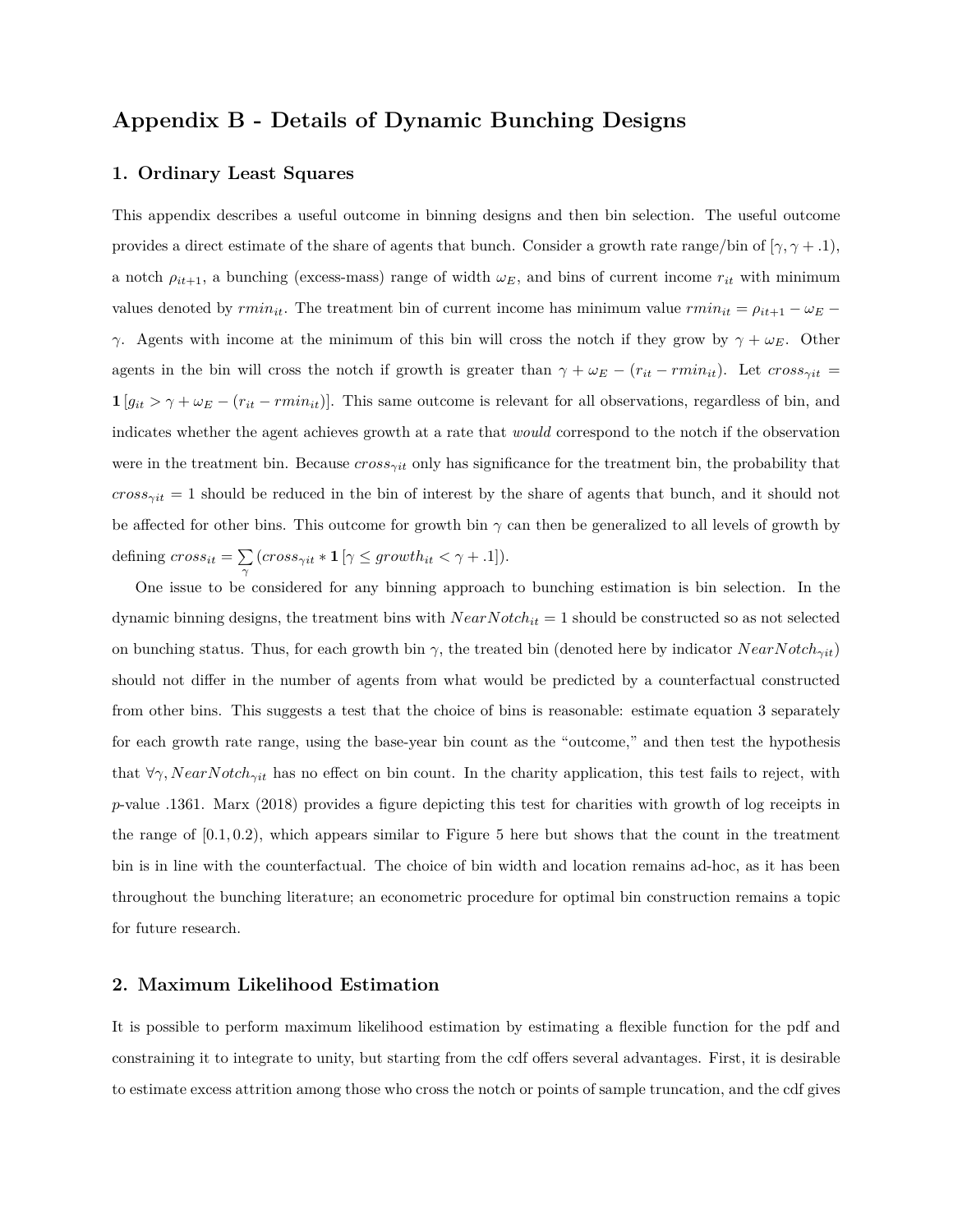# Appendix B - Details of Dynamic Bunching Designs

## 1. Ordinary Least Squares

This appendix describes a useful outcome in binning designs and then bin selection. The useful outcome provides a direct estimate of the share of agents that bunch. Consider a growth rate range/bin of $[\gamma, \gamma + .1)$, a notch $\rho_{it+1}$, a bunching (excess-mass) range of width $\omega_E$, and bins of current income $r_{it}$ with minimum values denoted by $rmin_{it}$. The treatment bin of current income has minimum value $rmin_{it} = \rho_{it+1} - \omega_E - \gamma$. Agents with income at the minimum of this bin will cross the notch if they grow by $\gamma + \omega_E$. Other agents in the bin will cross the notch if growth is greater than $\gamma + \omega_E - (r_{it} - rmin_{it})$. Let $cross_{\gamma it} = \mathbf{1}\left[g_{it} > \gamma + \omega_E - (r_{it} - rmin_{it})\right]$. This same outcome is relevant for all observations, regardless of bin, and indicates whether the agent achieves growth at a rate that *would* correspond to the notch if the observation were in the treatment bin. Because $cross_{\gamma it}$ only has significance for the treatment bin, the probability that $cross_{\gamma it} = 1$ should be reduced in the bin of interest by the share of agents that bunch, and it should not be affected for other bins. This outcome for growth bin $\gamma$ can then be generalized to all levels of growth by defining $cross_{it} = \sum_{\gamma} \left(cross_{\gamma it} * \mathbf{1}\left[\gamma \leq growth_{it} < \gamma + .1\right]\right)$.

One issue to be considered for any binning approach to bunching estimation is bin selection. In the dynamic binning designs, the treatment bins with $NearNotch_{it} = 1$ should be constructed so as not selected on bunching status. Thus, for each growth bin $\gamma$, the treated bin (denoted here by indicator $NearNotch_{\gamma it}$) should not differ in the number of agents from what would be predicted by a counterfactual constructed from other bins. This suggests a test that the choice of bins is reasonable: estimate equation 3 separately for each growth rate range, using the base-year bin count as the "outcome," and then test the hypothesis that $\forall \gamma, NearNotch_{\gamma it}$ has no effect on bin count. In the charity application, this test fails to reject, with $p$-value .1361. Marx (2018) provides a figure depicting this test for charities with growth of log receipts in the range of $[0.1, 0.2)$, which appears similar to Figure 5 here but shows that the count in the treatment bin is in line with the counterfactual. The choice of bin width and location remains ad-hoc, as it has been throughout the bunching literature; an econometric procedure for optimal bin construction remains a topic for future research.

## 2. Maximum Likelihood Estimation

It is possible to perform maximum likelihood estimation by estimating a flexible function for the pdf and constraining it to integrate to unity, but starting from the cdf offers several advantages. First, it is desirable to estimate excess attrition among those who cross the notch or points of sample truncation, and the cdf gives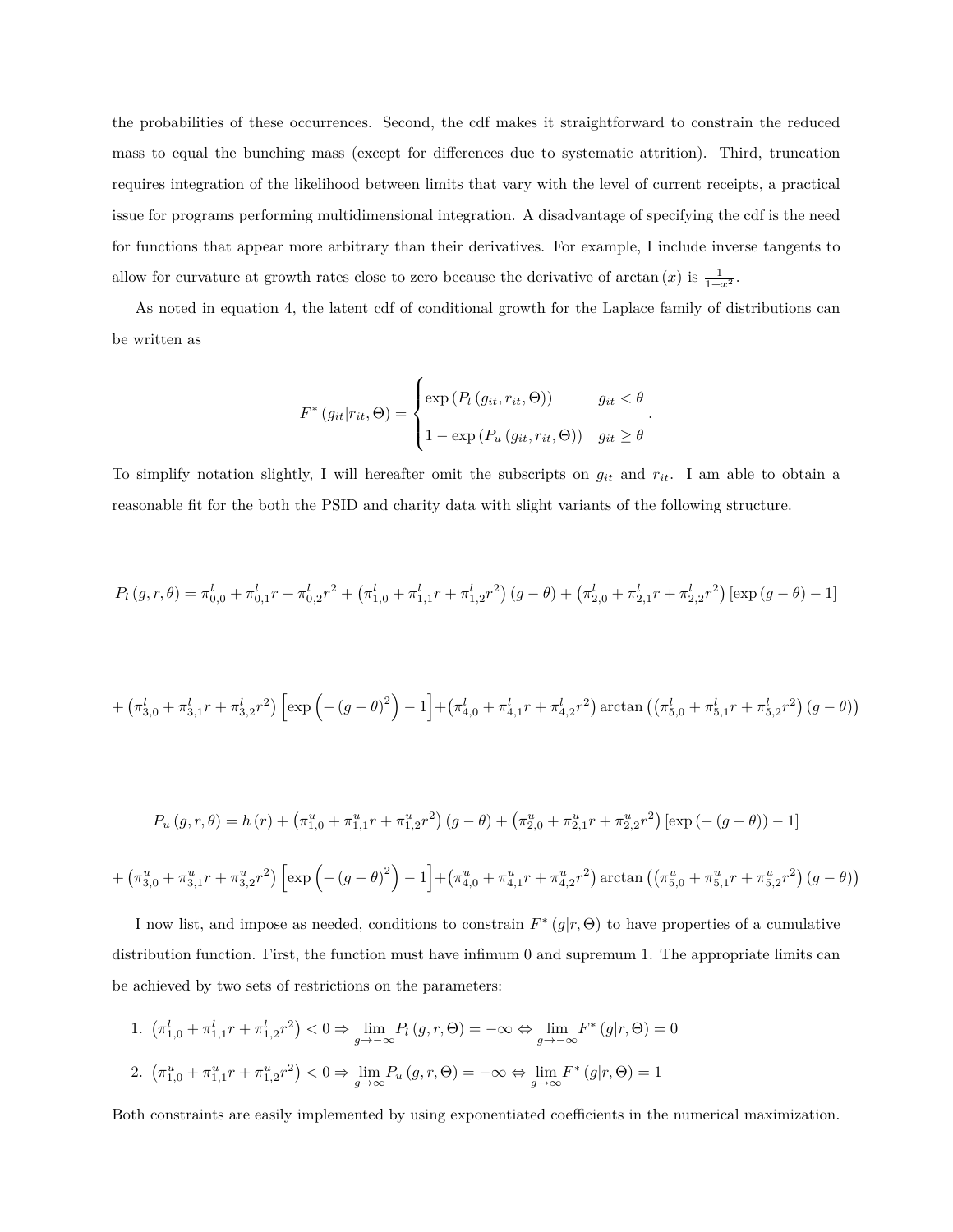the probabilities of these occurrences. Second, the cdf makes it straightforward to constrain the reduced mass to equal the bunching mass (except for differences due to systematic attrition). Third, truncation requires integration of the likelihood between limits that vary with the level of current receipts, a practical issue for programs performing multidimensional integration. A disadvantage of specifying the cdf is the need for functions that appear more arbitrary than their derivatives. For example, I include inverse tangents to allow for curvature at growth rates close to zero because the derivative of $\arctan(x)$ is $\frac{1}{1+x^2}$.

As noted in equation 4, the latent cdf of conditional growth for the Laplace family of distributions can be written as

$$F^*(g_{it}|r_{it},\Theta) = \begin{cases} \exp\left(P_l\left(g_{it}, r_{it}, \Theta\right)\right) & g_{it} < \theta \\ 1 - \exp\left(P_u\left(g_{it}, r_{it}, \Theta\right)\right) & g_{it} \geq \theta \end{cases}.$$

To simplify notation slightly, I will hereafter omit the subscripts on $g_{it}$ and $r_{it}$. I am able to obtain a reasonable fit for the both the PSID and charity data with slight variants of the following structure.

$$P_l(g,r,\theta) = \pi^l_{0,0} + \pi^l_{0,1}r + \pi^l_{0,2}r^2 + \left(\pi^l_{1,0} + \pi^l_{1,1}r + \pi^l_{1,2}r^2\right)(g-\theta) + \left(\pi^l_{2,0} + \pi^l_{2,1}r + \pi^l_{2,2}r^2\right)\left[\exp(g-\theta) - 1\right]$$

$$+ \left(\pi^l_{3,0} + \pi^l_{3,1}r + \pi^l_{3,2}r^2\right)\left[\exp\left(-(g-\theta)^2\right) - 1\right] + \left(\pi^l_{4,0} + \pi^l_{4,1}r + \pi^l_{4,2}r^2\right)\arctan\left(\left(\pi^l_{5,0} + \pi^l_{5,1}r + \pi^l_{5,2}r^2\right)(g-\theta)\right)$$

$$P_u(g,r,\theta) = h(r) + \left(\pi^u_{1,0} + \pi^u_{1,1}r + \pi^u_{1,2}r^2\right)(g-\theta) + \left(\pi^u_{2,0} + \pi^u_{2,1}r + \pi^u_{2,2}r^2\right)\left[\exp(-(g-\theta)) - 1\right]$$

$$+ \left(\pi^u_{3,0} + \pi^u_{3,1}r + \pi^u_{3,2}r^2\right)\left[\exp\left(-(g-\theta)^2\right) - 1\right] + \left(\pi^u_{4,0} + \pi^u_{4,1}r + \pi^u_{4,2}r^2\right)\arctan\left(\left(\pi^u_{5,0} + \pi^u_{5,1}r + \pi^u_{5,2}r^2\right)(g-\theta)\right)$$

I now list, and impose as needed, conditions to constrain $F^*(g|r,\Theta)$ to have properties of a cumulative distribution function. First, the function must have infimum 0 and supremum 1. The appropriate limits can be achieved by two sets of restrictions on the parameters:

1. $\left(\pi^l_{1,0} + \pi^l_{1,1}r + \pi^l_{1,2}r^2\right) < 0 \Rightarrow \lim_{g\to-\infty} P_l(g,r,\Theta) = -\infty \Leftrightarrow \lim_{g\to-\infty} F^*(g|r,\Theta) = 0$
2. $\left(\pi^u_{1,0} + \pi^u_{1,1}r + \pi^u_{1,2}r^2\right) < 0 \Rightarrow \lim_{g\to\infty} P_u(g,r,\Theta) = -\infty \Leftrightarrow \lim_{g\to\infty} F^*(g|r,\Theta) = 1$

Both constraints are easily implemented by using exponentiated coefficients in the numerical maximization.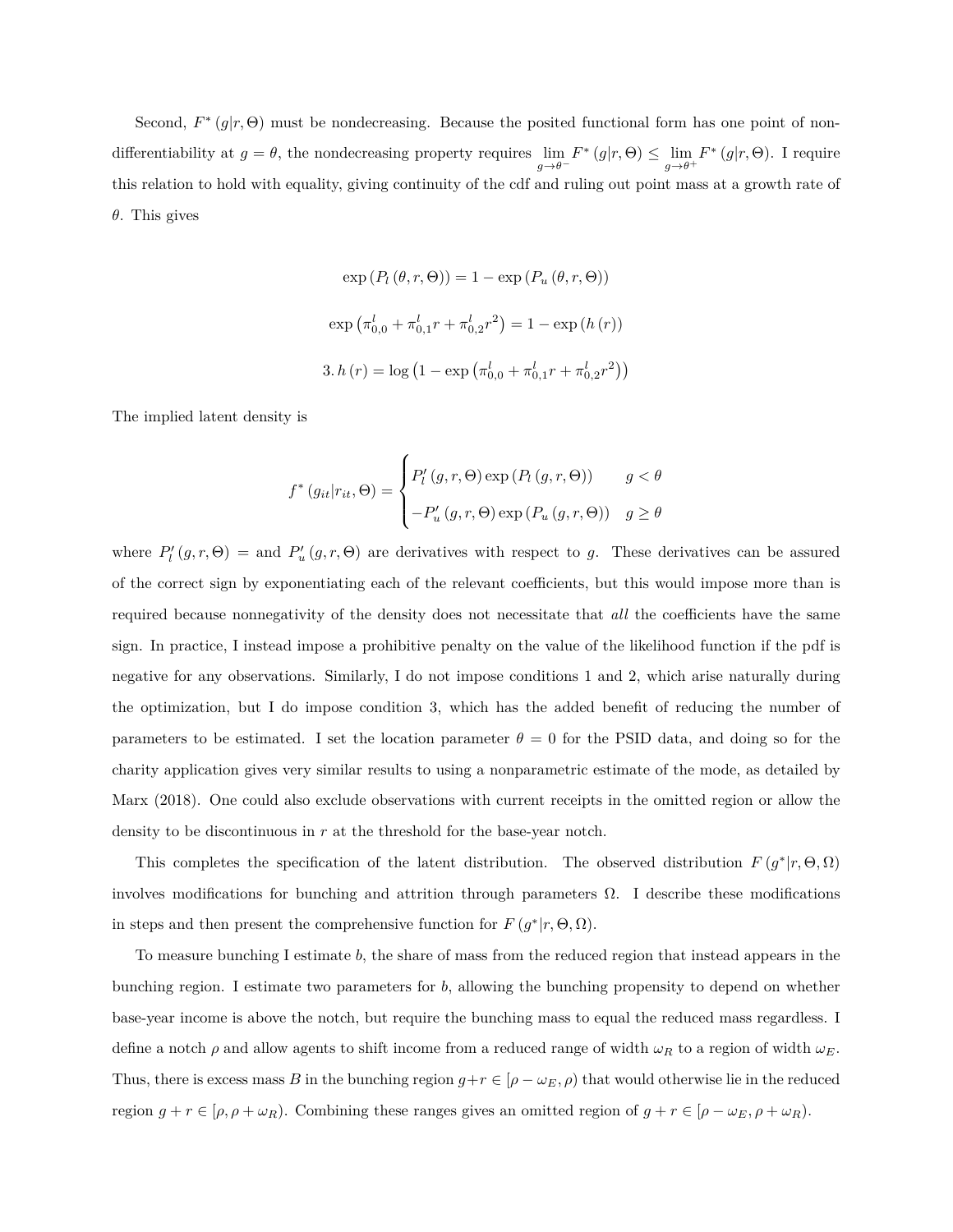Second, $F^*(g|r,\Theta)$ must be nondecreasing. Because the posited functional form has one point of non-differentiability at $g=\theta$, the nondecreasing property requires $\lim_{g\to\theta^-} F^*(g|r,\Theta) \leq \lim_{g\to\theta^+} F^*(g|r,\Theta)$. I require this relation to hold with equality, giving continuity of the cdf and ruling out point mass at a growth rate of $\theta$. This gives

$$\exp\left(P_l\left(\theta, r, \Theta\right)\right) = 1 - \exp\left(P_u\left(\theta, r, \Theta\right)\right)$$

$$\exp\left(\pi^l_{0,0} + \pi^l_{0,1} r + \pi^l_{0,2} r^2\right) = 1 - \exp\left(h\left(r\right)\right)$$

$$3.\; h\left(r\right) = \log\left(1 - \exp\left(\pi^l_{0,0} + \pi^l_{0,1} r + \pi^l_{0,2} r^2\right)\right)$$

The implied latent density is

$$f^*\left(g_{it}|r_{it},\Theta\right) = \begin{cases} P_l'\left(g,r,\Theta\right)\exp\left(P_l\left(g,r,\Theta\right)\right) & g<\theta \\ -P_u'\left(g,r,\Theta\right)\exp\left(P_u\left(g,r,\Theta\right)\right) & g\geq\theta \end{cases}$$

where $P_l'(g,r,\Theta) =$ and $P_u'(g,r,\Theta)$ are derivatives with respect to $g$. These derivatives can be assured of the correct sign by exponentiating each of the relevant coefficients, but this would impose more than is required because nonnegativity of the density does not necessitate that *all* the coefficients have the same sign. In practice, I instead impose a prohibitive penalty on the value of the likelihood function if the pdf is negative for any observations. Similarly, I do not impose conditions 1 and 2, which arise naturally during the optimization, but I do impose condition 3, which has the added benefit of reducing the number of parameters to be estimated. I set the location parameter $\theta = 0$ for the PSID data, and doing so for the charity application gives very similar results to using a nonparametric estimate of the mode, as detailed by Marx (2018). One could also exclude observations with current receipts in the omitted region or allow the density to be discontinuous in $r$ at the threshold for the base-year notch.

This completes the specification of the latent distribution. The observed distribution $F(g^*|r,\Theta,\Omega)$ involves modifications for bunching and attrition through parameters $\Omega$. I describe these modifications in steps and then present the comprehensive function for $F(g^*|r,\Theta,\Omega)$.

To measure bunching I estimate $b$, the share of mass from the reduced region that instead appears in the bunching region. I estimate two parameters for $b$, allowing the bunching propensity to depend on whether base-year income is above the notch, but require the bunching mass to equal the reduced mass regardless. I define a notch $\rho$ and allow agents to shift income from a reduced range of width $\omega_R$ to a region of width $\omega_E$. Thus, there is excess mass $B$ in the bunching region $g+r \in [\rho-\omega_E, \rho)$ that would otherwise lie in the reduced region $g+r \in [\rho, \rho+\omega_R)$. Combining these ranges gives an omitted region of $g+r \in [\rho-\omega_E, \rho+\omega_R)$.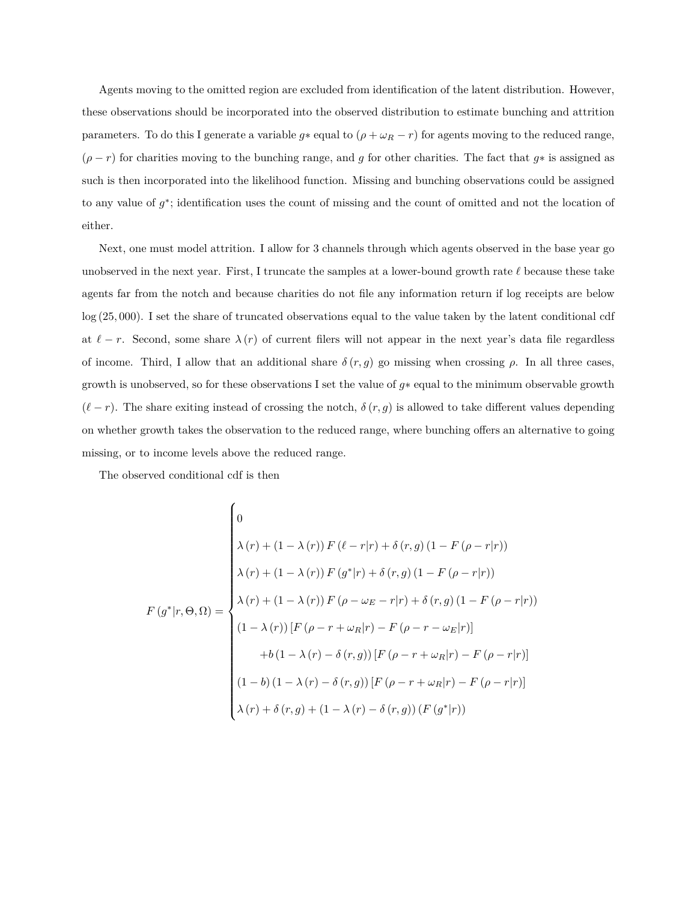Agents moving to the omitted region are excluded from identification of the latent distribution. However, these observations should be incorporated into the observed distribution to estimate bunching and attrition parameters. To do this I generate a variable $g*$ equal to $(\rho + \omega_R - r)$ for agents moving to the reduced range, $(\rho - r)$ for charities moving to the bunching range, and $g$ for other charities. The fact that $g*$ is assigned as such is then incorporated into the likelihood function. Missing and bunching observations could be assigned to any value of $g^*$; identification uses the count of missing and the count of omitted and not the location of either.

Next, one must model attrition. I allow for 3 channels through which agents observed in the base year go unobserved in the next year. First, I truncate the samples at a lower-bound growth rate $\ell$ because these take agents far from the notch and because charities do not file any information return if log receipts are below $\log(25,000)$. I set the share of truncated observations equal to the value taken by the latent conditional cdf at $\ell - r$. Second, some share $\lambda(r)$ of current filers will not appear in the next year's data file regardless of income. Third, I allow that an additional share $\delta(r,g)$ go missing when crossing $\rho$. In all three cases, growth is unobserved, so for these observations I set the value of $g*$ equal to the minimum observable growth $(\ell - r)$. The share exiting instead of crossing the notch, $\delta(r,g)$ is allowed to take different values depending on whether growth takes the observation to the reduced range, where bunching offers an alternative to going missing, or to income levels above the reduced range.

The observed conditional cdf is then

$$
F(g^*|r,\Theta,\Omega) = \begin{cases}
0 \\
\lambda(r) + (1-\lambda(r))\,F(\ell - r|r) + \delta(r,g)\,(1 - F(\rho - r|r)) \\
\lambda(r) + (1-\lambda(r))\,F(g^*|r) + \delta(r,g)\,(1 - F(\rho - r|r)) \\
\lambda(r) + (1-\lambda(r))\,F(\rho - \omega_E - r|r) + \delta(r,g)\,(1 - F(\rho - r|r)) \\
(1-\lambda(r))\left[F(\rho - r + \omega_R|r) - F(\rho - r - \omega_E|r)\right] \\
\qquad + b\,(1-\lambda(r) - \delta(r,g))\left[F(\rho - r + \omega_R|r) - F(\rho - r|r)\right] \\
(1-b)\,(1-\lambda(r) - \delta(r,g))\left[F(\rho - r + \omega_R|r) - F(\rho - r|r)\right] \\
\lambda(r) + \delta(r,g) + (1-\lambda(r) - \delta(r,g))\,(F(g^*|r))
\end{cases}
$$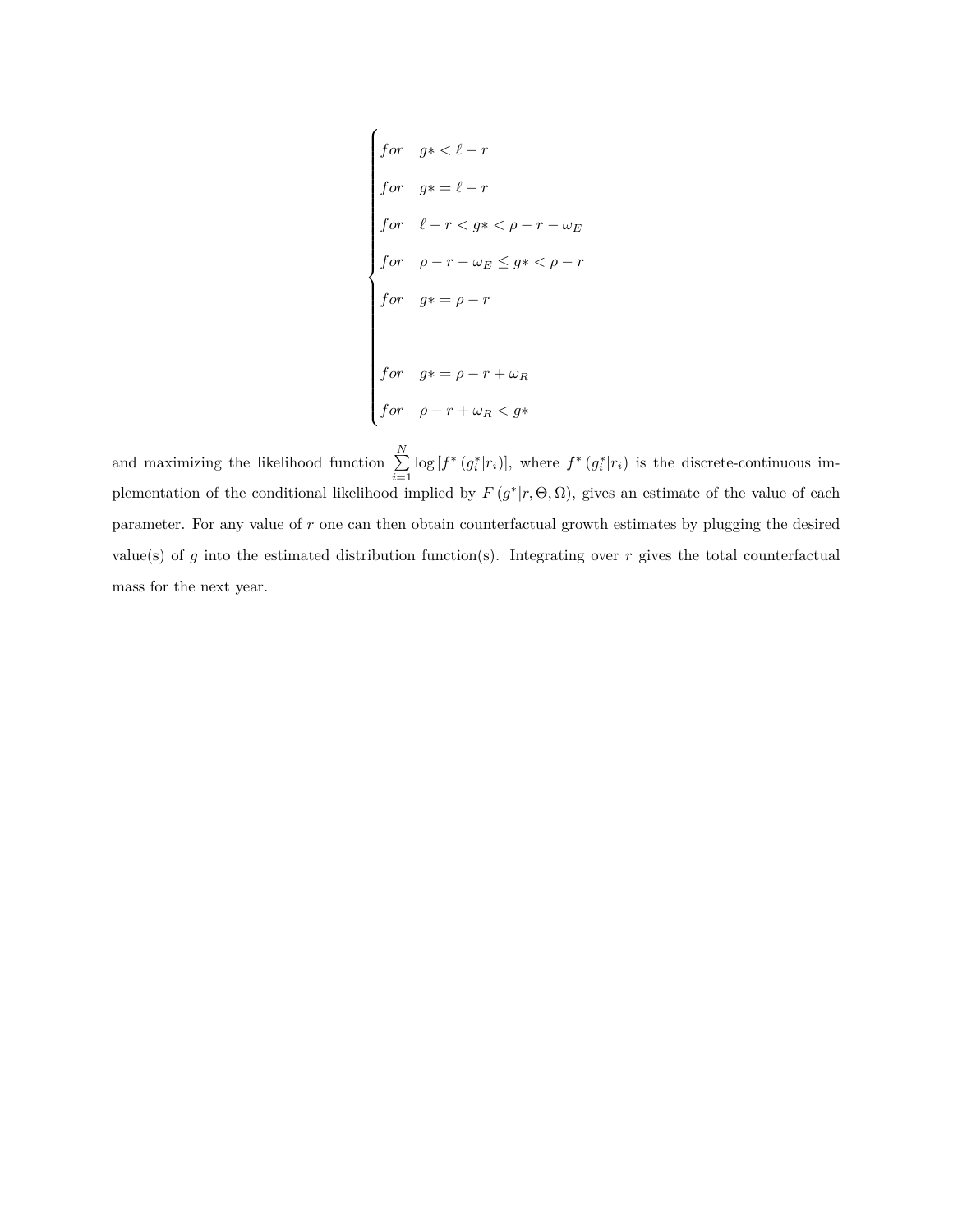$$
\begin{cases}
for \quad g* < \ell - r \\
for \quad g* = \ell - r \\
for \quad \ell - r < g* < \rho - r - \omega_E \\
for \quad \rho - r - \omega_E \leq g* < \rho - r \\
for \quad g* = \rho - r \\
\\
for \quad g* = \rho - r + \omega_R \\
for \quad \rho - r + \omega_R < g*
\end{cases}
$$

and maximizing the likelihood function $\sum_{i=1}^{N} \log \left[ f^* \left( g_i^* | r_i \right) \right]$, where $f^* \left( g_i^* | r_i \right)$ is the discrete-continuous implementation of the conditional likelihood implied by $F \left( g^* | r, \Theta, \Omega \right)$, gives an estimate of the value of each parameter. For any value of $r$ one can then obtain counterfactual growth estimates by plugging the desired value(s) of $g$ into the estimated distribution function(s). Integrating over $r$ gives the total counterfactual mass for the next year.